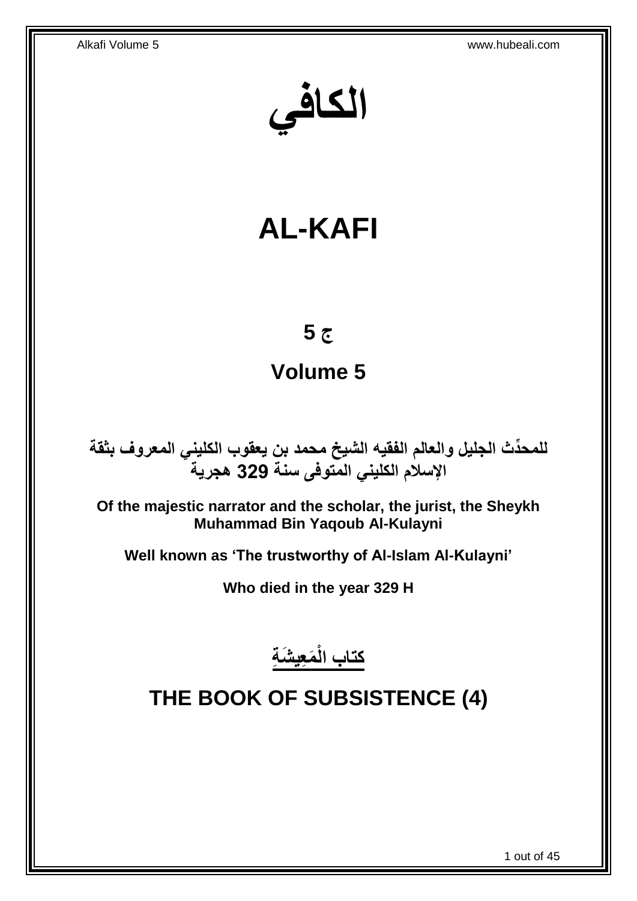# الكافي

# AL-KAFI

## ج 5

## Volume 5

**للمحدِّث الجليل والعالم الفقيه الشيخ محمد بن يعقوب الكليني المعروف بثقة الإسلام الكليني المتوفى سنة 329 هجرية**

**Of the majestic narrator and the scholar, the jurist, the Sheykh Muhammad Bin Yaqoub Al-Kulayni**

**Well known as 'The trustworthy of Al-Islam Al-Kulayni'**

**Who died in the year 329 H**

## كتاب الْمَعِيشَةِ

## THE BOOK OF SUBSISTENCE (4)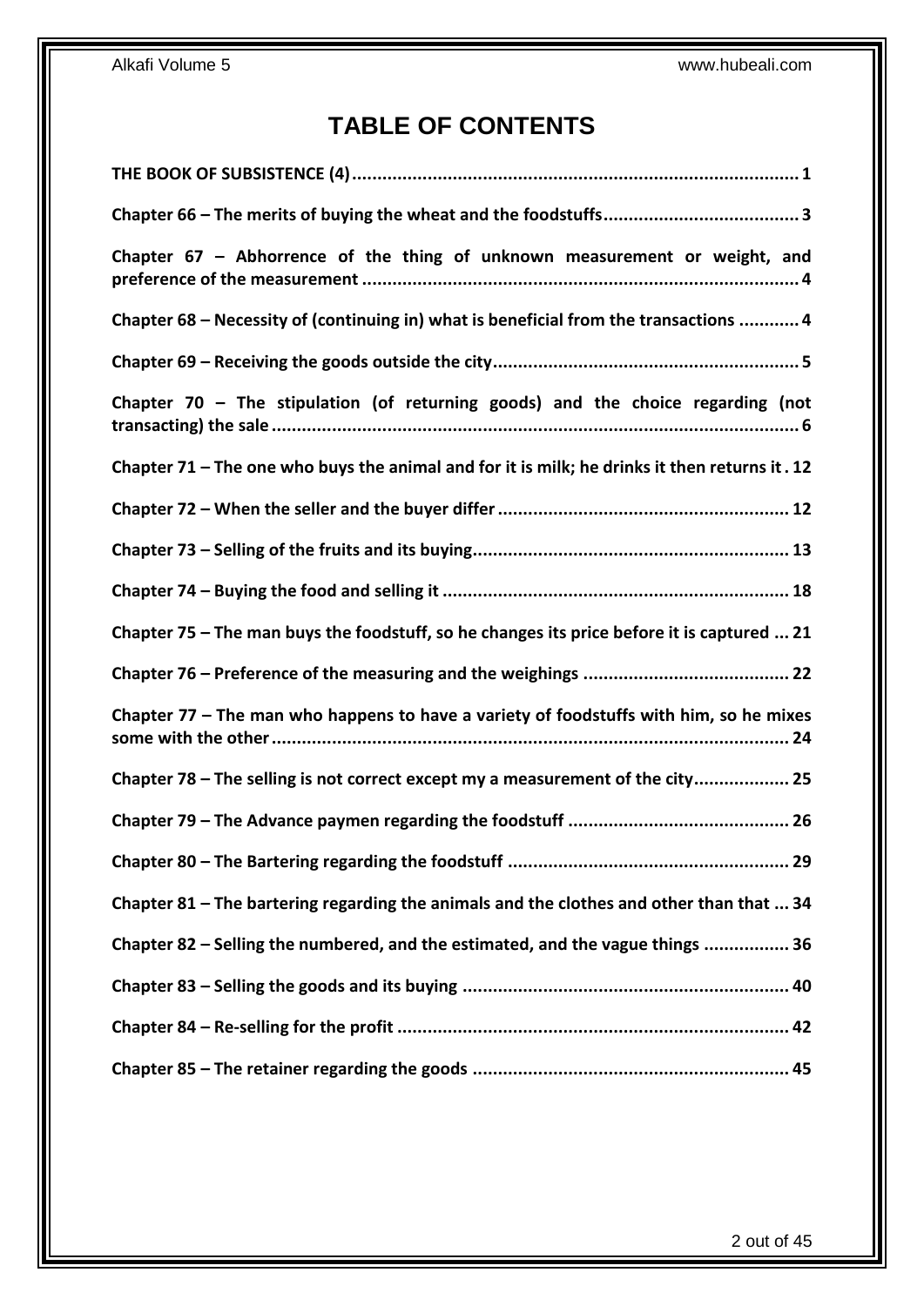# TABLE OF CONTENTS

**THE BOOK OF SUBSISTENCE (4)** ........................................................................................ 1

**Chapter 66 – The merits of buying the wheat and the foodstuffs** ...................................... 3

**Chapter 67 – Abhorrence of the thing of unknown measurement or weight, and preference of the measurement** ...................................................................................... 4

**Chapter 68 – Necessity of (continuing in) what is beneficial from the transactions** ............ 4

**Chapter 69 – Receiving the goods outside the city** ............................................................ 5

**Chapter 70 – The stipulation (of returning goods) and the choice regarding (not transacting) the sale** ........................................................................................................ 6

**Chapter 71 – The one who buys the animal and for it is milk; he drinks it then returns it** . 12

**Chapter 72 – When the seller and the buyer differ** .......................................................... 12

**Chapter 73 – Selling of the fruits and its buying** .............................................................. 13

**Chapter 74 – Buying the food and selling it** .................................................................... 18

**Chapter 75 – The man buys the foodstuff, so he changes its price before it is captured** ... 21

**Chapter 76 – Preference of the measuring and the weighings** ......................................... 22

**Chapter 77 – The man who happens to have a variety of foodstuffs with him, so he mixes some with the other** ....................................................................................................... 24

**Chapter 78 – The selling is not correct except my a measurement of the city** .................. 25

**Chapter 79 – The Advance paymen regarding the foodstuff** ............................................ 26

**Chapter 80 – The Bartering regarding the foodstuff** ........................................................ 29

**Chapter 81 – The bartering regarding the animals and the clothes and other than that** ... 34

**Chapter 82 – Selling the numbered, and the estimated, and the vague things** ................. 36

**Chapter 83 – Selling the goods and its buying** ................................................................ 40

**Chapter 84 – Re-selling for the profit** ............................................................................. 42

**Chapter 85 – The retainer regarding the goods** ............................................................... 45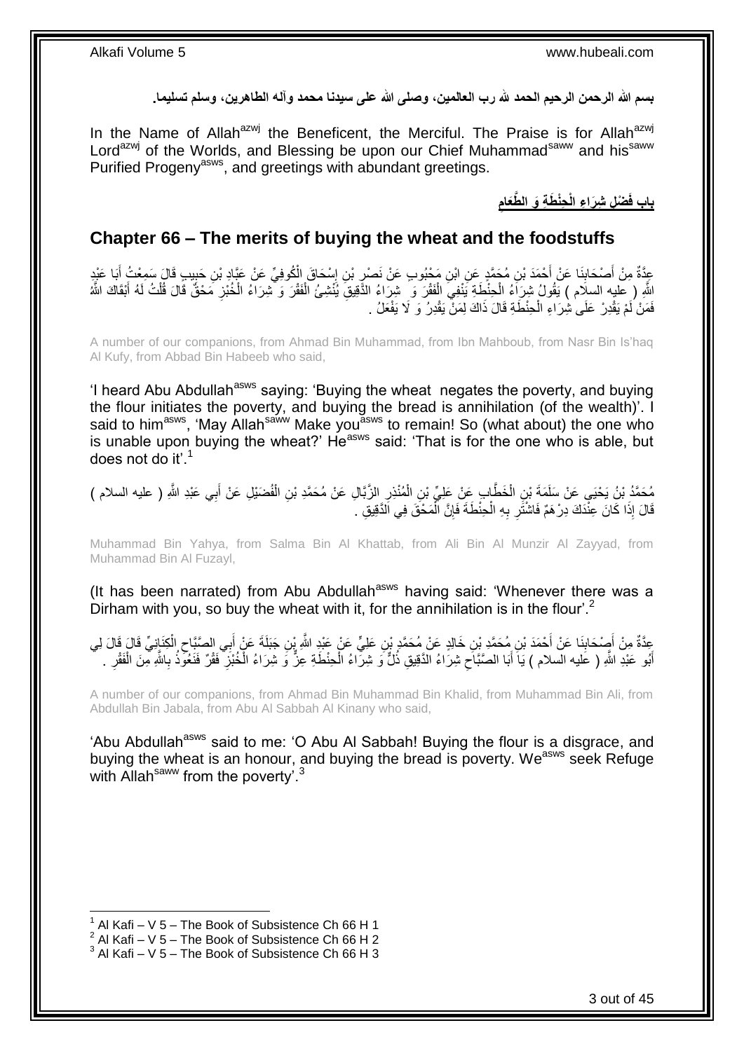بسم الله الرحمن الرحيم الحمد لله رب العالمين، وصلى الله على سيدنا محمد وآله الطاهرين، وسلم تسليما.

In the Name of Allah[azwj] the Beneficent, the Merciful. The Praise is for Allah[azwj] Lord[azwj] of the Worlds, and Blessing be upon our Chief Muhammad[saww] and his[saww] Purified Progeny[asws], and greetings with abundant greetings.

## بابِ فَضْلِ شِرَاءِ الْحِنْطَةِ وَ الطَّعَامِ

## Chapter 66 – The merits of buying the wheat and the foodstuffs

عِدَّةٌ مِنْ أَصْحَابِنَا عَنْ أَحْمَدَ بْنِ مُحَمَّدٍ عَنِ ابْنِ مَحْبُوبٍ عَنْ نَصْرِ بْنِ إِسْحَاقَ الْكُوفِيِّ عَنْ عَبَّادِ بْنِ حَبِيبٍ قَالَ سَمِعْتُ أَبَا عَبْدِ اللَّهِ ( عليه السلام ) يَقُولُ شِرَاءُ الْحِنْطَةِ يَنْفِي الْفَقْرَ وَ شِرَاءُ الدَّقِيقِ يُنْشِئُ الْفَقْرَ وَ شِرَاءُ الْخُبْزِ مَحْقٌ قَالَ قُلْتُ لَهُ أَبْقَاكَ اللَّهُ فَمَنْ لَمْ يَقْدِرْ عَلَى شِرَاءِ الْحِنْطَةِ قَالَ ذَاكَ لِمَنْ يَقْدِرُ وَ لَا يَفْعَلُ .

A number of our companions, from Ahmad Bin Muhammad, from Ibn Mahboub, from Nasr Bin Is'haq Al Kufy, from Abbad Bin Habeeb who said,

'I heard Abu Abdullah[asws] saying: 'Buying the wheat negates the poverty, and buying the flour initiates the poverty, and buying the bread is annihilation (of the wealth)'. I said to him[asws], 'May Allah[saww] Make you[asws] to remain! So (what about) the one who is unable upon buying the wheat?' He[asws] said: 'That is for the one who is able, but does not do it'.[1]

مُحَمَّدُ بْنُ يَحْيَى عَنْ سَلَمَةَ بْنِ الْخَطَّابِ عَنْ عَلِيِّ بْنِ الْمُنْذِرِ الزَّبَّالِ عَنْ مُحَمَّدِ بْنِ الْفُضَيْلِ عَنْ أَبِي عَبْدِ اللَّهِ ( عليه السلام ) قَالَ إِذَا كَانَ عِنْدَكَ دِرْهَمٌ فَاشْتَرِ بِهِ الْحِنْطَةَ فَإِنَّ الْمَحْقَ فِي الدَّقِيقِ .

Muhammad Bin Yahya, from Salma Bin Al Khattab, from Ali Bin Al Munzir Al Zayyad, from Muhammad Bin Al Fuzayl,

(It has been narrated) from Abu Abdullah[asws] having said: 'Whenever there was a Dirham with you, so buy the wheat with it, for the annihilation is in the flour'.[2]

عِدَّةٌ مِنْ أَصْحَابِنَا عَنْ أَحْمَدَ بْنِ مُحَمَّدِ بْنِ خَالِدٍ عَنْ مُحَمَّدِ بْنِ عَلِيٍّ عَنْ عَبْدِ اللَّهِ بْنِ جَبَلَةَ عَنْ أَبِي الصَّبَّاحِ الْكِنَانِيِّ قَالَ قَالَ لِي أَبُو عَبْدِ اللَّهِ ( عليه السلام ) يَا أَبَا الصَّبَّاحِ شِرَاءُ الدَّقِيقِ ذُلٌّ وَ شِرَاءُ الْحِنْطَةِ عِزٌّ وَ شِرَاءُ الْخُبْزِ فَقْرٌ فَنَعُوذُ بِاللَّهِ مِنَ الْفَقْرِ .

A number of our companions, from Ahmad Bin Muhammad Bin Khalid, from Muhammad Bin Ali, from Abdullah Bin Jabala, from Abu Al Sabbah Al Kinany who said,

'Abu Abdullah[asws] said to me: 'O Abu Al Sabbah! Buying the flour is a disgrace, and buying the wheat is an honour, and buying the bread is poverty. We[asws] seek Refuge with Allah[saww] from the poverty'.[3]

---

[1] Al Kafi – V 5 – The Book of Subsistence Ch 66 H 1
[2] Al Kafi – V 5 – The Book of Subsistence Ch 66 H 2
[3] Al Kafi – V 5 – The Book of Subsistence Ch 66 H 3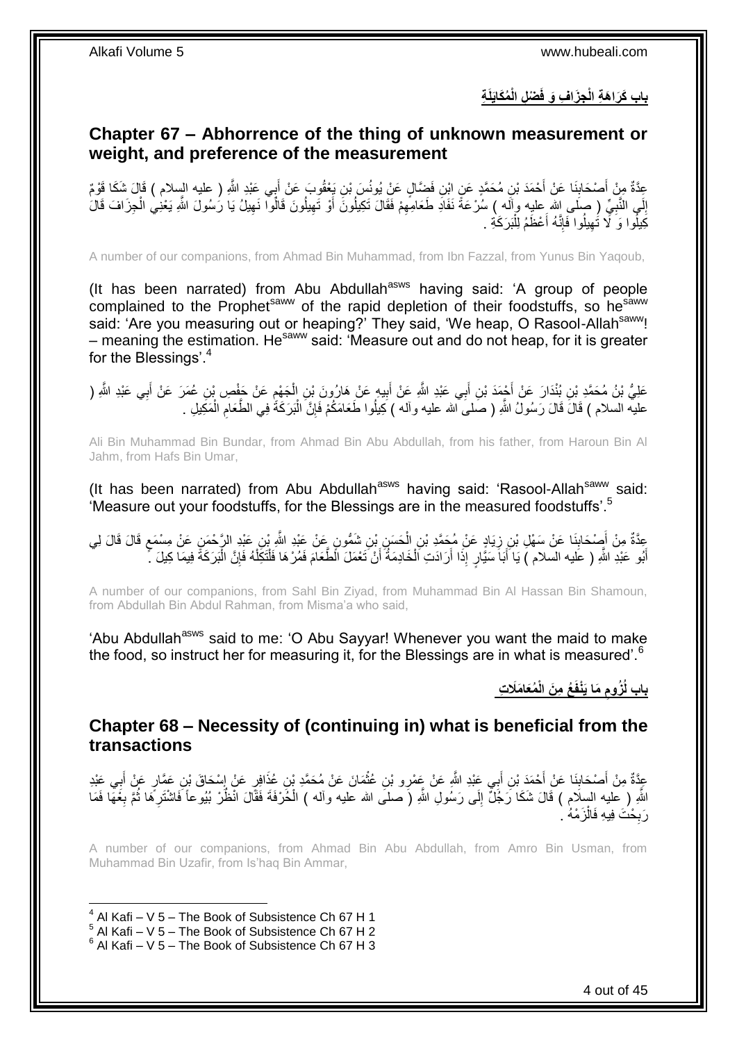## باب كَرَاهَةِ الْجِزَافِ وَ فَضْلِ الْمُكَايَلَةِ

## Chapter 67 – Abhorrence of the thing of unknown measurement or weight, and preference of the measurement

عِدَّةٌ مِنْ أَصْحَابِنَا عَنْ أَحْمَدَ بْنِ مُحَمَّدٍ عَنِ ابْنِ فَضَّالٍ عَنْ يُونُسَ بْنِ يَعْقُوبَ عَنْ أَبِي عَبْدِ اللَّهِ ( عليه السلام ) قَالَ شَكَا قَوْمٌ إِلَى النَّبِيِّ ( صلى الله عليه وآله ) سُرْعَةَ نَفَادِ طَعَامِهِمْ فَقَالَ تَكِيلُونَ أَوْ تَهِيلُونَ قَالُوا نَهِيلُ يَا رَسُولَ اللَّهِ يَعْنِي الْجِزَافَ قَالَ كِيلُوا وَ لَا تَهِيلُوا فَإِنَّهُ أَعْظَمُ لِلْبَرَكَةِ .

A number of our companions, from Ahmad Bin Muhammad, from Ibn Fazzal, from Yunus Bin Yaqoub,

(It has been narrated) from Abu Abdullah[asws] having said: 'A group of people complained to the Prophet[saww] of the rapid depletion of their foodstuffs, so he[saww] said: 'Are you measuring out or heaping?' They said, 'We heap, O Rasool-Allah[saww]! – meaning the estimation. He[saww] said: 'Measure out and do not heap, for it is greater for the Blessings'.[4]

عَلِيُّ بْنُ مُحَمَّدِ بْنِ بُنْدَارَ عَنْ أَحْمَدَ بْنِ أَبِي عَبْدِ اللَّهِ عَنْ أَبِيهِ عَنْ هَارُونَ بْنِ الْجَهْمِ عَنْ حَفْصِ بْنِ عُمَرَ عَنْ أَبِي عَبْدِ اللَّهِ ( عليه السلام ) قَالَ قَالَ رَسُولُ اللَّهِ ( صلى الله عليه وآله ) كِيلُوا طَعَامَكُمْ فَإِنَّ الْبَرَكَةَ فِي الطَّعَامِ الْمَكِيلِ .

Ali Bin Muhammad Bin Bundar, from Ahmad Bin Abu Abdullah, from his father, from Haroun Bin Al Jahm, from Hafs Bin Umar,

(It has been narrated) from Abu Abdullah[asws] having said: 'Rasool-Allah[saww] said: 'Measure out your foodstuffs, for the Blessings are in the measured foodstuffs'.[5]

عِدَّةٌ مِنْ أَصْحَابِنَا عَنْ سَهْلِ بْنِ زِيَادٍ عَنْ مُحَمَّدِ بْنِ الْحَسَنِ بْنِ شَمُّونٍ عَنْ عَبْدِ اللَّهِ بْنِ عَبْدِ الرَّحْمَنِ عَنْ مِسْمَعٍ قَالَ قَالَ لِي أَبُو عَبْدِ اللَّهِ ( عليه السلام ) يَا أَبَا سَيَّارٍ إِذَا أَرَادَتِ الْخَادِمَةُ أَنْ تَعْمَلَ الطَّعَامَ فَمُرْهَا فَلْتَكِلْهُ فَإِنَّ الْبَرَكَةَ فِيمَا كِيلَ .

A number of our companions, from Sahl Bin Ziyad, from Muhammad Bin Al Hassan Bin Shamoun, from Abdullah Bin Abdul Rahman, from Misma'a who said,

'Abu Abdullah[asws] said to me: 'O Abu Sayyar! Whenever you want the maid to make the food, so instruct her for measuring it, for the Blessings are in what is measured'.[6]

## باب لُزُومِ مَا يَنْفَعُ مِنَ الْمُعَامَلَاتِ

## Chapter 68 – Necessity of (continuing in) what is beneficial from the transactions

عِدَّةٌ مِنْ أَصْحَابِنَا عَنْ أَحْمَدَ بْنِ أَبِي عَبْدِ اللَّهِ عَنْ عَمْرِو بْنِ عُثْمَانَ عَنْ مُحَمَّدِ بْنِ عُذَافِرٍ عَنْ إِسْحَاقَ بْنِ عَمَّارٍ عَنْ أَبِي عَبْدِ اللَّهِ ( عليه السلام ) قَالَ شَكَا رَجُلٌ إِلَى رَسُولِ اللَّهِ ( صلى الله عليه وآله ) الْحُرْفَةَ فَقَالَ انْظُرْ بُيُوعاً فَاشْتَرِهَا ثُمَّ بِعْهَا فَمَا رَبِحْتَ فِيهِ فَالْزَمْهُ .

A number of our companions, from Ahmad Bin Abu Abdullah, from Amro Bin Usman, from Muhammad Bin Uzafir, from Is'haq Bin Ammar,

[4] Al Kafi – V 5 – The Book of Subsistence Ch 67 H 1
[5] Al Kafi – V 5 – The Book of Subsistence Ch 67 H 2
[6] Al Kafi – V 5 – The Book of Subsistence Ch 67 H 3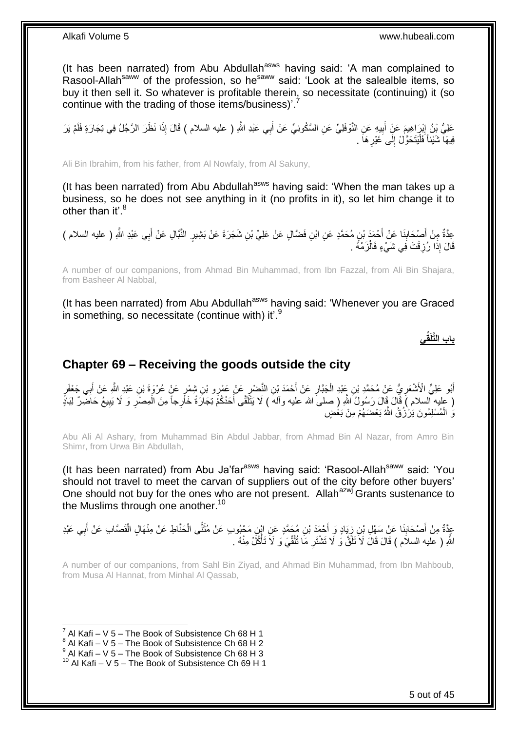(It has been narrated) from Abu Abdullah[asws] having said: 'A man complained to Rasool-Allah[saww] of the profession, so he[saww] said: 'Look at the salealble items, so buy it then sell it. So whatever is profitable therein, so necessitate (continuing) it (so continue with the trading of those items/business)'.[7]

عَلِيُّ بْنُ إِبْرَاهِيمَ عَنْ أَبِيهِ عَنِ النَّوْفَلِيِّ عَنِ السَّكُونِيِّ عَنْ أَبِي عَبْدِ اللَّهِ ( عليه السلام ) قَالَ إِذَا نَظَرَ الرَّجُلُ فِي تِجَارَةٍ فَلَمْ يَرَ فِيهَا شَيْئاً فَلْيَتَحَوَّلْ إِلَى غَيْرِهَا .

Ali Bin Ibrahim, from his father, from Al Nowfaly, from Al Sakuny,

(It has been narrated) from Abu Abdullah[asws] having said: 'When the man takes up a business, so he does not see anything in it (no profits in it), so let him change it to other than it'.[8]

عِدَّةٌ مِنْ أَصْحَابِنَا عَنْ أَحْمَدَ بْنِ مُحَمَّدٍ عَنِ ابْنِ فَضَّالٍ عَنْ عَلِيِّ بْنِ شَجَرَةَ عَنْ بَشِيرٍ النَّبَّالِ عَنْ أَبِي عَبْدِ اللَّهِ ( عليه السلام ) قَالَ إِذَا رُزِقْتَ فِي شَيْءٍ فَالْزَمْهُ .

A number of our companions, from Ahmad Bin Muhammad, from Ibn Fazzal, from Ali Bin Shajara, from Basheer Al Nabbal,

(It has been narrated) from Abu Abdullah[asws] having said: 'Whenever you are Graced in something, so necessitate (continue with) it'.[9]

**باب التَّلَقِّي**

## Chapter 69 – Receiving the goods outside the city

أَبُو عَلِيٍّ الْأَشْعَرِيُّ عَنْ مُحَمَّدِ بْنِ عَبْدِ الْجَبَّارِ عَنْ أَحْمَدَ بْنِ النَّضْرِ عَنْ عَمْرِو بْنِ شِمْرٍ عَنْ عُرْوَةَ بْنِ عَبْدِ اللَّهِ عَنْ أَبِي جَعْفَرٍ ( عليه السلام ) قَالَ قَالَ رَسُولُ اللَّهِ ( صلى الله عليه وآله ) لَا يَتَلَقَّى أَحَدُكُمْ تِجَارَةً خَارِجاً مِنَ الْمِصْرِ وَ لَا يَبِيعُ حَاضِرٌ لِبَادٍ وَ الْمُسْلِمُونَ يَرْزُقُ اللَّهُ بَعْضَهُمْ مِنْ بَعْضٍ

Abu Ali Al Ashary, from Muhammad Bin Abdul Jabbar, from Ahmad Bin Al Nazar, from Amro Bin Shimr, from Urwa Bin Abdullah,

(It has been narrated) from Abu Ja'far[asws] having said: 'Rasool-Allah[saww] said: 'You should not travel to meet the carvan of suppliers out of the city before other buyers' One should not buy for the ones who are not present. Allah[azwj] Grants sustenance to the Muslims through one another.[10]

عِدَّةٌ مِنْ أَصْحَابِنَا عَنْ سَهْلِ بْنِ زِيَادٍ وَ أَحْمَدَ بْنِ مُحَمَّدٍ عَنِ ابْنِ مَحْبُوبٍ عَنْ مُثَنًّى الْحَنَّاطِ عَنْ مِنْهَالٍ الْقَصَّابِ عَنْ أَبِي عَبْدِ اللَّهِ ( عليه السلام ) قَالَ قَالَ لَا تَلَقَّ وَ لَا تَشْتَرِ مَا تُلُقِّيَ وَ لَا تَأْكُلْ مِنْهُ .

A number of our companions, from Sahl Bin Ziyad, and Ahmad Bin Muhammad, from Ibn Mahboub, from Musa Al Hannat, from Minhal Al Qassab,

---

[7] Al Kafi – V 5 – The Book of Subsistence Ch 68 H 1
[8] Al Kafi – V 5 – The Book of Subsistence Ch 68 H 2
[9] Al Kafi – V 5 – The Book of Subsistence Ch 68 H 3
[10] Al Kafi – V 5 – The Book of Subsistence Ch 69 H 1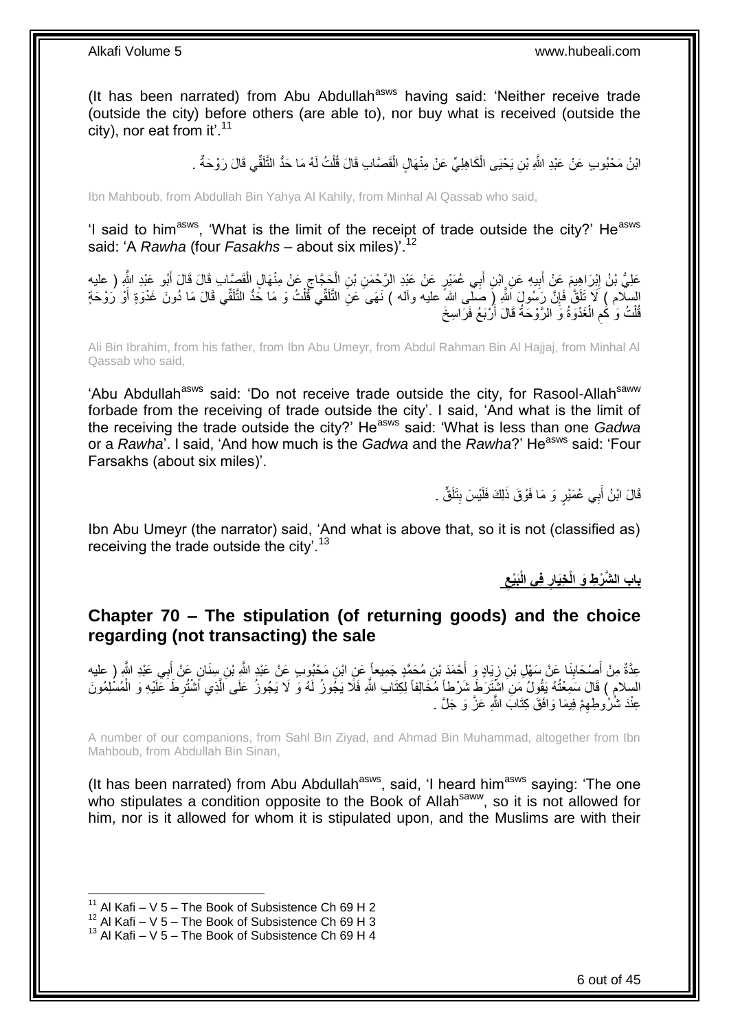(It has been narrated) from Abu Abdullah[asws] having said: 'Neither receive trade (outside the city) before others (are able to), nor buy what is received (outside the city), nor eat from it'.[11]

ابْنُ مَحْبُوبٍ عَنْ عَبْدِ اللَّهِ بْنِ يَحْيَى الْكَاهِلِيِّ عَنْ مِنْهَالٍ الْقَصَّابِ قَالَ قُلْتُ لَهُ مَا حَدُّ التَّلَقِّي قَالَ رَوْحَةٌ .

Ibn Mahboub, from Abdullah Bin Yahya Al Kahily, from Minhal Al Qassab who said,

'I said to him[asws], 'What is the limit of the receipt of trade outside the city?' He[asws] said: 'A *Rawha* (four *Fasakhs* – about six miles)'.[12]

عَلِيُّ بْنُ إِبْرَاهِيمَ عَنْ أَبِيهِ عَنِ ابْنِ أَبِي عُمَيْرٍ عَنْ عَبْدِ الرَّحْمَنِ بْنِ الْحَجَّاجِ عَنْ مِنْهَالٍ الْقَصَّابِ قَالَ قَالَ أَبُو عَبْدِ اللَّهِ ( عليه السلام ) لَا تَلَقَّ فَإِنَّ رَسُولَ اللَّهِ ( صلى الله عليه وآله ) نَهَى عَنِ التَّلَقِّي قُلْتُ وَ مَا حَدُّ التَّلَقِّي قَالَ مَا دُونَ غَدْوَةٍ أَوْ رَوْحَةٍ قُلْتُ وَ كَمِ الْغَدْوَةُ وَ الرَّوْحَةُ قَالَ أَرْبَعُ فَرَاسِخَ

Ali Bin Ibrahim, from his father, from Ibn Abu Umeyr, from Abdul Rahman Bin Al Hajjaj, from Minhal Al Qassab who said,

'Abu Abdullah[asws] said: 'Do not receive trade outside the city, for Rasool-Allah[saww] forbade from the receiving of trade outside the city'. I said, 'And what is the limit of the receiving the trade outside the city?' He[asws] said: 'What is less than one *Gadwa* or a *Rawha*'. I said, 'And how much is the *Gadwa* and the *Rawha*?' He[asws] said: 'Four Farsakhs (about six miles)'.

قَالَ ابْنُ أَبِي عُمَيْرٍ وَ مَا فَوْقَ ذَلِكَ فَلَيْسَ بِتَلَقٍّ .

Ibn Abu Umeyr (the narrator) said, 'And what is above that, so it is not (classified as) receiving the trade outside the city'.[13]

## بابُ الشَّرْطِ وَ الْخِيَارِ فِي الْبَيْعِ

## Chapter 70 – The stipulation (of returning goods) and the choice regarding (not transacting) the sale

عِدَّةٌ مِنْ أَصْحَابِنَا عَنْ سَهْلِ بْنِ زِيَادٍ وَ أَحْمَدَ بْنِ مُحَمَّدٍ جَمِيعاً عَنِ ابْنِ مَحْبُوبٍ عَنْ عَبْدِ اللَّهِ بْنِ سِنَانٍ عَنْ أَبِي عَبْدِ اللَّهِ ( عليه السلام ) قَالَ سَمِعْتُهُ يَقُولُ مَنِ اشْتَرَطَ شَرْطاً مُخَالِفاً لِكِتَابِ اللَّهِ فَلَا يَجُوزُ لَهُ وَ لَا يَجُوزُ عَلَى الَّذِي اشْتُرِطَ عَلَيْهِ وَ الْمُسْلِمُونَ عِنْدَ شُرُوطِهِمْ فِيمَا وَافَقَ كِتَابَ اللَّهِ عَزَّ وَ جَلَّ .

A number of our companions, from Sahl Bin Ziyad, and Ahmad Bin Muhammad, altogether from Ibn Mahboub, from Abdullah Bin Sinan,

(It has been narrated) from Abu Abdullah[asws], said, 'I heard him[asws] saying: 'The one who stipulates a condition opposite to the Book of Allah[saww], so it is not allowed for him, nor is it allowed for whom it is stipulated upon, and the Muslims are with their

[11] Al Kafi – V 5 – The Book of Subsistence Ch 69 H 2
[12] Al Kafi – V 5 – The Book of Subsistence Ch 69 H 3
[13] Al Kafi – V 5 – The Book of Subsistence Ch 69 H 4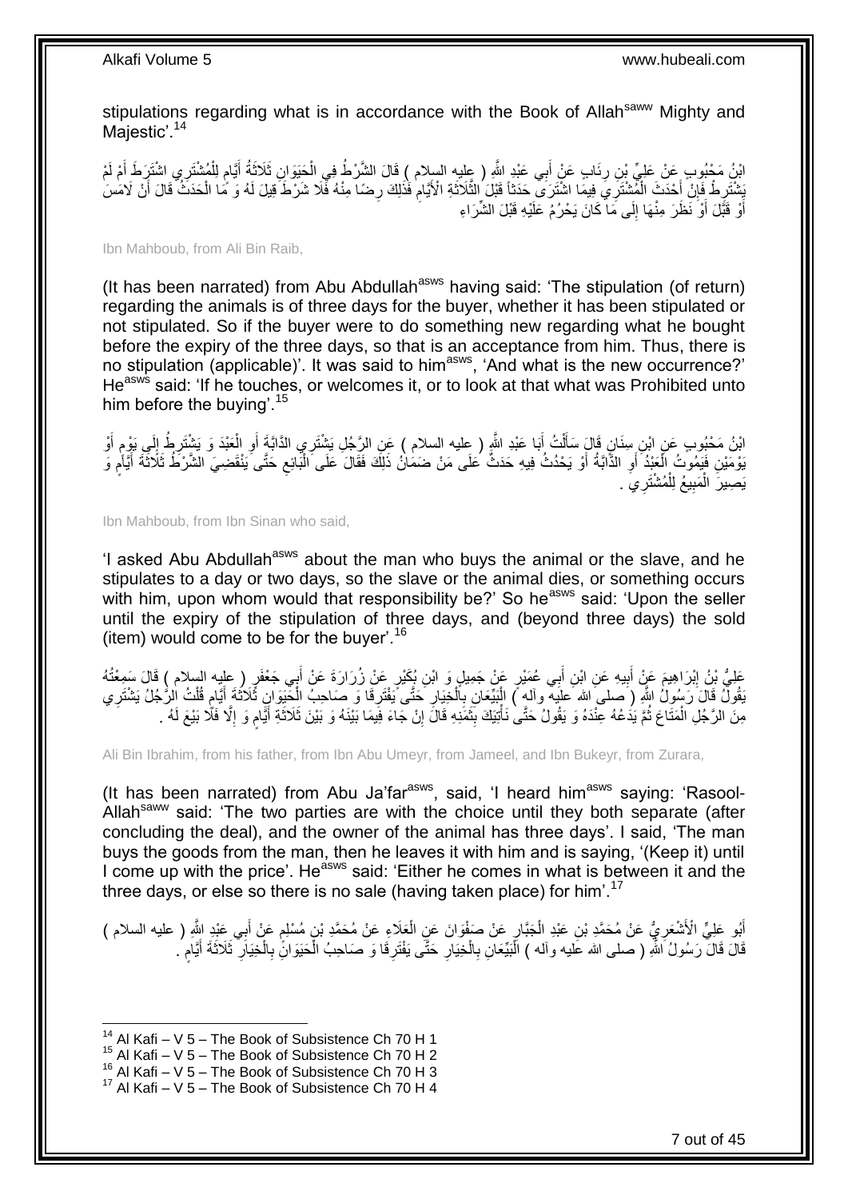stipulations regarding what is in accordance with the Book of Allah[saww] Mighty and Majestic'.[14]

ابْنُ مَحْبُوبٍ عَنْ عَلِيِّ بْنِ رِئَابٍ عَنْ أَبِي عَبْدِ اللَّهِ ( عليه السلام ) قَالَ الشَّرْطُ فِي الْحَيَوَانِ ثَلَاثَةُ أَيَّامٍ لِلْمُشْتَرِي اشْتَرَطَ أَمْ لَمْ يَشْتَرِطْ فَإِنْ أَحْدَثَ الْمُشْتَرِي فِيمَا اشْتَرَى حَدَثاً قَبْلَ الثَّلَاثَةِ الْأَيَّامِ فَذَلِكَ رِضًا مِنْهُ فَلَا شَرْطَ قِيلَ لَهُ وَ مَا الْحَدَثُ قَالَ أَنْ لَامَسَ أَوْ قَبَّلَ أَوْ نَظَرَ مِنْهَا إِلَى مَا كَانَ يَحْرُمُ عَلَيْهِ قَبْلَ الشِّرَاءِ

Ibn Mahboub, from Ali Bin Raib,

(It has been narrated) from Abu Abdullah[asws] having said: 'The stipulation (of return) regarding the animals is of three days for the buyer, whether it has been stipulated or not stipulated. So if the buyer were to do something new regarding what he bought before the expiry of the three days, so that is an acceptance from him. Thus, there is no stipulation (applicable)'. It was said to him[asws], 'And what is the new occurrence?' He[asws] said: 'If he touches, or welcomes it, or to look at that what was Prohibited unto him before the buying'.[15]

ابْنُ مَحْبُوبٍ عَنِ ابْنِ سِنَانٍ قَالَ سَأَلْتُ أَبَا عَبْدِ اللَّهِ ( عليه السلام ) عَنِ الرَّجُلِ يَشْتَرِي الدَّابَّةَ أَوِ الْعَبْدَ وَ يَشْتَرِطُ إِلَى يَوْمٍ أَوْ يَوْمَيْنِ فَيَمُوتُ الْعَبْدُ أَوِ الدَّابَّةُ أَوْ يَحْدُثُ فِيهِ حَدَثٌ عَلَى مَنْ ضَمَانُ ذَلِكَ فَقَالَ عَلَى الْبَائِعِ حَتَّى يَنْقَضِيَ الشَّرْطُ ثَلَاثَةَ أَيَّامٍ وَ يَصِيرَ الْمَبِيعُ لِلْمُشْتَرِي .

Ibn Mahboub, from Ibn Sinan who said,

'I asked Abu Abdullah[asws] about the man who buys the animal or the slave, and he stipulates to a day or two days, so the slave or the animal dies, or something occurs with him, upon whom would that responsibility be?' So he[asws] said: 'Upon the seller until the expiry of the stipulation of three days, and (beyond three days) the sold (item) would come to be for the buyer'.[16]

عَلِيُّ بْنُ إِبْرَاهِيمَ عَنْ أَبِيهِ عَنِ ابْنِ أَبِي عُمَيْرٍ عَنْ جَمِيلٍ وَ ابْنِ بُكَيْرٍ عَنْ زُرَارَةَ عَنْ أَبِي جَعْفَرٍ ( عليه السلام ) قَالَ سَمِعْتُهُ يَقُولُ قَالَ رَسُولُ اللَّهِ ( صلى الله عليه وآله ) الْبَيِّعَانِ بِالْخِيَارِ حَتَّى يَفْتَرِقَا وَ صَاحِبُ الْحَيَوَانِ ثَلَاثَةَ أَيَّامٍ قُلْتُ الرَّجُلُ يَشْتَرِي مِنَ الرَّجُلِ الْمَتَاعَ ثُمَّ يَدَعُهُ عِنْدَهُ وَ يَقُولُ حَتَّى نَأْتِيَكَ بِثَمَنِهِ قَالَ إِنْ جَاءَ فِيمَا بَيْنَهُ وَ بَيْنَ ثَلَاثَةِ أَيَّامٍ وَ إِلَّا فَلَا بَيْعَ لَهُ .

Ali Bin Ibrahim, from his father, from Ibn Abu Umeyr, from Jameel, and Ibn Bukeyr, from Zurara,

(It has been narrated) from Abu Ja'far[asws], said, 'I heard him[asws] saying: 'Rasool-Allah[saww] said: 'The two parties are with the choice until they both separate (after concluding the deal), and the owner of the animal has three days'. I said, 'The man buys the goods from the man, then he leaves it with him and is saying, '(Keep it) until I come up with the price'. He[asws] said: 'Either he comes in what is between it and the three days, or else so there is no sale (having taken place) for him'.[17]

أَبُو عَلِيٍّ الْأَشْعَرِيُّ عَنْ مُحَمَّدِ بْنِ عَبْدِ الْجَبَّارِ عَنْ صَفْوَانَ عَنِ الْعَلَاءِ عَنْ مُحَمَّدِ بْنِ مُسْلِمٍ عَنْ أَبِي عَبْدِ اللَّهِ ( عليه السلام ) قَالَ قَالَ رَسُولُ اللَّهِ ( صلى الله عليه وآله ) الْبَيِّعَانِ بِالْخِيَارِ حَتَّى يَفْتَرِقَا وَ صَاحِبُ الْحَيَوَانِ بِالْخِيَارِ ثَلَاثَةَ أَيَّامٍ .

[14] Al Kafi – V 5 – The Book of Subsistence Ch 70 H 1
[15] Al Kafi – V 5 – The Book of Subsistence Ch 70 H 2
[16] Al Kafi – V 5 – The Book of Subsistence Ch 70 H 3
[17] Al Kafi – V 5 – The Book of Subsistence Ch 70 H 4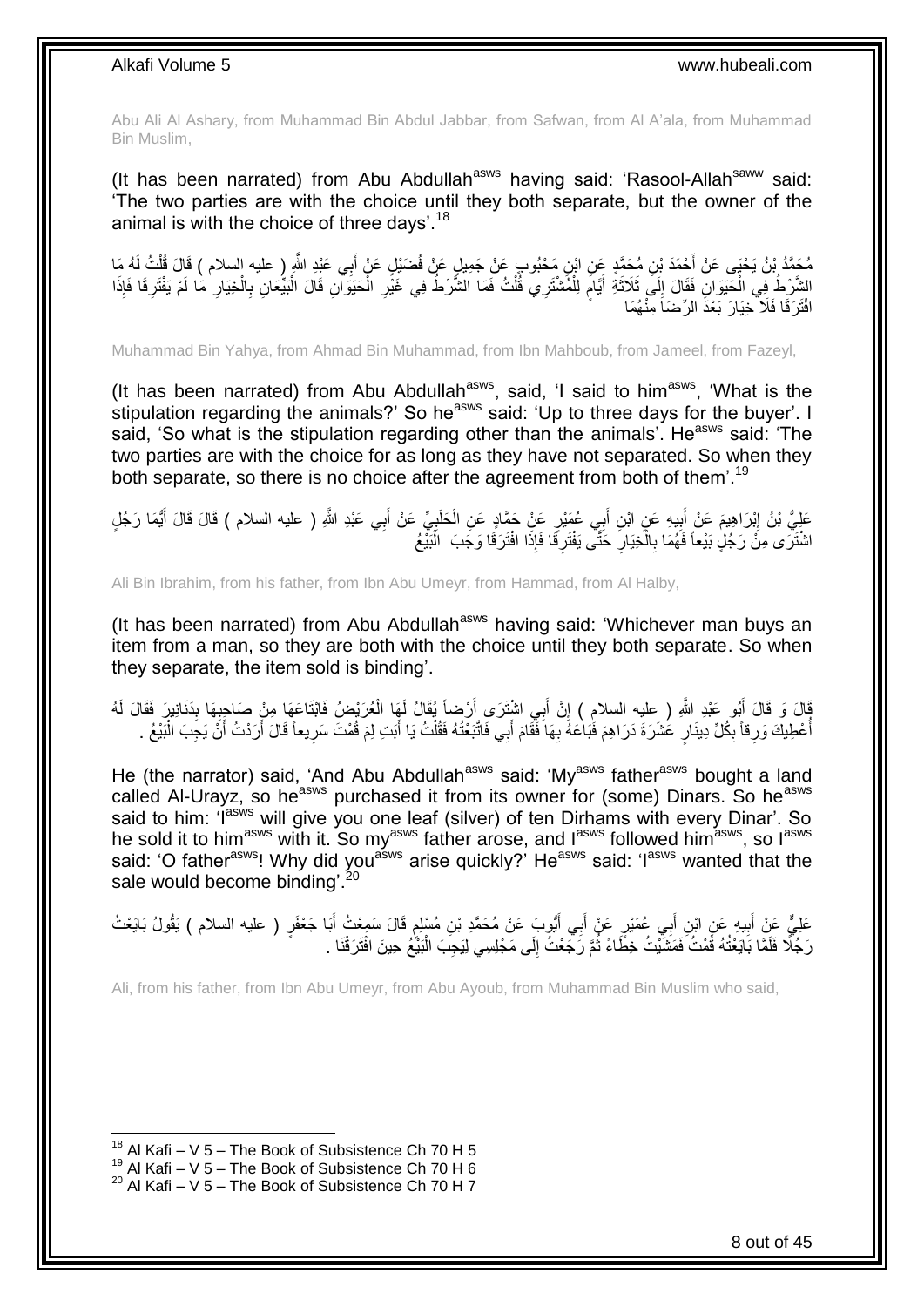Abu Ali Al Ashary, from Muhammad Bin Abdul Jabbar, from Safwan, from Al A'ala, from Muhammad Bin Muslim,

(It has been narrated) from Abu Abdullah[asws] having said: 'Rasool-Allah[saww] said: 'The two parties are with the choice until they both separate, but the owner of the animal is with the choice of three days'.[18]

مُحَمَّدُ بْنُ يَحْيَى عَنْ أَحْمَدَ بْنِ مُحَمَّدٍ عَنِ ابْنِ مَحْبُوبٍ عَنْ جَمِيلٍ عَنْ فُضَيْلٍ عَنْ أَبِي عَبْدِ اللَّهِ ( عليه السلام ) قَالَ قُلْتُ لَهُ مَا الشَّرْطُ فِي الْحَيَوَانِ فَقَالَ إِلَى ثَلَاثَةِ أَيَّامٍ لِلْمُشْتَرِي قُلْتُ فَمَا الشَّرْطُ فِي غَيْرِ الْحَيَوَانِ قَالَ الْبَيِّعَانِ بِالْخِيَارِ مَا لَمْ يَفْتَرِقَا فَإِذَا افْتَرَقَا فَلَا خِيَارَ بَعْدَ الرِّضَا مِنْهُمَا

Muhammad Bin Yahya, from Ahmad Bin Muhammad, from Ibn Mahboub, from Jameel, from Fazeyl,

(It has been narrated) from Abu Abdullah[asws], said, 'I said to him[asws], 'What is the stipulation regarding the animals?' So he[asws] said: 'Up to three days for the buyer'. I said, 'So what is the stipulation regarding other than the animals'. He[asws] said: 'The two parties are with the choice for as long as they have not separated. So when they both separate, so there is no choice after the agreement from both of them'.[19]

عَلِيُّ بْنُ إِبْرَاهِيمَ عَنْ أَبِيهِ عَنِ ابْنِ أَبِي عُمَيْرٍ عَنْ حَمَّادٍ عَنِ الْحَلَبِيِّ عَنْ أَبِي عَبْدِ اللَّهِ ( عليه السلام ) قَالَ أَيُّمَا رَجُلٍ اشْتَرَى مِنْ رَجُلٍ بَيْعاً فَهُمَا بِالْخِيَارِ حَتَّى يَفْتَرِقَا فَإِذَا افْتَرَقَا وَجَبَ الْبَيْعُ

Ali Bin Ibrahim, from his father, from Ibn Abu Umeyr, from Hammad, from Al Halby,

(It has been narrated) from Abu Abdullah[asws] having said: 'Whichever man buys an item from a man, so they are both with the choice until they both separate. So when they separate, the item sold is binding'.

قَالَ وَ قَالَ أَبُو عَبْدِ اللَّهِ ( عليه السلام ) إِنَّ أَبِي اشْتَرَى أَرْضاً يُقَالُ لَهَا الْعُرَيْضُ فَابْتَاعَهَا مِنْ صَاحِبِهَا بِدَنَانِيرَ فَقَالَ لَهُ أُعْطِيكَ وَرِقاً بِكُلِّ دِينَارٍ عَشَرَةَ دَرَاهِمَ فَبَاعَهُ بِهَا فَقَامَ أَبِي فَاتَّبَعْتُهُ فَقُلْتُ يَا أَبَتِ لِمَ قُمْتَ سَرِيعاً قَالَ أَرَدْتُ أَنْ يَجِبَ الْبَيْعُ .

He (the narrator) said, 'And Abu Abdullah[asws] said: 'My[asws] father[asws] bought a land called Al-Urayz, so he[asws] purchased it from its owner for (some) Dinars. So he[asws] said to him: 'I[asws] will give you one leaf (silver) of ten Dirhams with every Dinar'. So he sold it to him[asws] with it. So my[asws] father arose, and I[asws] followed him[asws], so I[asws] said: 'O father[asws]! Why did you[asws] arise quickly?' He[asws] said: 'I[asws] wanted that the sale would become binding'.[20]

عَلِيٌّ عَنْ أَبِيهِ عَنِ ابْنِ أَبِي عُمَيْرٍ عَنْ أَبِي أَيُّوبَ عَنْ مُحَمَّدِ بْنِ مُسْلِمٍ قَالَ سَمِعْتُ أَبَا جَعْفَرٍ ( عليه السلام ) يَقُولُ بَايَعْتُ رَجُلًا فَلَمَّا بَايَعْتُهُ قُمْتُ فَمَشَيْتُ خِطَاءً ثُمَّ رَجَعْتُ إِلَى مَجْلِسِي لِيَجِبَ الْبَيْعُ حِينَ افْتَرَقْنَا .

Ali, from his father, from Ibn Abu Umeyr, from Abu Ayoub, from Muhammad Bin Muslim who said,

[18] Al Kafi – V 5 – The Book of Subsistence Ch 70 H 5
[19] Al Kafi – V 5 – The Book of Subsistence Ch 70 H 6
[20] Al Kafi – V 5 – The Book of Subsistence Ch 70 H 7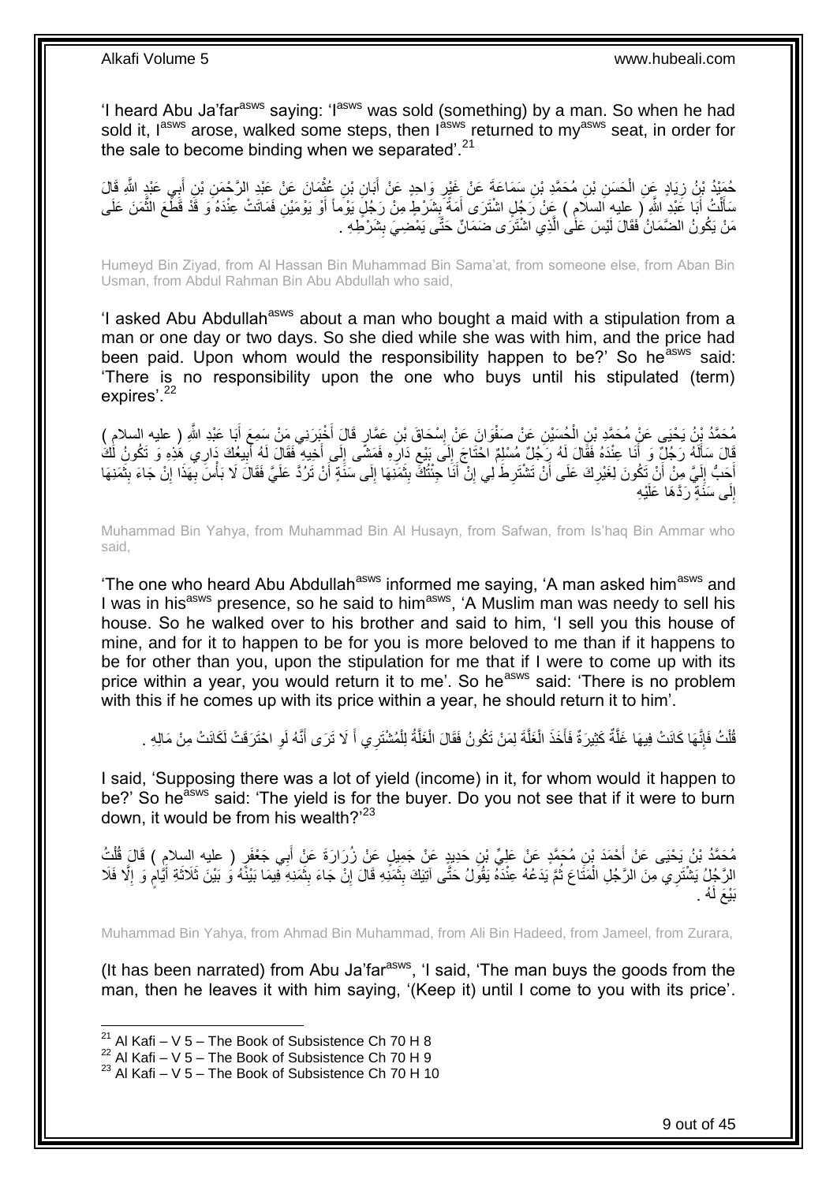'I heard Abu Ja'far[asws] saying: 'I[asws] was sold (something) by a man. So when he had sold it, I[asws] arose, walked some steps, then I[asws] returned to my[asws] seat, in order for the sale to become binding when we separated'.[21]

حُمَيْدُ بْنُ زِيَادٍ عَنِ الْحَسَنِ بْنِ مُحَمَّدِ بْنِ سَمَاعَةَ عَنْ غَيْرِ وَاحِدٍ عَنْ أَبَانِ بْنِ عُثْمَانَ عَنْ عَبْدِ الرَّحْمَنِ بْنِ أَبِي عَبْدِ اللَّهِ قَالَ سَأَلْتُ أَبَا عَبْدِ اللَّهِ ( عليه السلام ) عَنْ رَجُلٍ اشْتَرَى أَمَةً بِشَرْطٍ مِنْ رَجُلٍ يَوْماً أَوْ يَوْمَيْنِ فَمَاتَتْ عِنْدَهُ وَ قَدْ قَطَعَ الثَّمَنَ عَلَى مَنْ يَكُونُ الضَّمَانُ فَقَالَ لَيْسَ عَلَى الَّذِي اشْتَرَى ضَمَانٌ حَتَّى يَمْضِيَ بِشَرْطِهِ .

Humeyd Bin Ziyad, from Al Hassan Bin Muhammad Bin Sama'at, from someone else, from Aban Bin Usman, from Abdul Rahman Bin Abu Abdullah who said,

'I asked Abu Abdullah[asws] about a man who bought a maid with a stipulation from a man or one day or two days. So she died while she was with him, and the price had been paid. Upon whom would the responsibility happen to be?' So he[asws] said: 'There is no responsibility upon the one who buys until his stipulated (term) expires'.[22]

مُحَمَّدُ بْنُ يَحْيَى عَنْ مُحَمَّدِ بْنِ الْحُسَيْنِ عَنْ صَفْوَانَ عَنْ إِسْحَاقَ بْنِ عَمَّارٍ قَالَ أَخْبَرَنِي مَنْ سَمِعَ أَبَا عَبْدِ اللَّهِ ( عليه السلام ) قَالَ سَأَلَهُ رَجُلٌ وَ أَنَا عِنْدَهُ فَقَالَ لَهُ رَجُلٌ مُسْلِمٌ احْتَاجَ إِلَى بَيْعِ دَارِهِ فَمَشَى إِلَى أَخِيهِ فَقَالَ لَهُ أَبِيعُكَ دَارِي هَذِهِ وَ تَكُونُ لَكَ أَحَبُّ إِلَيَّ مِنْ أَنْ تَكُونَ لِغَيْرِكَ عَلَى أَنْ تَشْتَرِطَ لِي إِنْ أَنَا جِئْتُكَ بِثَمَنِهَا إِلَى سَنَةٍ أَنْ تَرُدَّ عَلَيَّ فَقَالَ لَا بَأْسَ بِهَذَا إِنْ جَاءَ بِثَمَنِهَا إِلَى سَنَةٍ رَدَّهَا عَلَيْهِ

Muhammad Bin Yahya, from Muhammad Bin Al Husayn, from Safwan, from Is'haq Bin Ammar who said,

'The one who heard Abu Abdullah[asws] informed me saying, 'A man asked him[asws] and I was in his[asws] presence, so he said to him[asws], 'A Muslim man was needy to sell his house. So he walked over to his brother and said to him, 'I sell you this house of mine, and for it to happen to be for you is more beloved to me than if it happens to be for other than you, upon the stipulation for me that if I were to come up with its price within a year, you would return it to me'. So he[asws] said: 'There is no problem with this if he comes up with its price within a year, he should return it to him'.

قُلْتُ فَإِنَّهَا كَانَتْ فِيهَا غَلَّةٌ كَثِيرَةٌ فَأَخَذَ الْغَلَّةَ لِمَنْ تَكُونُ فَقَالَ الْغَلَّةُ لِلْمُشْتَرِي أَ لَا تَرَى أَنَّهُ لَوِ احْتَرَقَتْ لَكَانَتْ مِنْ مَالِهِ .

I said, 'Supposing there was a lot of yield (income) in it, for whom would it happen to be?' So he[asws] said: 'The yield is for the buyer. Do you not see that if it were to burn down, it would be from his wealth?'[23]

مُحَمَّدُ بْنُ يَحْيَى عَنْ أَحْمَدَ بْنِ مُحَمَّدٍ عَنْ عَلِيِّ بْنِ حَدِيدٍ عَنْ جَمِيلٍ عَنْ زُرَارَةَ عَنْ أَبِي جَعْفَرٍ ( عليه السلام ) قَالَ قُلْتُ الرَّجُلُ يَشْتَرِي مِنَ الرَّجُلِ الْمَتَاعَ ثُمَّ يَدَعُهُ عِنْدَهُ يَقُولُ حَتَّى آتِيَكَ بِثَمَنِهِ قَالَ إِنْ جَاءَ بِثَمَنِهِ فِيمَا بَيْنَهُ وَ بَيْنَ ثَلَاثَةِ أَيَّامٍ وَ إِلَّا فَلَا بَيْعَ لَهُ .

Muhammad Bin Yahya, from Ahmad Bin Muhammad, from Ali Bin Hadeed, from Jameel, from Zurara,

(It has been narrated) from Abu Ja'far[asws], 'I said, 'The man buys the goods from the man, then he leaves it with him saying, '(Keep it) until I come to you with its price'.

---

[21] Al Kafi – V 5 – The Book of Subsistence Ch 70 H 8
[22] Al Kafi – V 5 – The Book of Subsistence Ch 70 H 9
[23] Al Kafi – V 5 – The Book of Subsistence Ch 70 H 10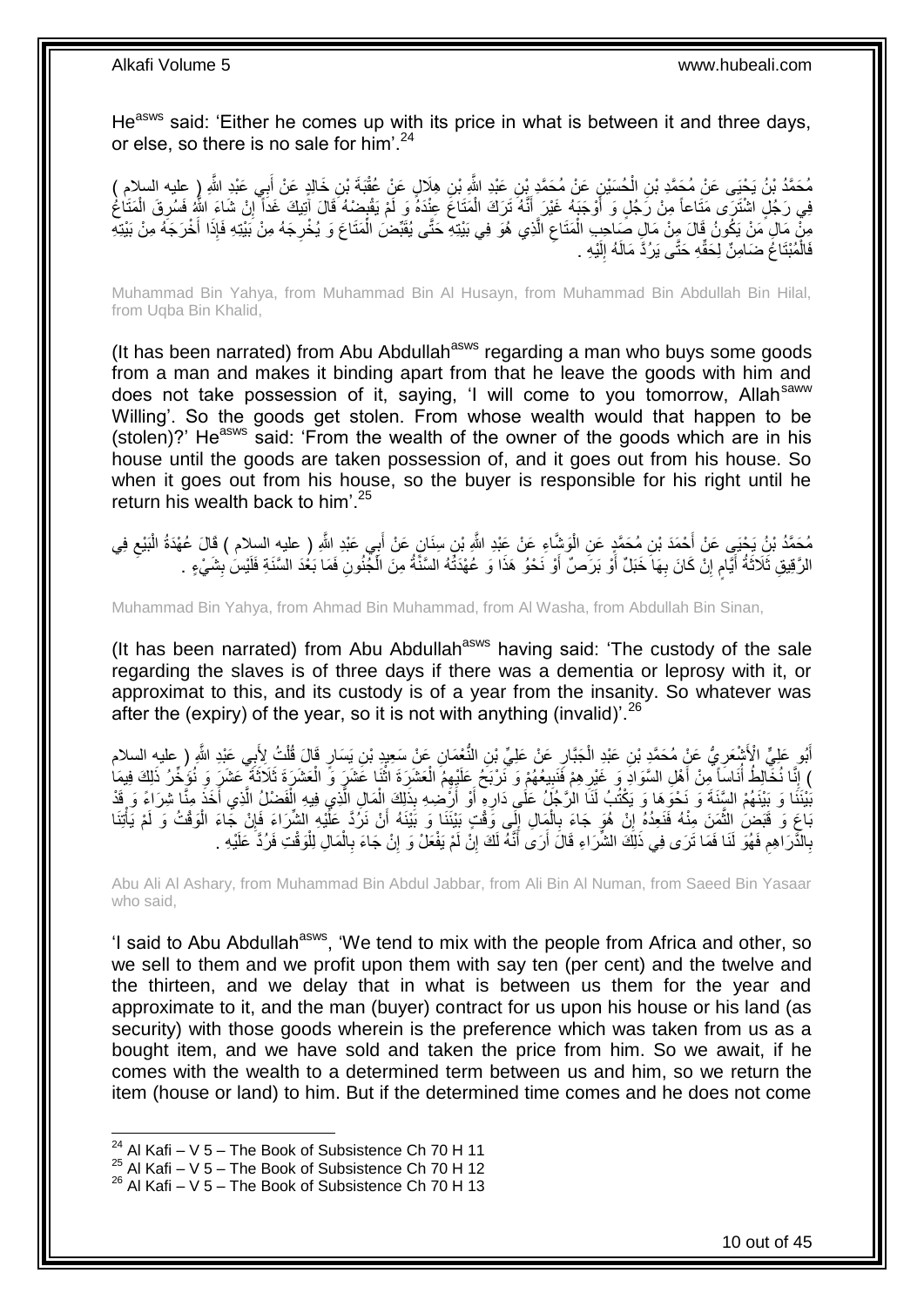He[asws] said: 'Either he comes up with its price in what is between it and three days, or else, so there is no sale for him'.[24]

مُحَمَّدُ بْنُ يَحْيَى عَنْ مُحَمَّدِ بْنِ الْحُسَيْنِ عَنْ مُحَمَّدِ بْنِ عَبْدِ اللَّهِ بْنِ هِلَالٍ عَنْ عُقْبَةَ بْنِ خَالِدٍ عَنْ أَبِي عَبْدِ اللَّهِ ( عليه السلام ) فِي رَجُلٍ اشْتَرَى مَتَاعاً مِنْ رَجُلٍ وَ أَوْجَبَهُ غَيْرَ أَنَّهُ تَرَكَ الْمَتَاعَ عِنْدَهُ وَ لَمْ يَقْبِضْهُ قَالَ آتِيكَ غَداً إِنْ شَاءَ اللَّهُ فَسُرِقَ الْمَتَاعُ مِنْ مَالِ مَنْ يَكُونُ قَالَ مِنْ مَالِ صَاحِبِ الْمَتَاعِ الَّذِي هُوَ فِي بَيْتِهِ حَتَّى يُقَبِّضَ الْمَتَاعَ وَ يُخْرِجَهُ مِنْ بَيْتِهِ فَإِذَا أَخْرَجَهُ مِنْ بَيْتِهِ فَالْمُبْتَاعُ ضَامِنٌ لِحَقِّهِ حَتَّى يَرُدَّ مَالَهُ إِلَيْهِ .

Muhammad Bin Yahya, from Muhammad Bin Al Husayn, from Muhammad Bin Abdullah Bin Hilal, from Uqba Bin Khalid,

(It has been narrated) from Abu Abdullah[asws] regarding a man who buys some goods from a man and makes it binding apart from that he leave the goods with him and does not take possession of it, saying, 'I will come to you tomorrow, Allah[saww] Willing'. So the goods get stolen. From whose wealth would that happen to be (stolen)?' He[asws] said: 'From the wealth of the owner of the goods which are in his house until the goods are taken possession of, and it goes out from his house. So when it goes out from his house, so the buyer is responsible for his right until he return his wealth back to him'.[25]

مُحَمَّدُ بْنُ يَحْيَى عَنْ أَحْمَدَ بْنِ مُحَمَّدٍ عَنِ الْوَشَّاءِ عَنْ عَبْدِ اللَّهِ بْنِ سِنَانٍ عَنْ أَبِي عَبْدِ اللَّهِ ( عليه السلام ) قَالَ عُهْدَةُ الْبَيْعِ فِي الرَّقِيقِ ثَلَاثَةُ أَيَّامٍ إِنْ كَانَ بِهَا خَبَلٌ أَوْ بَرَصٌ أَوْ نَحْوُ هَذَا وَ عُهْدَتُهُ السَّنَةُ مِنَ الْجُنُونِ فَمَا بَعْدَ السَّنَةِ فَلَيْسَ بِشَيْءٍ .

Muhammad Bin Yahya, from Ahmad Bin Muhammad, from Al Washa, from Abdullah Bin Sinan,

(It has been narrated) from Abu Abdullah[asws] having said: 'The custody of the sale regarding the slaves is of three days if there was a dementia or leprosy with it, or approximate to this, and its custody is of a year from the insanity. So whatever was after the (expiry) of the year, so it is not with anything (invalid)'.[26]

أَبُو عَلِيٍّ الْأَشْعَرِيُّ عَنْ مُحَمَّدِ بْنِ عَبْدِ الْجَبَّارِ عَنْ عَلِيِّ بْنِ النُّعْمَانِ عَنْ سَعِيدِ بْنِ يَسَارٍ قَالَ قُلْتُ لِأَبِي عَبْدِ اللَّهِ ( عليه السلام ) إِنَّا نُخَالِطُ أُنَاساً مِنْ أَهْلِ السَّوَادِ وَ غَيْرِهِمْ فَنَبِيعُهُمْ وَ نَرْبَحُ عَلَيْهِمُ الْعَشَرَةَ اثْنَا عَشَرَ وَ الْعَشَرَةَ ثَلَاثَةَ عَشَرَ وَ نُؤَخِّرُ ذَلِكَ فِيمَا بَيْنَنَا وَ بَيْنَهُمُ السَّنَةَ وَ نَحْوَهَا وَ يَكْتُبُ لَنَا الرَّجُلُ عَلَى دَارِهِ أَوْ أَرْضِهِ بِذَلِكَ الْمَالِ الَّذِي فِيهِ الْفَضْلُ الَّذِي أَخَذَ مِنَّا شِرَاءً وَ قَدْ بَاعَ وَ قَبَضَ الثَّمَنَ مِنْهُ فَنَعِدُهُ إِنْ هُوَ جَاءَ بِالْمَالِ إِلَى وَقْتٍ بَيْنَنَا وَ بَيْنَهُ أَنْ نَرُدَّ عَلَيْهِ الشِّرَاءَ فَإِنْ جَاءَ الْوَقْتُ وَ لَمْ يَأْتِنَا بِالدَّرَاهِمِ فَهُوَ لَنَا فَمَا تَرَى فِي ذَلِكَ الشِّرَاءِ قَالَ أَرَى أَنَّهُ لَكَ إِنْ لَمْ يَفْعَلْ وَ إِنْ جَاءَ بِالْمَالِ لِلْوَقْتِ فَرُدَّ عَلَيْهِ .

Abu Ali Al Ashary, from Muhammad Bin Abdul Jabbar, from Ali Bin Al Numan, from Saeed Bin Yasaar who said,

'I said to Abu Abdullah[asws], 'We tend to mix with the people from Africa and other, so we sell to them and we profit upon them with say ten (per cent) and the twelve and the thirteen, and we delay that in what is between us them for the year and approximate to it, and the man (buyer) contract for us upon his house or his land (as security) with those goods wherein is the preference which was taken from us as a bought item, and we have sold and taken the price from him. So we await, if he comes with the wealth to a determined term between us and him, so we return the item (house or land) to him. But if the determined time comes and he does not come

[24] Al Kafi – V 5 – The Book of Subsistence Ch 70 H 11
[25] Al Kafi – V 5 – The Book of Subsistence Ch 70 H 12
[26] Al Kafi – V 5 – The Book of Subsistence Ch 70 H 13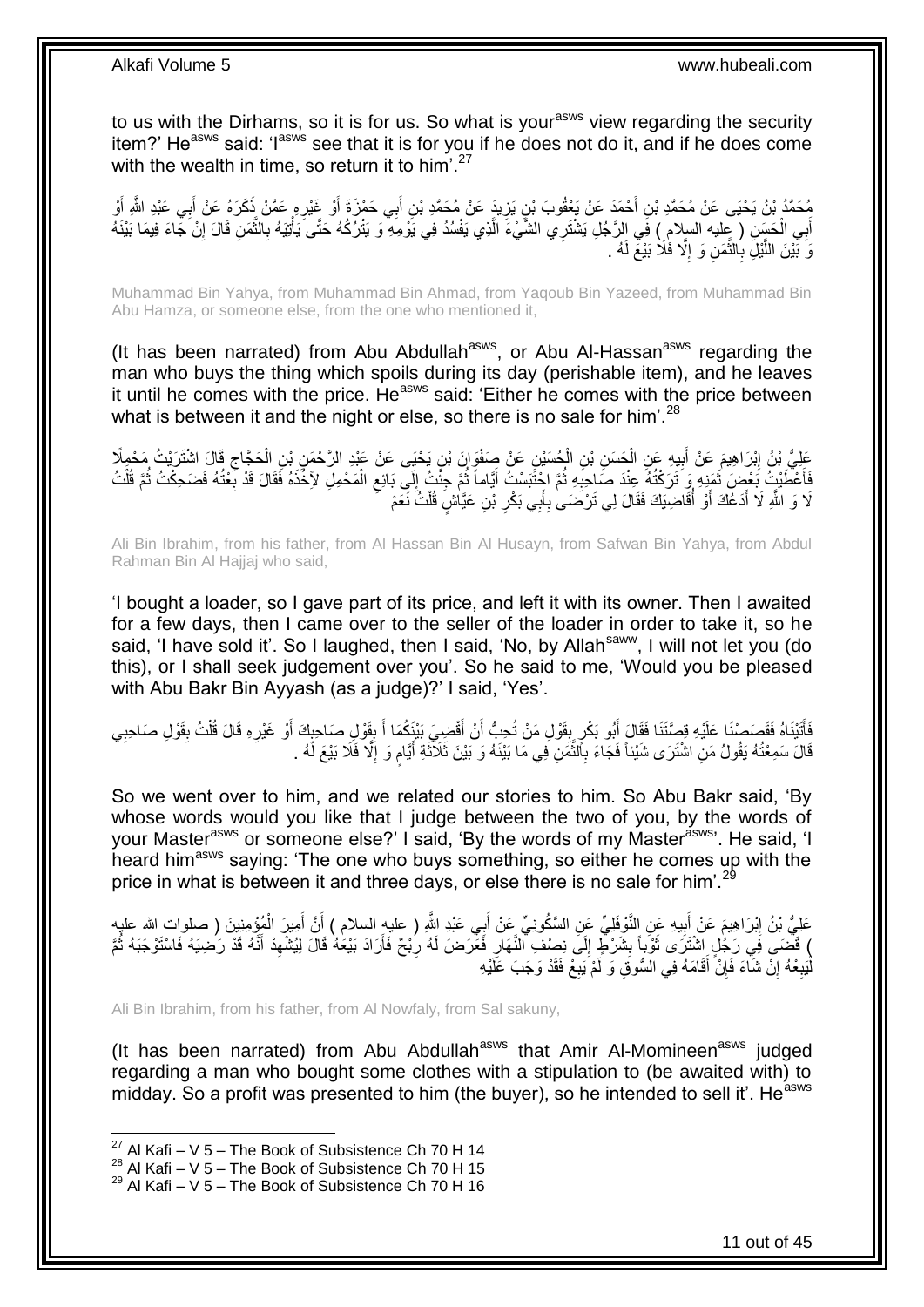to us with the Dirhams, so it is for us. So what is your[asws] view regarding the security item?' He[asws] said: 'I[asws] see that it is for you if he does not do it, and if he does come with the wealth in time, so return it to him'.[27]

مُحَمَّدُ بْنُ يَحْيَى عَنْ مُحَمَّدِ بْنِ أَحْمَدَ عَنْ يَعْقُوبَ بْنِ يَزِيدَ عَنْ مُحَمَّدِ بْنِ أَبِي حَمْزَةَ أَوْ غَيْرِهِ عَمَّنْ ذَكَرَهُ عَنْ أَبِي عَبْدِ اللَّهِ أَوْ أَبِي الْحَسَنِ ( عليه السلام ) فِي الرَّجُلِ يَشْتَرِي الشَّيْءَ الَّذِي يَفْسُدُ فِي يَوْمِهِ وَ يَتْرُكُهُ حَتَّى يَأْتِيَهُ بِالثَّمَنِ قَالَ إِنْ جَاءَ فِيمَا بَيْنَهُ وَ بَيْنَ اللَّيْلِ بِالثَّمَنِ وَ إِلَّا فَلَا بَيْعَ لَهُ .

Muhammad Bin Yahya, from Muhammad Bin Ahmad, from Yaqoub Bin Yazeed, from Muhammad Bin Abu Hamza, or someone else, from the one who mentioned it,

(It has been narrated) from Abu Abdullah[asws], or Abu Al-Hassan[asws] regarding the man who buys the thing which spoils during its day (perishable item), and he leaves it until he comes with the price. He[asws] said: 'Either he comes with the price between what is between it and the night or else, so there is no sale for him'.[28]

عَلِيُّ بْنُ إِبْرَاهِيمَ عَنْ أَبِيهِ عَنِ الْحَسَنِ بْنِ الْحُسَيْنِ عَنْ صَفْوَانَ بْنِ يَحْيَى عَنْ عَبْدِ الرَّحْمَنِ بْنِ الْحَجَّاجِ قَالَ اشْتَرَيْتُ مَحْمِلًا فَأَعْطَيْتُ بَعْضَ ثَمَنِهِ وَ تَرَكْتُهُ عِنْدَ صَاحِبِهِ ثُمَّ احْتَبَسْتُ أَيَّاماً ثُمَّ جِئْتُ إِلَى بَائِعِ الْمَحْمِلِ لِآخُذَهُ فَقَالَ قَدْ بِعْتُهُ فَضَحِكْتُ ثُمَّ قُلْتُ لَا وَ اللَّهِ لَا أَدَعُكَ أَوْ أُقَاضِيَكَ فَقَالَ لِي تَرْضَى بِأَبِي بَكْرِ بْنِ عَيَّاشٍ قُلْتُ نَعَمْ

Ali Bin Ibrahim, from his father, from Al Hassan Bin Al Husayn, from Safwan Bin Yahya, from Abdul Rahman Bin Al Hajjaj who said,

'I bought a loader, so I gave part of its price, and left it with its owner. Then I awaited for a few days, then I came over to the seller of the loader in order to take it, so he said, 'I have sold it'. So I laughed, then I said, 'No, by Allah[saww], I will not let you (do this), or I shall seek judgement over you'. So he said to me, 'Would you be pleased with Abu Bakr Bin Ayyash (as a judge)?' I said, 'Yes'.

فَأَتَيْنَاهُ فَقَصَصْنَا عَلَيْهِ قِصَّتَنَا فَقَالَ أَبُو بَكْرٍ بِقَوْلِ مَنْ تُحِبُّ أَنْ أَقْضِيَ بَيْنَكُمَا أَ بِقَوْلِ صَاحِبِكَ أَوْ غَيْرِهِ قَالَ قُلْتُ بِقَوْلِ صَاحِبِي قَالَ سَمِعْتُهُ يَقُولُ مَنِ اشْتَرَى شَيْئاً فَجَاءَ بِالثَّمَنِ فِي مَا بَيْنَهُ وَ بَيْنَ ثَلَاثَةِ أَيَّامٍ وَ إِلَّا فَلَا بَيْعَ لَهُ .

So we went over to him, and we related our stories to him. So Abu Bakr said, 'By whose words would you like that I judge between the two of you, by the words of your Master[asws] or someone else?' I said, 'By the words of my Master[asws]'. He said, 'I heard him[asws] saying: 'The one who buys something, so either he comes up with the price in what is between it and three days, or else there is no sale for him'.[29]

عَلِيُّ بْنُ إِبْرَاهِيمَ عَنْ أَبِيهِ عَنِ النَّوْفَلِيِّ عَنِ السَّكُونِيِّ عَنْ أَبِي عَبْدِ اللَّهِ ( عليه السلام ) أَنَّ أَمِيرَ الْمُؤْمِنِينَ ( صلوات الله عليه ) قَضَى فِي رَجُلٍ اشْتَرَى ثَوْباً بِشَرْطٍ إِلَى نِصْفِ النَّهَارِ فَعَرَضَ لَهُ رِبْحٌ فَأَرَادَ بَيْعَهُ قَالَ لِيُشْهِدْ أَنَّهُ قَدْ رَضِيَهُ فَاسْتَوْجَبَهُ ثُمَّ لْيَبِعْهُ إِنْ شَاءَ فَإِنْ أَقَامَهُ فِي السُّوقِ وَ لَمْ يَبِعْ فَقَدْ وَجَبَ عَلَيْهِ

Ali Bin Ibrahim, from his father, from Al Nowfaly, from Sal sakuny,

(It has been narrated) from Abu Abdullah[asws] that Amir Al-Momineen[asws] judged regarding a man who bought some clothes with a stipulation to (be awaited with) to midday. So a profit was presented to him (the buyer), so he intended to sell it'. He[asws]

[27] Al Kafi – V 5 – The Book of Subsistence Ch 70 H 14
[28] Al Kafi – V 5 – The Book of Subsistence Ch 70 H 15
[29] Al Kafi – V 5 – The Book of Subsistence Ch 70 H 16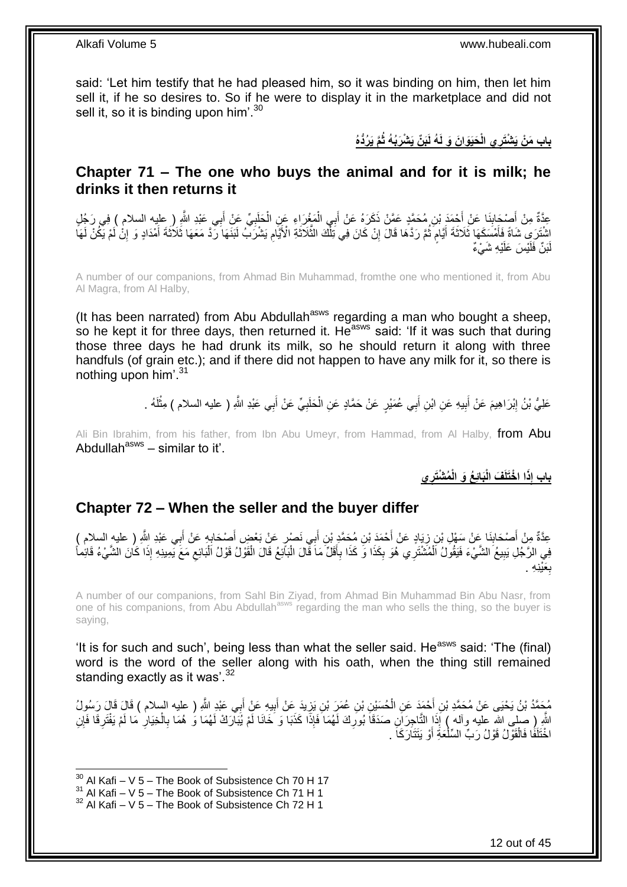said: 'Let him testify that he had pleased him, so it was binding on him, then let him sell it, if he so desires to. So if he were to display it in the marketplace and did not sell it, so it is binding upon him'.[30]

**بابِ مَنْ يَشْتَرِي الْحَيَوَانَ وَ لَهُ لَبَنٌ يَشْرَبُهُ ثُمَّ يَرُدُّهُ**

## Chapter 71 – The one who buys the animal and for it is milk; he drinks it then returns it

عِدَّةٌ مِنْ أَصْحَابِنَا عَنْ أَحْمَدَ بْنِ مُحَمَّدٍ عَمَّنْ ذَكَرَهُ عَنْ أَبِي الْمَغْرَاءِ عَنِ الْحَلَبِيِّ عَنْ أَبِي عَبْدِ اللَّهِ ( عليه السلام ) فِي رَجُلٍ اشْتَرَى شَاةً فَأَمْسَكَهَا ثَلَاثَةَ أَيَّامٍ ثُمَّ رَدَّهَا قَالَ إِنْ كَانَ فِي تِلْكَ الثَّلَاثَةِ الْأَيَّامِ يَشْرَبُ لَبَنَهَا رَدَّ مَعَهَا ثَلَاثَةَ أَمْدَادٍ وَ إِنْ لَمْ يَكُنْ لَهَا لَبَنٌ فَلَيْسَ عَلَيْهِ شَيْءٌ

A number of our companions, from Ahmad Bin Muhammad, fromthe one who mentioned it, from Abu Al Magra, from Al Halby,

(It has been narrated) from Abu Abdullah[asws] regarding a man who bought a sheep, so he kept it for three days, then returned it. He[asws] said: 'If it was such that during those three days he had drunk its milk, so he should return it along with three handfuls (of grain etc.); and if there did not happen to have any milk for it, so there is nothing upon him'.[31]

عَلِيُّ بْنُ إِبْرَاهِيمَ عَنْ أَبِيهِ عَنِ ابْنِ أَبِي عُمَيْرٍ عَنْ حَمَّادٍ عَنِ الْحَلَبِيِّ عَنْ أَبِي عَبْدِ اللَّهِ ( عليه السلام ) مِثْلَهُ .

Ali Bin Ibrahim, from his father, from Ibn Abu Umeyr, from Hammad, from Al Halby, from Abu Abdullah[asws] – similar to it'.

**بابِ إِذَا اخْتَلَفَ الْبَائِعُ وَ الْمُشْتَرِي**

## Chapter 72 – When the seller and the buyer differ

عِدَّةٌ مِنْ أَصْحَابِنَا عَنْ سَهْلِ بْنِ زِيَادٍ عَنْ أَحْمَدَ بْنِ مُحَمَّدِ بْنِ أَبِي نَصْرٍ عَنْ بَعْضِ أَصْحَابِهِ عَنْ أَبِي عَبْدِ اللَّهِ ( عليه السلام ) فِي الرَّجُلِ يَبِيعُ الشَّيْءَ فَيَقُولُ الْمُشْتَرِي هُوَ بِكَذَا وَ كَذَا بِأَقَلَّ مَا قَالَ الْبَائِعُ قَالَ الْقَوْلُ قَوْلُ الْبَائِعِ مَعَ يَمِينِهِ إِذَا كَانَ الشَّيْءُ قَائِماً بِعَيْنِهِ .

A number of our companions, from Sahl Bin Ziyad, from Ahmad Bin Muhammad Bin Abu Nasr, from one of his companions, from Abu Abdullah[asws] regarding the man who sells the thing, so the buyer is saying,

'It is for such and such', being less than what the seller said. He[asws] said: 'The (final) word is the word of the seller along with his oath, when the thing still remained standing exactly as it was'.[32]

مُحَمَّدُ بْنُ يَحْيَى عَنْ مُحَمَّدِ بْنِ أَحْمَدَ عَنِ الْحُسَيْنِ بْنِ عُمَرَ بْنِ يَزِيدَ عَنْ أَبِيهِ عَنْ أَبِي عَبْدِ اللَّهِ ( عليه السلام ) قَالَ قَالَ رَسُولُ اللَّهِ ( صلى الله عليه وآله ) إِذَا التَّاجِرَانِ صَدَقَا بُورِكَ لَهُمَا فَإِذَا كَذَبَا وَ خَانَا لَمْ يُبَارَكْ لَهُمَا وَ هُمَا بِالْخِيَارِ مَا لَمْ يَفْتَرِقَا فَإِنِ اخْتَلَفَا فَالْقَوْلُ قَوْلُ رَبِّ السِّلْعَةِ أَوْ يَتَتَارَكَا .

[30] Al Kafi – V 5 – The Book of Subsistence Ch 70 H 17
[31] Al Kafi – V 5 – The Book of Subsistence Ch 71 H 1
[32] Al Kafi – V 5 – The Book of Subsistence Ch 72 H 1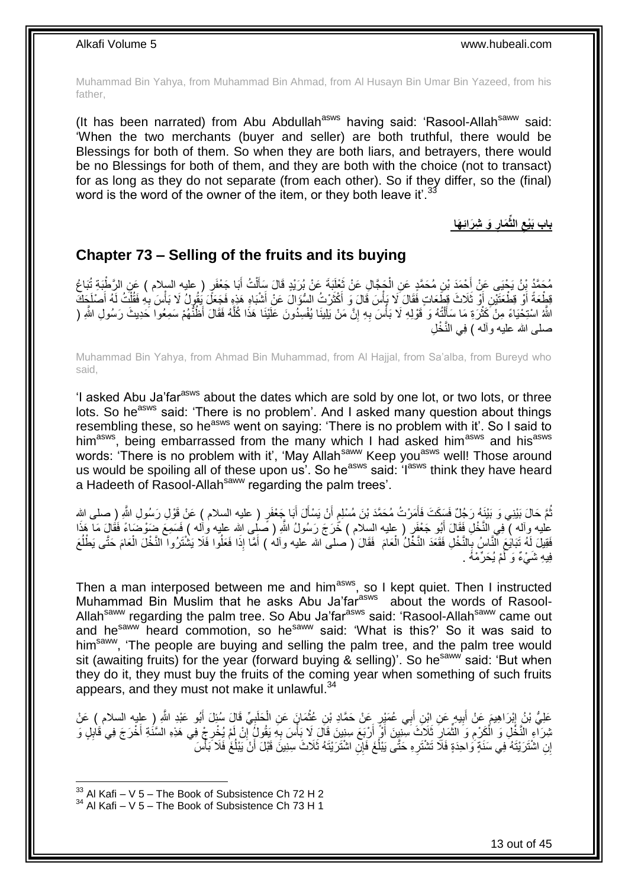Muhammad Bin Yahya, from Muhammad Bin Ahmad, from Al Husayn Bin Umar Bin Yazeed, from his father,

(It has been narrated) from Abu Abdullah[asws] having said: 'Rasool-Allah[saww] said: 'When the two merchants (buyer and seller) are both truthful, there would be Blessings for both of them. So when they are both liars, and betrayers, there would be no Blessings for both of them, and they are both with the choice (not to transact) for as long as they do not separate (from each other). So if they differ, so the (final) word is the word of the owner of the item, or they both leave it'.[33]

**باب بَيْعِ الثِّمَارِ وَ شِرَائِهَا**

## Chapter 73 – Selling of the fruits and its buying

مُحَمَّدُ بْنُ يَحْيَى عَنْ أَحْمَدَ بْنِ مُحَمَّدٍ عَنِ الْحَجَّالِ عَنْ ثَعْلَبَةَ عَنْ بُرَيْدٍ قَالَ سَأَلْتُ أَبَا جَعْفَرٍ ( عليه السلام ) عَنِ الرَّطْبَةِ تُبَاعُ قِطْعَةً أَوْ قِطْعَتَيْنِ أَوْ ثَلَاثَ قِطَعَاتٍ فَقَالَ لَا بَأْسَ قَالَ وَ أَكْثَرْتُ السُّؤَالَ عَنْ أَشْبَاهِ هَذِهِ فَجَعَلَ يَقُولُ لَا بَأْسَ بِهِ فَقُلْتُ لَهُ أَصْلَحَكَ اللَّهُ اسْتِحْيَاءً مِنْ كَثْرَةِ مَا سَأَلْتُهُ وَ قَوْلِهِ لَا بَأْسَ بِهِ إِنَّ مَنْ يَلِينَا يُفْسِدُونَ عَلَيْنَا هَذَا كُلَّهُ فَقَالَ أَظُنُّهُمْ سَمِعُوا حَدِيثَ رَسُولِ اللَّهِ ( صلى الله عليه وآله ) فِي النَّخْلِ

Muhammad Bin Yahya, from Ahmad Bin Muhammad, from Al Hajjal, from Sa'alba, from Bureyd who said,

'I asked Abu Ja'far[asws] about the dates which are sold by one lot, or two lots, or three lots. So he[asws] said: 'There is no problem'. And I asked many question about things resembling these, so he[asws] went on saying: 'There is no problem with it'. So I said to him[asws], being embarrassed from the many which I had asked him[asws] and his[asws] words: 'There is no problem with it', 'May Allah[saww] Keep you[asws] well! Those around us would be spoiling all of these upon us'. So he[asws] said: 'I[asws] think they have heard a Hadeeth of Rasool-Allah[saww] regarding the palm trees'.

ثُمَّ حَالَ بَيْنِي وَ بَيْنَهُ رَجُلٌ فَسَكَتَ فَأَمَرْتُ مُحَمَّدَ بْنَ مُسْلِمٍ أَنْ يَسْأَلَ أَبَا جَعْفَرٍ ( عليه السلام ) عَنْ قَوْلِ رَسُولِ اللَّهِ ( صلى الله عليه وآله ) فِي النَّخْلِ فَقَالَ أَبُو جَعْفَرٍ ( عليه السلام ) خَرَجَ رَسُولُ اللَّهِ ( صلى الله عليه وآله ) فَسَمِعَ ضَوْضَاءً فَقَالَ مَا هَذَا فَقِيلَ لَهُ تَبَايَعَ النَّاسُ بِالنَّخْلِ فَقَعَدَ النَّخْلُ الْعَامَ فَقَالَ ( صلى الله عليه وآله ) أَمَّا إِذَا فَعَلُوا فَلَا يَشْتَرُوا النَّخْلَ الْعَامَ حَتَّى يَطْلُعَ فِيهِ شَيْءٌ وَ لَمْ يُحَرِّمْهُ .

Then a man interposed between me and him[asws], so I kept quiet. Then I instructed Muhammad Bin Muslim that he asks Abu Ja'far[asws] about the words of Rasool-Allah[saww] regarding the palm tree. So Abu Ja'far[asws] said: 'Rasool-Allah[saww] came out and he[saww] heard commotion, so he[saww] said: 'What is this?' So it was said to him[saww], 'The people are buying and selling the palm tree, and the palm tree would sit (awaiting fruits) for the year (forward buying & selling)'. So he[saww] said: 'But when they do it, they must buy the fruits of the coming year when something of such fruits appears, and they must not make it unlawful.[34]

عَلِيُّ بْنُ إِبْرَاهِيمَ عَنْ أَبِيهِ عَنِ ابْنِ أَبِي عُمَيْرٍ عَنْ حَمَّادِ بْنِ عُثْمَانَ عَنِ الْحَلَبِيِّ قَالَ سُئِلَ أَبُو عَبْدِ اللَّهِ ( عليه السلام ) عَنْ شِرَاءِ النَّخْلِ وَ الْكَرْمِ وَ الثِّمَارِ ثَلَاثَ سِنِينَ أَوْ أَرْبَعَ سِنِينَ قَالَ لَا بَأْسَ بِهِ يَقُولُ إِنْ لَمْ يُخْرِجْ فِي هَذِهِ السَّنَةِ أَخْرَجَ فِي قَابِلٍ وَ إِنِ اشْتَرَيْتَهُ فِي سَنَةٍ وَاحِدَةٍ فَلَا تَشْتَرِهِ حَتَّى يَبْلُغَ فَإِنِ اشْتَرَيْتَهُ ثَلَاثَ سِنِينَ قَبْلَ أَنْ يَبْلُغَ فَلَا بَأْسَ

[33] Al Kafi – V 5 – The Book of Subsistence Ch 72 H 2
[34] Al Kafi – V 5 – The Book of Subsistence Ch 73 H 1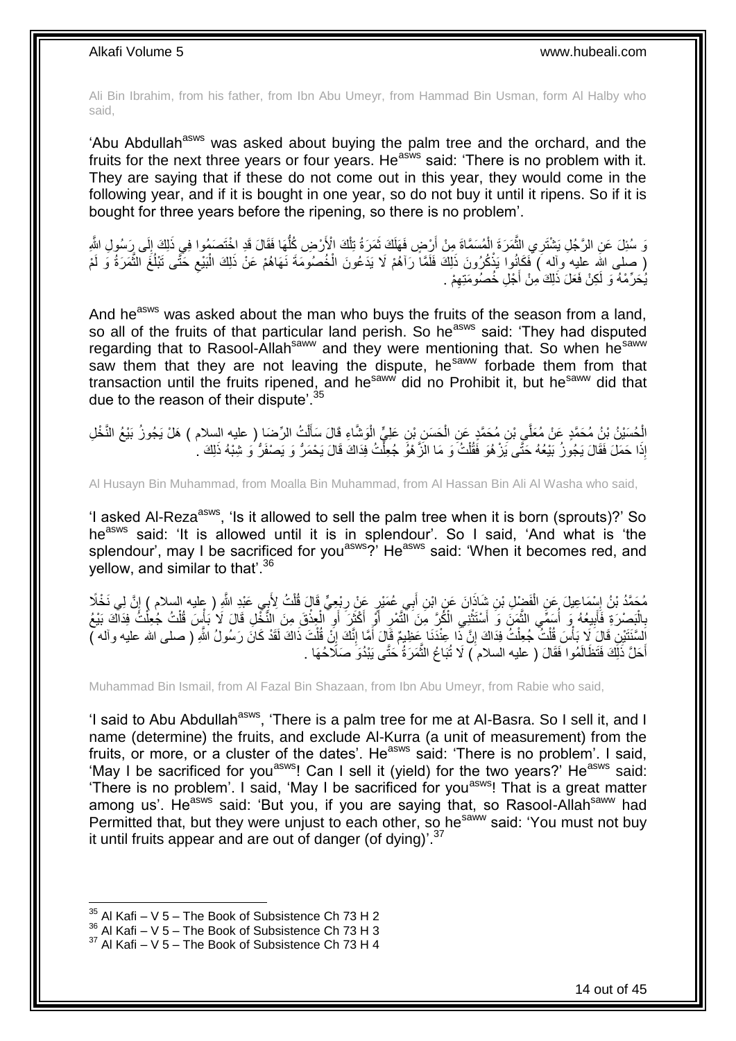Ali Bin Ibrahim, from his father, from Ibn Abu Umeyr, from Hammad Bin Usman, form Al Halby who said,

'Abu Abdullah[asws] was asked about buying the palm tree and the orchard, and the fruits for the next three years or four years. He[asws] said: 'There is no problem with it. They are saying that if these do not come out in this year, they would come in the following year, and if it is bought in one year, so do not buy it until it ripens. So if it is bought for three years before the ripening, so there is no problem'.

وَ سُئِلَ عَنِ الرَّجُلِ يَشْتَرِي الثَّمَرَةَ الْمُسَمَّاةَ مِنْ أَرْضٍ فَهَلَكَ ثَمَرَةُ تِلْكَ الْأَرْضِ كُلُّهَا فَقَالَ قَدِ اخْتَصَمُوا فِي ذَلِكَ إِلَى رَسُولِ اللَّهِ ( صلى الله عليه وآله ) فَكَانُوا يَذْكُرُونَ ذَلِكَ فَلَمَّا رَآهُمْ لَا يَدَعُونَ الْخُصُومَةَ نَهَاهُمْ عَنْ ذَلِكَ الْبَيْعِ حَتَّى تَبْلُغَ الثَّمَرَةُ وَ لَمْ يُحَرِّمْهُ وَ لَكِنْ فَعَلَ ذَلِكَ مِنْ أَجْلِ خُصُومَتِهِمْ .

And he[asws] was asked about the man who buys the fruits of the season from a land, so all of the fruits of that particular land perish. So he[asws] said: 'They had disputed regarding that to Rasool-Allah[saww] and they were mentioning that. So when he[saww] saw them that they are not leaving the dispute, he[saww] forbade them from that transaction until the fruits ripened, and he[saww] did no Prohibit it, but he[saww] did that due to the reason of their dispute'.[35]

الْحُسَيْنُ بْنُ مُحَمَّدٍ عَنْ مُعَلَّى بْنِ مُحَمَّدٍ عَنِ الْحَسَنِ بْنِ عَلِيٍّ الْوَشَّاءِ قَالَ سَأَلْتُ الرِّضَا ( عليه السلام ) هَلْ يَجُوزُ بَيْعُ النَّخْلِ إِذَا حَمَلَ فَقَالَ يَجُوزُ بَيْعُهُ حَتَّى يَزْهُوَ فَقُلْتُ وَ مَا الزَّهْوُ جُعِلْتُ فِدَاكَ قَالَ يَحْمَرُّ وَ يَصْفَرُّ وَ شِبْهُ ذَلِكَ .

Al Husayn Bin Muhammad, from Moalla Bin Muhammad, from Al Hassan Bin Ali Al Washa who said,

'I asked Al-Reza[asws], 'Is it allowed to sell the palm tree when it is born (sprouts)?' So he[asws] said: 'It is allowed until it is in splendour'. So I said, 'And what is 'the splendour', may I be sacrificed for you[asws]?' He[asws] said: 'When it becomes red, and yellow, and similar to that'.[36]

مُحَمَّدُ بْنُ إِسْمَاعِيلَ عَنِ الْفَضْلِ بْنِ شَاذَانَ عَنِ ابْنِ أَبِي عُمَيْرٍ عَنْ رِبْعِيٍّ قَالَ قُلْتُ لِأَبِي عَبْدِ اللَّهِ ( عليه السلام ) إِنَّ لِي نَخْلًا بِالْبَصْرَةِ فَأَبِيعُهُ وَ أُسَمِّي الثَّمَنَ وَ أَسْتَثْنِي الْكُرَّ مِنَ التَّمْرِ أَوْ أَكْثَرَ أَوِ الْعِذْقَ مِنَ النَّخْلِ قَالَ لَا بَأْسَ قُلْتُ جُعِلْتُ فِدَاكَ بَيْعُ السَّنَتَيْنِ قَالَ لَا بَأْسَ قُلْتُ جُعِلْتُ فِدَاكَ إِنَّ ذَا عِنْدَنَا عَظِيمٌ قَالَ أَمَا إِنَّكَ إِنْ قُلْتَ ذَاكَ لَقَدْ كَانَ رَسُولُ اللَّهِ ( صلى الله عليه وآله ) أَحَلَّ ذَلِكَ فَتَظَالَمُوا فَقَالَ ( عليه السلام ) لَا تُبَاعُ الثَّمَرَةُ حَتَّى يَبْدُوَ صَلَاحُهَا .

Muhammad Bin Ismail, from Al Fazal Bin Shazaan, from Ibn Abu Umeyr, from Rabie who said,

'I said to Abu Abdullah[asws], 'There is a palm tree for me at Al-Basra. So I sell it, and I name (determine) the fruits, and exclude Al-Kurra (a unit of measurement) from the fruits, or more, or a cluster of the dates'. He[asws] said: 'There is no problem'. I said, 'May I be sacrificed for you[asws]! Can I sell it (yield) for the two years?' He[asws] said: 'There is no problem'. I said, 'May I be sacrificed for you[asws]! That is a great matter among us'. He[asws] said: 'But you, if you are saying that, so Rasool-Allah[saww] had Permitted that, but they were unjust to each other, so he[saww] said: 'You must not buy it until fruits appear and are out of danger (of dying)'.[37]

[35] Al Kafi – V 5 – The Book of Subsistence Ch 73 H 2
[36] Al Kafi – V 5 – The Book of Subsistence Ch 73 H 3
[37] Al Kafi – V 5 – The Book of Subsistence Ch 73 H 4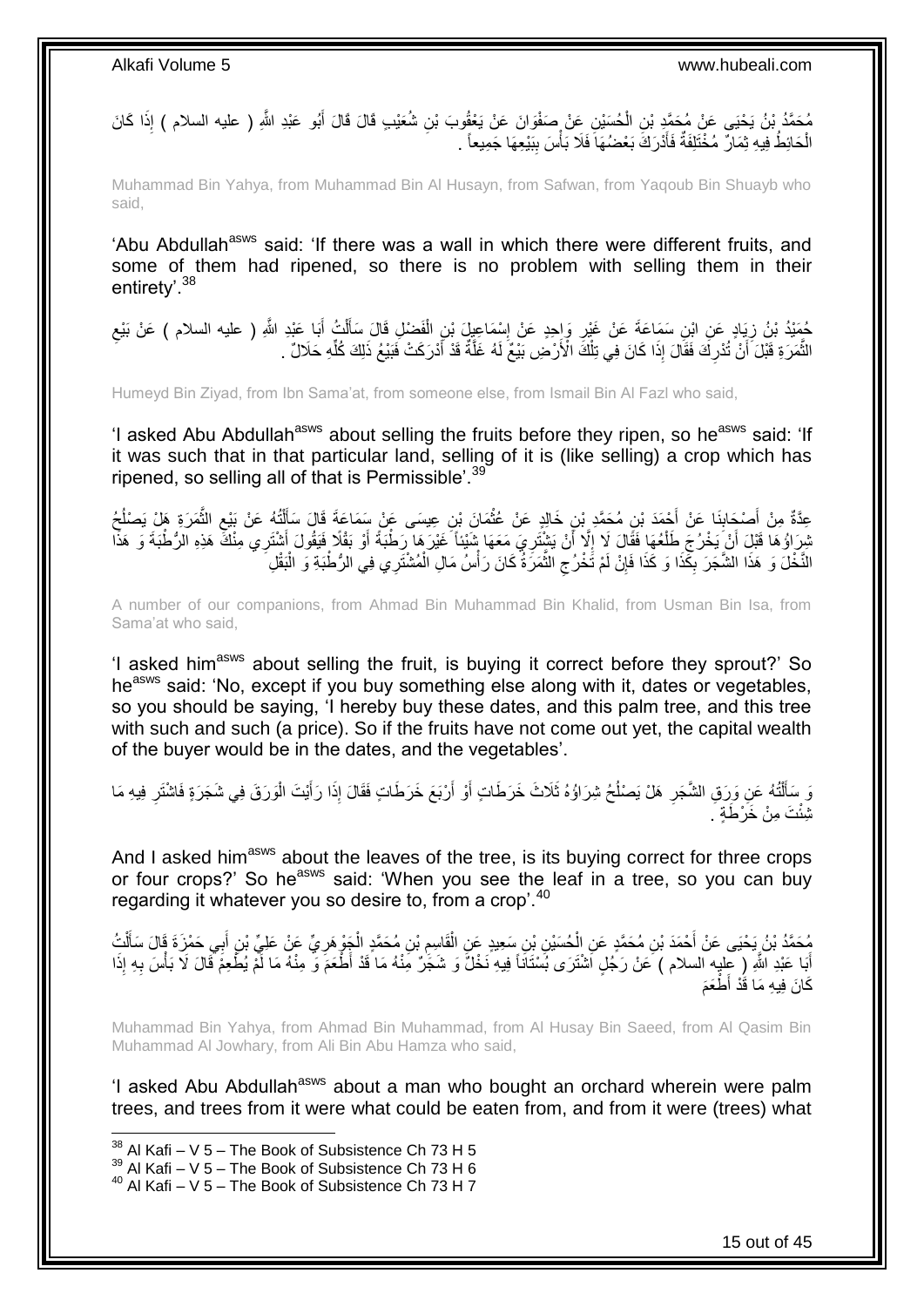مُحَمَّدُ بْنُ يَحْيَى عَنْ مُحَمَّدِ بْنِ الْحُسَيْنِ عَنْ صَفْوَانَ عَنْ يَعْقُوبَ بْنِ شُعَيْبٍ قَالَ قَالَ أَبُو عَبْدِ اللَّهِ ( عليه السلام ) إِذَا كَانَ الْحَائِطُ فِيهِ ثِمَارٌ مُخْتَلِفَةٌ فَأَدْرَكَ بَعْضُهَا فَلَا بَأْسَ بِبَيْعِهَا جَمِيعاً .

Muhammad Bin Yahya, from Muhammad Bin Al Husayn, from Safwan, from Yaqoub Bin Shuayb who said,

'Abu Abdullah[asws] said: 'If there was a wall in which there were different fruits, and some of them had ripened, so there is no problem with selling them in their entirety'.[38]

حُمَيْدُ بْنُ زِيَادٍ عَنِ ابْنِ سَمَاعَةَ عَنْ غَيْرِ وَاحِدٍ عَنْ إِسْمَاعِيلَ بْنِ الْفَضْلِ قَالَ سَأَلْتُ أَبَا عَبْدِ اللَّهِ ( عليه السلام ) عَنْ بَيْعِ الثَّمَرَةِ قَبْلَ أَنْ تُدْرِكَ فَقَالَ إِذَا كَانَ فِي تِلْكَ الْأَرْضِ بَيْعٌ لَهُ غَلَّةٌ قَدْ أَدْرَكَتْ فَبَيْعُ ذَلِكَ كُلِّهِ حَلَالٌ .

Humeyd Bin Ziyad, from Ibn Sama'at, from someone else, from Ismail Bin Al Fazl who said,

'I asked Abu Abdullah[asws] about selling the fruits before they ripen, so he[asws] said: 'If it was such that in that particular land, selling of it is (like selling) a crop which has ripened, so selling all of that is Permissible'.[39]

عِدَّةٌ مِنْ أَصْحَابِنَا عَنْ أَحْمَدَ بْنِ مُحَمَّدِ بْنِ خَالِدٍ عَنْ عُثْمَانَ بْنِ عِيسَى عَنْ سَمَاعَةَ قَالَ سَأَلْتُهُ عَنْ بَيْعِ الثَّمَرَةِ هَلْ يَصْلُحُ شِرَاؤُهَا قَبْلَ أَنْ يَخْرُجَ طَلْعُهَا فَقَالَ لَا إِلَّا أَنْ يَشْتَرِيَ مَعَهَا شَيْئاً غَيْرَهَا رَطْبَةً أَوْ بَقْلًا فَيَقُولَ أَشْتَرِي مِنْكَ هَذِهِ الرُّطْبَةَ وَ هَذَا النَّخْلَ وَ هَذَا الشَّجَرَ بِكَذَا وَ كَذَا فَإِنْ لَمْ تَخْرُجِ الثَّمَرَةُ كَانَ رَأْسُ مَالِ الْمُشْتَرِي فِي الرُّطْبَةِ وَ الْبَقْلِ

A number of our companions, from Ahmad Bin Muhammad Bin Khalid, from Usman Bin Isa, from Sama'at who said,

'I asked him[asws] about selling the fruit, is buying it correct before they sprout?' So he[asws] said: 'No, except if you buy something else along with it, dates or vegetables, so you should be saying, 'I hereby buy these dates, and this palm tree, and this tree with such and such (a price). So if the fruits have not come out yet, the capital wealth of the buyer would be in the dates, and the vegetables'.

وَ سَأَلْتُهُ عَنْ وَرَقِ الشَّجَرِ هَلْ يَصْلُحُ شِرَاؤُهُ ثَلَاثَ خَرَطَاتٍ أَوْ أَرْبَعَ خَرَطَاتٍ فَقَالَ إِذَا رَأَيْتَ الْوَرَقَ فِي شَجَرَةٍ فَاشْتَرِ فِيهِ مَا شِئْتَ مِنْ خَرْطَةٍ .

And I asked him[asws] about the leaves of the tree, is its buying correct for three crops or four crops?' So he[asws] said: 'When you see the leaf in a tree, so you can buy regarding it whatever you so desire to, from a crop'.[40]

مُحَمَّدُ بْنُ يَحْيَى عَنْ أَحْمَدَ بْنِ مُحَمَّدٍ عَنِ الْحُسَيْنِ بْنِ سَعِيدٍ عَنِ الْقَاسِمِ بْنِ مُحَمَّدٍ الْجَوْهَرِيِّ عَنْ عَلِيِّ بْنِ أَبِي حَمْزَةَ قَالَ سَأَلْتُ أَبَا عَبْدِ اللَّهِ ( عليه السلام ) عَنْ رَجُلٍ اشْتَرَى بُسْتَاناً فِيهِ نَخْلٌ وَ شَجَرٌ مِنْهُ مَا قَدْ أَطْعَمَ وَ مِنْهُ مَا لَمْ يُطْعِمْ قَالَ لَا بَأْسَ بِهِ إِذَا كَانَ فِيهِ مَا قَدْ أَطْعَمَ

Muhammad Bin Yahya, from Ahmad Bin Muhammad, from Al Husay Bin Saeed, from Al Qasim Bin Muhammad Al Jowhary, from Ali Bin Abu Hamza who said,

'I asked Abu Abdullah[asws] about a man who bought an orchard wherein were palm trees, and trees from it were what could be eaten from, and from it were (trees) what

---

[38] Al Kafi – V 5 – The Book of Subsistence Ch 73 H 5
[39] Al Kafi – V 5 – The Book of Subsistence Ch 73 H 6
[40] Al Kafi – V 5 – The Book of Subsistence Ch 73 H 7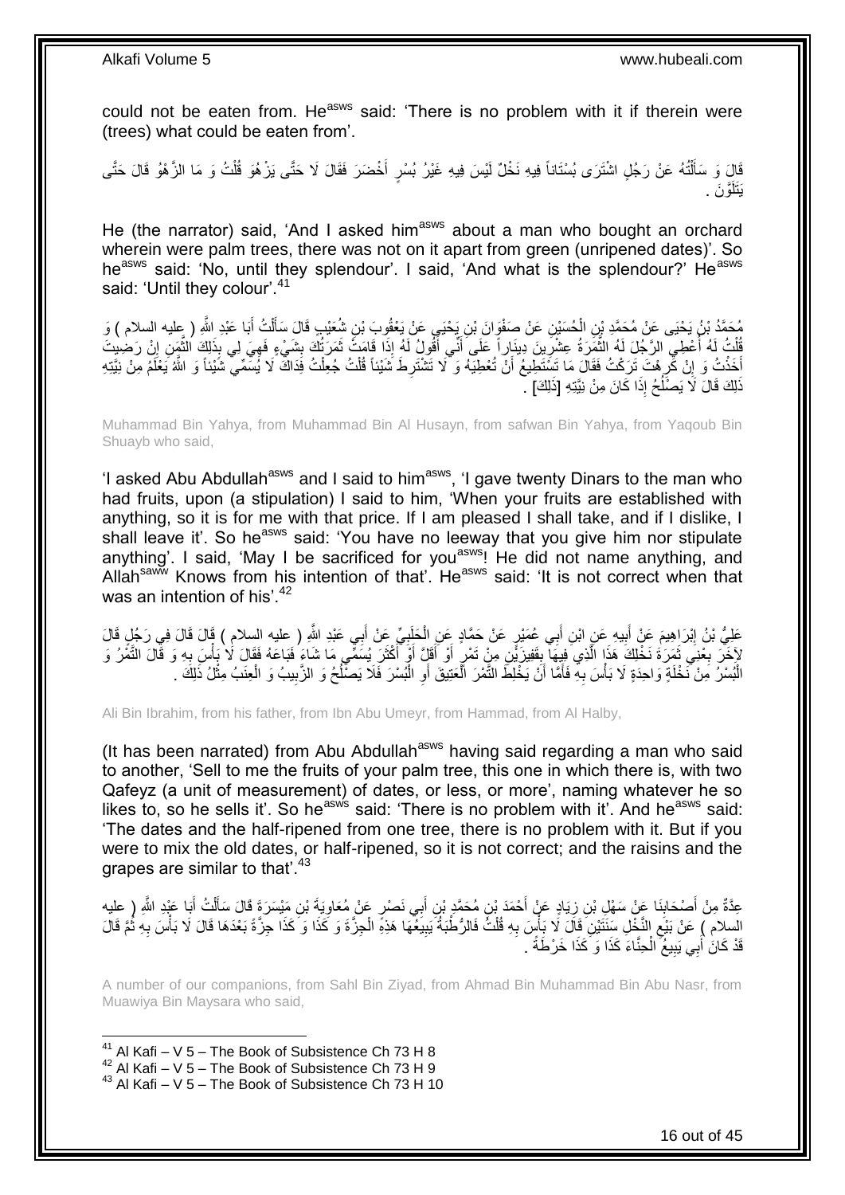could not be eaten from. He[asws] said: 'There is no problem with it if therein were (trees) what could be eaten from'.

قَالَ وَ سَأَلْتُهُ عَنْ رَجُلٍ اشْتَرَى بُسْتَاناً فِيهِ نَخْلٌ لَيْسَ فِيهِ غَيْرُ بُسْرٍ أَخْضَرَ فَقَالَ لَا حَتَّى يَزْهُوَ قُلْتُ وَ مَا الزَّهْوُ قَالَ حَتَّى يَتَلَوَّنَ .

He (the narrator) said, 'And I asked him[asws] about a man who bought an orchard wherein were palm trees, there was not on it apart from green (unripened dates)'. So he[asws] said: 'No, until they splendour'. I said, 'And what is the splendour?' He[asws] said: 'Until they colour'.[41]

مُحَمَّدُ بْنُ يَحْيَى عَنْ مُحَمَّدِ بْنِ الْحُسَيْنِ عَنْ صَفْوَانَ بْنِ يَحْيَى عَنْ يَعْقُوبَ بْنِ شُعَيْبٍ قَالَ سَأَلْتُ أَبَا عَبْدِ اللَّهِ ( عليه السلام ) وَ قُلْتُ لَهُ أُعْطِي الرَّجُلَ لَهُ الثَّمَرَةُ عِشْرِينَ دِينَاراً عَلَى أَنِّي أَقُولُ لَهُ إِذَا قَامَتْ ثَمَرَتُكَ بِشَيْءٍ فَهِيَ لِي بِذَلِكَ الثَّمَنِ إِنْ رَضِيتُ أَخَذْتُ وَ إِنْ كَرِهْتُ تَرَكْتُ فَقَالَ مَا تَسْتَطِيعُ أَنْ تُعْطِيَهُ وَ لَا تَشْتَرِطَ شَيْئاً قُلْتُ جُعِلْتُ فِدَاكَ لَا يُسَمِّي شَيْئاً وَ اللَّهُ يَعْلَمُ مِنْ نِيَّتِهِ ذَلِكَ قَالَ لَا يَصْلُحُ إِذَا كَانَ مِنْ نِيَّتِهِ [ذَلِكَ] .

Muhammad Bin Yahya, from Muhammad Bin Al Husayn, from safwan Bin Yahya, from Yaqoub Bin Shuayb who said,

'I asked Abu Abdullah[asws] and I said to him[asws], 'I gave twenty Dinars to the man who had fruits, upon (a stipulation) I said to him, 'When your fruits are established with anything, so it is for me with that price. If I am pleased I shall take, and if I dislike, I shall leave it'. So he[asws] said: 'You have no leeway that you give him nor stipulate anything'. I said, 'May I be sacrificed for you[asws]! He did not name anything, and Allah[saww] Knows from his intention of that'. He[asws] said: 'It is not correct when that was an intention of his'.[42]

عَلِيُّ بْنُ إِبْرَاهِيمَ عَنْ أَبِيهِ عَنِ ابْنِ أَبِي عُمَيْرٍ عَنْ حَمَّادٍ عَنِ الْحَلَبِيِّ عَنْ أَبِي عَبْدِ اللَّهِ ( عليه السلام ) قَالَ قَالَ فِي رَجُلٍ قَالَ لِآخَرَ بِعْنِي ثَمَرَةَ نَخْلِكَ هَذَا الَّذِي فِيهَا بِقَفِيزَيْنِ مِنْ تَمْرٍ أَوْ أَقَلَّ أَوْ أَكْثَرَ يُسَمِّي مَا شَاءَ فَبَاعَهُ فَقَالَ لَا بَأْسَ بِهِ وَ قَالَ التَّمْرُ وَ الْبُسْرُ مِنْ نَخْلَةٍ وَاحِدَةٍ لَا بَأْسَ بِهِ فَأَمَّا أَنْ يَخْلِطَ التَّمْرَ الْعَتِيقَ أَوِ الْبُسْرَ فَلَا يَصْلُحُ وَ الزَّبِيبُ وَ الْعِنَبُ مِثْلُ ذَلِكَ .

Ali Bin Ibrahim, from his father, from Ibn Abu Umeyr, from Hammad, from Al Halby,

(It has been narrated) from Abu Abdullah[asws] having said regarding a man who said to another, 'Sell to me the fruits of your palm tree, this one in which there is, with two Qafeyz (a unit of measurement) of dates, or less, or more', naming whatever he so likes to, so he sells it'. So he[asws] said: 'There is no problem with it'. And he[asws] said: 'The dates and the half-ripened from one tree, there is no problem with it. But if you were to mix the old dates, or half-ripened, so it is not correct; and the raisins and the grapes are similar to that'.[43]

عِدَّةٌ مِنْ أَصْحَابِنَا عَنْ سَهْلِ بْنِ زِيَادٍ عَنْ أَحْمَدَ بْنِ مُحَمَّدِ بْنِ أَبِي نَصْرٍ عَنْ مُعَاوِيَةَ بْنِ مَيْسَرَةَ قَالَ سَأَلْتُ أَبَا عَبْدِ اللَّهِ ( عليه السلام ) عَنْ بَيْعِ النَّخْلِ سَنَتَيْنِ قَالَ لَا بَأْسَ بِهِ قُلْتُ فَالرُّطَبَةُ يَبِيعُهَا هَذِهِ الْجِزَّةَ وَ كَذَا وَ كَذَا جِزَّةً بَعْدَهَا قَالَ لَا بَأْسَ بِهِ ثُمَّ قَالَ قَدْ كَانَ أَبِي يَبِيعُ الْحِنَّاءَ كَذَا وَ كَذَا خَرْطَةً .

A number of our companions, from Sahl Bin Ziyad, from Ahmad Bin Muhammad Bin Abu Nasr, from Muawiya Bin Maysara who said,

[41] Al Kafi – V 5 – The Book of Subsistence Ch 73 H 8
[42] Al Kafi – V 5 – The Book of Subsistence Ch 73 H 9
[43] Al Kafi – V 5 – The Book of Subsistence Ch 73 H 10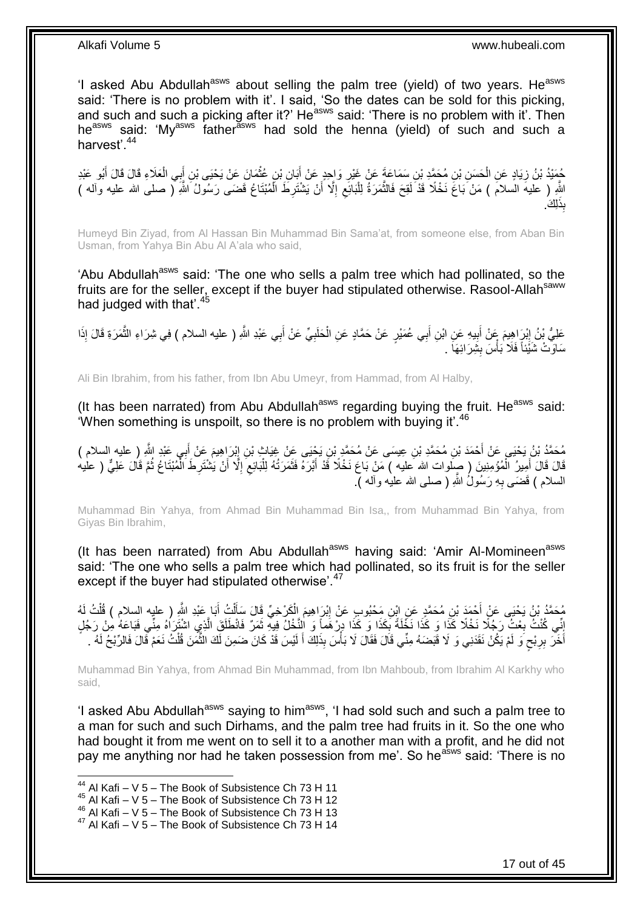'I asked Abu Abdullah[asws] about selling the palm tree (yield) of two years. He[asws] said: 'There is no problem with it'. I said, 'So the dates can be sold for this picking, and such and such a picking after it?' He[asws] said: 'There is no problem with it'. Then he[asws] said: 'My[asws] father[asws] had sold the henna (yield) of such and such a harvest'.[44]

حُمَيْدُ بْنُ زِيَادٍ عَنِ الْحَسَنِ بْنِ مُحَمَّدِ بْنِ سَمَاعَةَ عَنْ غَيْرِ وَاحِدٍ عَنْ أَبَانِ بْنِ عُثْمَانَ عَنْ يَحْيَى بْنِ أَبِي الْعَلَاءِ قَالَ قَالَ أَبُو عَبْدِ اللَّهِ ( عليه السلام ) مَنْ بَاعَ نَخْلًا قَدْ لَقِحَ فَالثَّمَرَةُ لِلْبَائِعِ إِلَّا أَنْ يَشْتَرِطَ الْمُبْتَاعُ قَضَى رَسُولُ اللَّهِ ( صلى الله عليه وآله ) بِذَلِكَ.

Humeyd Bin Ziyad, from Al Hassan Bin Muhammad Bin Sama'at, from someone else, from Aban Bin Usman, from Yahya Bin Abu Al A'ala who said,

'Abu Abdullah[asws] said: 'The one who sells a palm tree which had pollinated, so the fruits are for the seller, except if the buyer had stipulated otherwise. Rasool-Allah[saww] had judged with that'.[45]

عَلِيُّ بْنُ إِبْرَاهِيمَ عَنْ أَبِيهِ عَنِ ابْنِ أَبِي عُمَيْرٍ عَنْ حَمَّادٍ عَنِ الْحَلَبِيِّ عَنْ أَبِي عَبْدِ اللَّهِ ( عليه السلام ) فِي شِرَاءِ الثَّمَرَةِ قَالَ إِذَا سَاوَتْ شَيْئاً فَلَا بَأْسَ بِشِرَائِهَا .

Ali Bin Ibrahim, from his father, from Ibn Abu Umeyr, from Hammad, from Al Halby,

(It has been narrated) from Abu Abdullah[asws] regarding buying the fruit. He[asws] said: 'When something is unspoilt, so there is no problem with buying it'.[46]

مُحَمَّدُ بْنُ يَحْيَى عَنْ أَحْمَدَ بْنِ مُحَمَّدِ بْنِ عِيسَى عَنْ مُحَمَّدِ بْنِ يَحْيَى عَنْ غِيَاثِ بْنِ إِبْرَاهِيمَ عَنْ أَبِي عَبْدِ اللَّهِ ( عليه السلام ) قَالَ قَالَ أَمِيرُ الْمُؤْمِنِينَ ( صلوات الله عليه ) مَنْ بَاعَ نَخْلًا قَدْ أَبَّرَهُ فَثَمَرَتُهُ لِلْبَائِعِ إِلَّا أَنْ يَشْتَرِطَ الْمُبْتَاعُ ثُمَّ قَالَ عَلِيٌّ ( عليه السلام ) قَضَى بِهِ رَسُولُ اللَّهِ ( صلى الله عليه وآله ).

Muhammad Bin Yahya, from Ahmad Bin Muhammad Bin Isa,, from Muhammad Bin Yahya, from Giyas Bin Ibrahim,

(It has been narrated) from Abu Abdullah[asws] having said: 'Amir Al-Momineen[asws] said: 'The one who sells a palm tree which had pollinated, so its fruit is for the seller except if the buyer had stipulated otherwise'.[47]

مُحَمَّدُ بْنُ يَحْيَى عَنْ أَحْمَدَ بْنِ مُحَمَّدٍ عَنِ ابْنِ مَحْبُوبٍ عَنْ إِبْرَاهِيمَ الْكَرْخِيِّ قَالَ سَأَلْتُ أَبَا عَبْدِ اللَّهِ ( عليه السلام ) قُلْتُ لَهُ إِنِّي كُنْتُ بِعْتُ رَجُلًا نَخْلًا كَذَا وَ كَذَا نَخْلَةً بِكَذَا وَ كَذَا دِرْهَماً وَ النَّخْلُ فِيهِ ثَمَرٌ فَانْطَلَقَ الَّذِي اشْتَرَاهُ مِنِّي فَبَاعَهُ مِنْ رَجُلٍ آخَرَ بِرِبْحٍ وَ لَمْ يَكُنْ نَقَدَنِي وَ لَا قَبَضَهُ مِنِّي قَالَ فَقَالَ لَا بَأْسَ بِذَلِكَ أَ لَيْسَ قَدْ كَانَ ضَمِنَ لَكَ الثَّمَنَ قُلْتُ نَعَمْ قَالَ فَالرِّبْحُ لَهُ .

Muhammad Bin Yahya, from Ahmad Bin Muhammad, from Ibn Mahboub, from Ibrahim Al Karkhy who said,

'I asked Abu Abdullah[asws] saying to him[asws], 'I had sold such and such a palm tree to a man for such and such Dirhams, and the palm tree had fruits in it. So the one who had bought it from me went on to sell it to another man with a profit, and he did not pay me anything nor had he taken possession from me'. So he[asws] said: 'There is no

---

[44] Al Kafi – V 5 – The Book of Subsistence Ch 73 H 11
[45] Al Kafi – V 5 – The Book of Subsistence Ch 73 H 12
[46] Al Kafi – V 5 – The Book of Subsistence Ch 73 H 13
[47] Al Kafi – V 5 – The Book of Subsistence Ch 73 H 14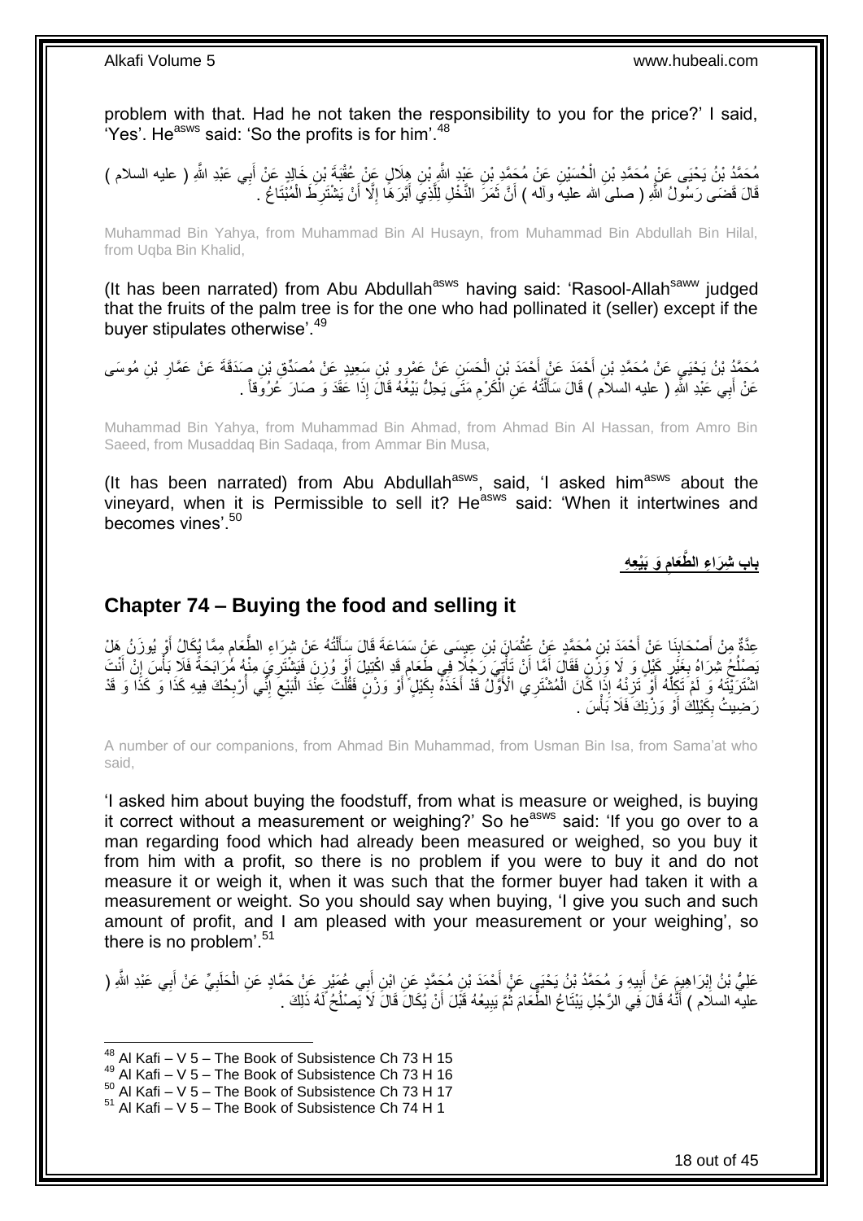problem with that. Had he not taken the responsibility to you for the price?' I said, 'Yes'. He[asws] said: 'So the profits is for him'.[48]

مُحَمَّدُ بْنُ يَحْيَى عَنْ مُحَمَّدِ بْنِ الْحُسَيْنِ عَنْ مُحَمَّدِ بْنِ عَبْدِ اللَّهِ بْنِ هِلَالٍ عَنْ عُقْبَةَ بْنِ خَالِدٍ عَنْ أَبِي عَبْدِ اللَّهِ ( عليه السلام ) قَالَ قَضَى رَسُولُ اللَّهِ ( صلى الله عليه وآله ) أَنَّ ثَمَرَ النَّخْلِ لِلَّذِي أَبَّرَهَا إِلَّا أَنْ يَشْتَرِطَ الْمُبْتَاعُ .

Muhammad Bin Yahya, from Muhammad Bin Al Husayn, from Muhammad Bin Abdullah Bin Hilal, from Uqba Bin Khalid,

(It has been narrated) from Abu Abdullah[asws] having said: 'Rasool-Allah[saww] judged that the fruits of the palm tree is for the one who had pollinated it (seller) except if the buyer stipulates otherwise'.[49]

مُحَمَّدُ بْنُ يَحْيَى عَنْ مُحَمَّدِ بْنِ أَحْمَدَ عَنْ أَحْمَدَ بْنِ الْحَسَنِ عَنْ عَمْرِو بْنِ سَعِيدٍ عَنْ مُصَدِّقِ بْنِ صَدَقَةَ عَنْ عَمَّارِ بْنِ مُوسَى عَنْ أَبِي عَبْدِ اللَّهِ ( عليه السلام ) قَالَ سَأَلْتُهُ عَنِ الْكَرْمِ مَتَى يَحِلُّ بَيْعُهُ قَالَ إِذَا عَقَدَ وَ صَارَ عُرُوقاً .

Muhammad Bin Yahya, from Muhammad Bin Ahmad, from Ahmad Bin Al Hassan, from Amro Bin Saeed, from Musaddaq Bin Sadaqa, from Ammar Bin Musa,

(It has been narrated) from Abu Abdullah[asws], said, 'I asked him[asws] about the vineyard, when it is Permissible to sell it? He[asws] said: 'When it intertwines and becomes vines'.[50]

**باب شِرَاءِ الطَّعَامِ وَ بَيْعِهِ**

## Chapter 74 – Buying the food and selling it

عِدَّةٌ مِنْ أَصْحَابِنَا عَنْ أَحْمَدَ بْنِ مُحَمَّدٍ عَنْ عُثْمَانَ بْنِ عِيسَى عَنْ سَمَاعَةَ قَالَ سَأَلْتُهُ عَنْ شِرَاءِ الطَّعَامِ مِمَّا يُكَالُ أَوْ يُوزَنُ هَلْ يَصْلُحُ شِرَاهُ بِغَيْرِ كَيْلٍ وَ لَا وَزْنٍ فَقَالَ أَمَّا أَنْ تَأْتِيَ رَجُلًا فِي طَعَامٍ قَدِ اكْتِيلَ أَوْ وُزِنَ فَيَشْتَرِيَ مِنْهُ مُرَابَحَةً فَلَا بَأْسَ إِنْ أَنْتَ اشْتَرَيْتَهُ وَ لَمْ تَكِلْهُ أَوْ تَزِنْهُ إِذَا كَانَ الْمُشْتَرِي الْأَوَّلُ قَدْ أَخَذَهُ بِكَيْلٍ أَوْ وَزْنٍ فَقُلْتَ عِنْدَ الْبَيْعِ إِنِّي أُرْبِحُكَ فِيهِ كَذَا وَ كَذَا وَ قَدْ رَضِيتُ بِكَيْلِكَ أَوْ وَزْنِكَ فَلَا بَأْسَ .

A number of our companions, from Ahmad Bin Muhammad, from Usman Bin Isa, from Sama'at who said,

'I asked him about buying the foodstuff, from what is measure or weighed, is buying it correct without a measurement or weighing?' So he[asws] said: 'If you go over to a man regarding food which had already been measured or weighed, so you buy it from him with a profit, so there is no problem if you were to buy it and do not measure it or weigh it, when it was such that the former buyer had taken it with a measurement or weight. So you should say when buying, 'I give you such and such amount of profit, and I am pleased with your measurement or your weighing', so there is no problem'.[51]

عَلِيُّ بْنُ إِبْرَاهِيمَ عَنْ أَبِيهِ وَ مُحَمَّدُ بْنُ يَحْيَى عَنْ أَحْمَدَ بْنِ مُحَمَّدٍ عَنِ ابْنِ أَبِي عُمَيْرٍ عَنْ حَمَّادٍ عَنِ الْحَلَبِيِّ عَنْ أَبِي عَبْدِ اللَّهِ ( عليه السلام ) أَنَّهُ قَالَ فِي الرَّجُلِ يَبْتَاعُ الطَّعَامَ ثُمَّ يَبِيعُهُ قَبْلَ أَنْ يُكَالَ قَالَ لَا يَصْلُحُ لَهُ ذَلِكَ .

---

[48] Al Kafi – V 5 – The Book of Subsistence Ch 73 H 15
[49] Al Kafi – V 5 – The Book of Subsistence Ch 73 H 16
[50] Al Kafi – V 5 – The Book of Subsistence Ch 73 H 17
[51] Al Kafi – V 5 – The Book of Subsistence Ch 74 H 1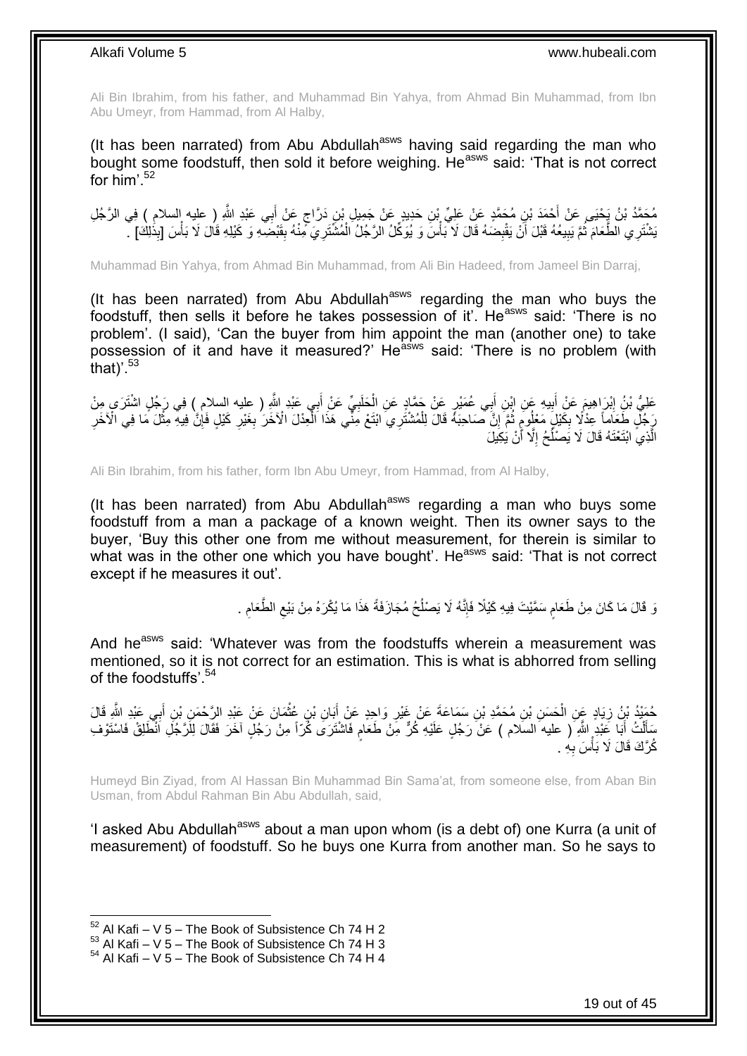Ali Bin Ibrahim, from his father, and Muhammad Bin Yahya, from Ahmad Bin Muhammad, from Ibn Abu Umeyr, from Hammad, from Al Halby,

(It has been narrated) from Abu Abdullah[asws] having said regarding the man who bought some foodstuff, then sold it before weighing. He[asws] said: 'That is not correct for him'.[52]

مُحَمَّدُ بْنُ يَحْيَى عَنْ أَحْمَدَ بْنِ مُحَمَّدٍ عَنْ عَلِيِّ بْنِ حَدِيدٍ عَنْ جَمِيلِ بْنِ دَرَّاجٍ عَنْ أَبِي عَبْدِ اللَّهِ ( عليه السلام ) فِي الرَّجُلِ يَشْتَرِي الطَّعَامَ ثُمَّ يَبِيعُهُ قَبْلَ أَنْ يَقْبِضَهُ قَالَ لَا بَأْسَ وَ يُوَكِّلُ الرَّجُلُ الْمُشْتَرِيَ مِنْهُ بِقَبْضِهِ وَ كَيْلِهِ قَالَ لَا بَأْسَ [بِذَلِكَ] .

Muhammad Bin Yahya, from Ahmad Bin Muhammad, from Ali Bin Hadeed, from Jameel Bin Darraj,

(It has been narrated) from Abu Abdullah[asws] regarding the man who buys the foodstuff, then sells it before he takes possession of it'. He[asws] said: 'There is no problem'. (I said), 'Can the buyer from him appoint the man (another one) to take possession of it and have it measured?' He[asws] said: 'There is no problem (with that)'.[53]

عَلِيُّ بْنُ إِبْرَاهِيمَ عَنْ أَبِيهِ عَنِ ابْنِ أَبِي عُمَيْرٍ عَنْ حَمَّادٍ عَنِ الْحَلَبِيِّ عَنْ أَبِي عَبْدِ اللَّهِ ( عليه السلام ) فِي رَجُلٍ اشْتَرَى مِنْ رَجُلٍ طَعَاماً عِدْلًا بِكَيْلٍ مَعْلُومٍ ثُمَّ إِنَّ صَاحِبَهُ قَالَ لِلْمُشْتَرِي ابْتَعْ مِنِّي هَذَا الْعِدْلَ الْآخَرَ بِغَيْرِ كَيْلٍ فَإِنَّ فِيهِ مِثْلَ مَا فِي الْآخَرِ الَّذِي ابْتَعْتَهُ قَالَ لَا يَصْلُحُ إِلَّا أَنْ يَكِيلَ

Ali Bin Ibrahim, from his father, form Ibn Abu Umeyr, from Hammad, from Al Halby,

(It has been narrated) from Abu Abdullah[asws] regarding a man who buys some foodstuff from a man a package of a known weight. Then its owner says to the buyer, 'Buy this other one from me without measurement, for therein is similar to what was in the other one which you have bought'. He[asws] said: 'That is not correct except if he measures it out'.

وَ قَالَ مَا كَانَ مِنْ طَعَامٍ سَمَّيْتَ فِيهِ كَيْلًا فَإِنَّهُ لَا يَصْلُحُ مُجَازَفَةً هَذَا مَا يُكْرَهُ مِنْ بَيْعِ الطَّعَامِ .

And he[asws] said: 'Whatever was from the foodstuffs wherein a measurement was mentioned, so it is not correct for an estimation. This is what is abhorred from selling of the foodstuffs'.[54]

حُمَيْدُ بْنُ زِيَادٍ عَنِ الْحَسَنِ بْنِ مُحَمَّدِ بْنِ سَمَاعَةَ عَنْ غَيْرِ وَاحِدٍ عَنْ أَبَانِ بْنِ عُثْمَانَ عَنْ عَبْدِ الرَّحْمَنِ بْنِ أَبِي عَبْدِ اللَّهِ قَالَ سَأَلْتُ أَبَا عَبْدِ اللَّهِ ( عليه السلام ) عَنْ رَجُلٍ عَلَيْهِ كُرٌّ مِنْ طَعَامٍ فَاشْتَرَى كُرّاً مِنْ رَجُلٍ آخَرَ فَقَالَ لِلرَّجُلِ انْطَلِقْ فَاسْتَوْفِ كُرَّكَ قَالَ لَا بَأْسَ بِهِ .

Humeyd Bin Ziyad, from Al Hassan Bin Muhammad Bin Sama'at, from someone else, from Aban Bin Usman, from Abdul Rahman Bin Abu Abdullah, said,

'I asked Abu Abdullah[asws] about a man upon whom (is a debt of) one Kurra (a unit of measurement) of foodstuff. So he buys one Kurra from another man. So he says to

[52] Al Kafi – V 5 – The Book of Subsistence Ch 74 H 2
[53] Al Kafi – V 5 – The Book of Subsistence Ch 74 H 3
[54] Al Kafi – V 5 – The Book of Subsistence Ch 74 H 4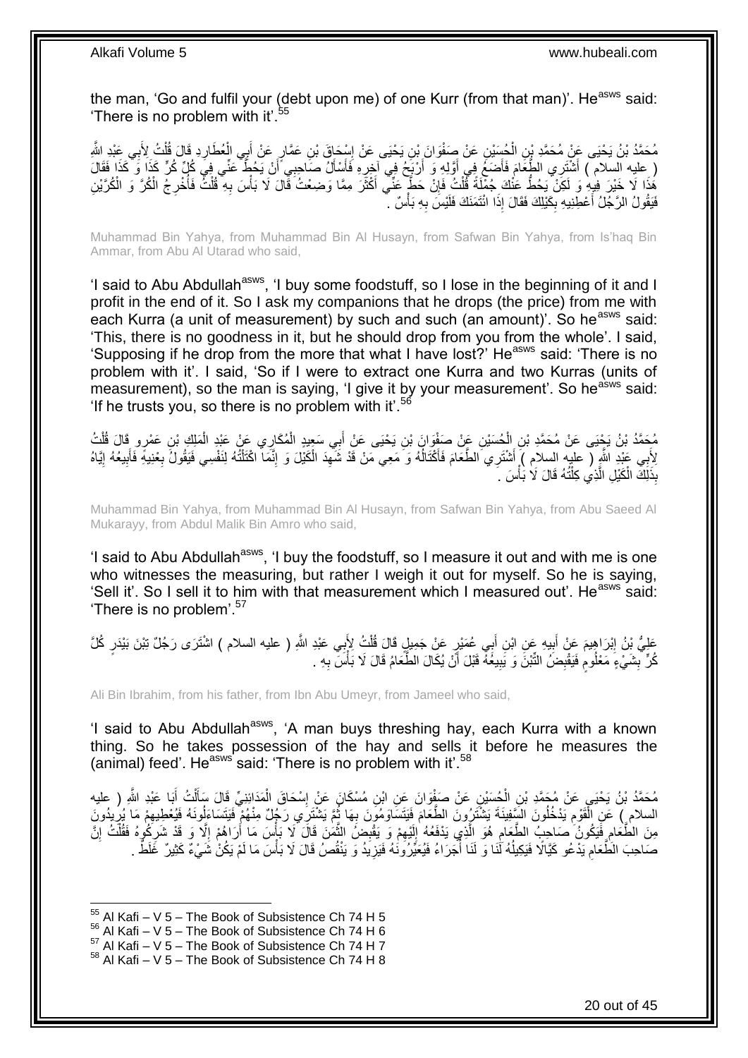the man, 'Go and fulfil your (debt upon me) of one Kurr (from that man)'. He[asws] said: 'There is no problem with it'.[55]

مُحَمَّدُ بْنُ يَحْيَى عَنْ مُحَمَّدِ بْنِ الْحُسَيْنِ عَنْ صَفْوَانَ بْنِ يَحْيَى عَنْ إِسْحَاقَ بْنِ عَمَّارٍ عَنْ أَبِي الْعُطَارِدِ قَالَ قُلْتُ لِأَبِي عَبْدِ اللَّهِ ( عليه السلام ) أَشْتَرِي الطَّعَامَ فَأَضَعُ فِي أَوَّلِهِ وَ أَرْبَحُ فِي آخِرِهِ فَأَسْأَلُ صَاحِبِي أَنْ يَحُطَّ عَنِّي فِي كُلِّ كُرٍّ كَذَا وَ كَذَا فَقَالَ هَذَا لَا خَيْرَ فِيهِ وَ لَكِنْ يَحُطُّ عَنْكَ جُمْلَةً قُلْتُ فَإِنْ حَطَّ عَنِّي أَكْثَرَ مِمَّا وَضَعْتُ قَالَ لَا بَأْسَ بِهِ قُلْتُ فَأُخْرِجُ الْكُرَّ وَ الْكُرَّيْنِ فَيَقُولُ الرَّجُلُ أَعْطِنِيهِ بِكَيْلِكَ فَقَالَ إِذَا ائْتَمَنَكَ فَلَيْسَ بِهِ بَأْسٌ .

Muhammad Bin Yahya, from Muhammad Bin Al Husayn, from Safwan Bin Yahya, from Is'haq Bin Ammar, from Abu Al Utarad who said,

'I said to Abu Abdullah[asws], 'I buy some foodstuff, so I lose in the beginning of it and I profit in the end of it. So I ask my companions that he drops (the price) from me with each Kurra (a unit of measurement) by such and such (an amount)'. So he[asws] said: 'This, there is no goodness in it, but he should drop from you from the whole'. I said, 'Supposing if he drop from the more that what I have lost?' He[asws] said: 'There is no problem with it'. I said, 'So if I were to extract one Kurra and two Kurras (units of measurement), so the man is saying, 'I give it by your measurement'. So he[asws] said: 'If he trusts you, so there is no problem with it'.[56]

مُحَمَّدُ بْنُ يَحْيَى عَنْ مُحَمَّدِ بْنِ الْحُسَيْنِ عَنْ صَفْوَانَ بْنِ يَحْيَى عَنْ أَبِي سَعِيدٍ الْمُكَارِي عَنْ عَبْدِ الْمَلِكِ بْنِ عَمْرٍو قَالَ قُلْتُ لِأَبِي عَبْدِ اللَّهِ ( عليه السلام ) أَشْتَرِي الطَّعَامَ فَأَكْتَالُهُ وَ مَعِي مَنْ قَدْ شَهِدَ الْكَيْلَ وَ إِنَّمَا اكْتَلْتُهُ لِنَفْسِي فَيَقُولُ بِعْنِيهِ فَأَبِيعُهُ إِيَّاهُ بِذَلِكَ الْكَيْلِ الَّذِي كِلْتُهُ قَالَ لَا بَأْسَ .

Muhammad Bin Yahya, from Muhammad Bin Al Husayn, from Safwan Bin Yahya, from Abu Saeed Al Mukarayy, from Abdul Malik Bin Amro who said,

'I said to Abu Abdullah[asws], 'I buy the foodstuff, so I measure it out and with me is one who witnesses the measuring, but rather I weigh it out for myself. So he is saying, 'Sell it'. So I sell it to him with that measurement which I measured out'. He[asws] said: 'There is no problem'.[57]

عَلِيُّ بْنُ إِبْرَاهِيمَ عَنْ أَبِيهِ عَنِ ابْنِ أَبِي عُمَيْرٍ عَنْ جَمِيلٍ قَالَ قُلْتُ لِأَبِي عَبْدِ اللَّهِ ( عليه السلام ) اشْتَرَى رَجُلٌ تِبْنَ بَيْدَرٍ كُلَّ كُرٍّ بِشَيْءٍ مَعْلُومٍ فَيَقْبِضُ التِّبْنَ وَ يَبِيعُهُ قَبْلَ أَنْ يُكَالَ الطَّعَامُ قَالَ لَا بَأْسَ بِهِ .

Ali Bin Ibrahim, from his father, from Ibn Abu Umeyr, from Jameel who said,

'I said to Abu Abdullah[asws], 'A man buys threshing hay, each Kurra with a known thing. So he takes possession of the hay and sells it before he measures the (animal) feed'. He[asws] said: 'There is no problem with it'.[58]

مُحَمَّدُ بْنُ يَحْيَى عَنْ مُحَمَّدِ بْنِ الْحُسَيْنِ عَنْ صَفْوَانَ عَنِ ابْنِ مُسْكَانَ عَنْ إِسْحَاقَ الْمَدَائِنِيِّ قَالَ سَأَلْتُ أَبَا عَبْدِ اللَّهِ ( عليه السلام ) عَنِ الْقَوْمِ يَدْخُلُونَ السَّفِينَةَ يَشْتَرُونَ الطَّعَامَ فَيَتَسَاوَمُونَ بِهَا ثُمَّ يَشْتَرِي رَجُلٌ مِنْهُمْ فَيَتَسَاءَلُونَهُ فَيُعْطِيهِمْ مَا يُرِيدُونَ مِنَ الطَّعَامِ فَيَكُونُ صَاحِبُ الطَّعَامِ هُوَ الَّذِي يَدْفَعُهُ إِلَيْهِمْ وَ يَقْبِضُ الثَّمَنَ قَالَ لَا بَأْسَ مَا أَرَاهُمْ إِلَّا وَ قَدْ شَرَكُوهُ فَقُلْتُ إِنَّ صَاحِبَ الطَّعَامِ يَدْعُو كَيَّالًا فَيَكِيلُهُ لَنَا وَ لَنَا أُجَرَاءُ فَيُعَيِّرُونَهُ فَيَزِيدُ وَ يَنْقُصُ قَالَ لَا بَأْسَ مَا لَمْ يَكُنْ شَيْءٌ كَثِيرٌ غَلَطٌ .

[55] Al Kafi – V 5 – The Book of Subsistence Ch 74 H 5
[56] Al Kafi – V 5 – The Book of Subsistence Ch 74 H 6
[57] Al Kafi – V 5 – The Book of Subsistence Ch 74 H 7
[58] Al Kafi – V 5 – The Book of Subsistence Ch 74 H 8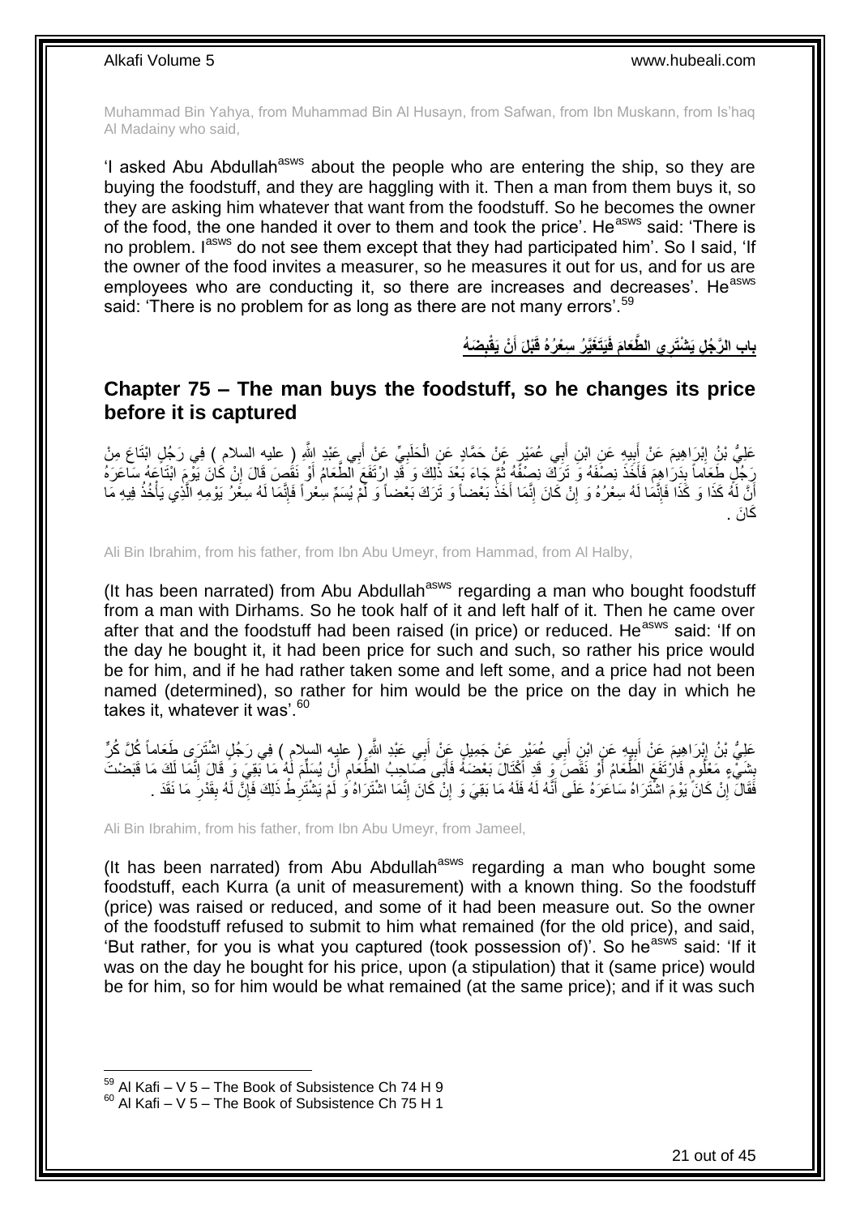Muhammad Bin Yahya, from Muhammad Bin Al Husayn, from Safwan, from Ibn Muskann, from Is'haq Al Madainy who said,

'I asked Abu Abdullah[asws] about the people who are entering the ship, so they are buying the foodstuff, and they are haggling with it. Then a man from them buys it, so they are asking him whatever that want from the foodstuff. So he becomes the owner of the food, the one handed it over to them and took the price'. He[asws] said: 'There is no problem. I[asws] do not see them except that they had participated him'. So I said, 'If the owner of the food invites a measurer, so he measures it out for us, and for us are employees who are conducting it, so there are increases and decreases'. He[asws] said: 'There is no problem for as long as there are not many errors'.[59]

## باب الرَّجُلِ يَشْتَرِي الطَّعَامَ فَيَتَغَيَّرُ سِعْرُهُ قَبْلَ أَنْ يَقْبِضَهُ

## Chapter 75 – The man buys the foodstuff, so he changes its price before it is captured

عَلِيُّ بْنُ إِبْرَاهِيمَ عَنْ أَبِيهِ عَنِ ابْنِ أَبِي عُمَيْرٍ عَنْ حَمَّادٍ عَنِ الْحَلَبِيِّ عَنْ أَبِي عَبْدِ اللَّهِ ( عليه السلام ) فِي رَجُلٍ ابْتَاعَ مِنْ رَجُلٍ طَعَاماً بِدَرَاهِمَ فَأَخَذَ نِصْفَهُ وَ تَرَكَ نِصْفَهُ ثُمَّ جَاءَ بَعْدَ ذَلِكَ وَ قَدِ ارْتَفَعَ الطَّعَامُ أَوْ نَقَصَ قَالَ إِنْ كَانَ يَوْمَ ابْتَاعَهُ سَاعَرَهُ أَنَّ لَهُ كَذَا وَ كَذَا فَإِنَّمَا لَهُ سِعْرُهُ وَ إِنْ كَانَ إِنَّمَا أَخَذَ بَعْضاً وَ تَرَكَ بَعْضاً وَ لَمْ يُسَمِّ سِعْراً فَإِنَّمَا لَهُ سِعْرُ يَوْمِهِ الَّذِي يَأْخُذُ فِيهِ مَا كَانَ .

Ali Bin Ibrahim, from his father, from Ibn Abu Umeyr, from Hammad, from Al Halby,

(It has been narrated) from Abu Abdullah[asws] regarding a man who bought foodstuff from a man with Dirhams. So he took half of it and left half of it. Then he came over after that and the foodstuff had been raised (in price) or reduced. He[asws] said: 'If on the day he bought it, it had been price for such and such, so rather his price would be for him, and if he had rather taken some and left some, and a price had not been named (determined), so rather for him would be the price on the day in which he takes it, whatever it was'.[60]

عَلِيُّ بْنُ إِبْرَاهِيمَ عَنْ أَبِيهِ عَنِ ابْنِ أَبِي عُمَيْرٍ عَنْ جَمِيلٍ عَنْ أَبِي عَبْدِ اللَّهِ ( عليه السلام ) فِي رَجُلٍ اشْتَرَى طَعَاماً كُلَّ كُرٍّ بِشَيْءٍ مَعْلُومٍ فَارْتَفَعَ الطَّعَامُ أَوْ نَقَصَ وَ قَدِ اكْتَالَ بَعْضَهُ فَأَبَى صَاحِبُ الطَّعَامِ أَنْ يُسَلِّمَ لَهُ مَا بَقِيَ وَ قَالَ إِنَّمَا لَكَ مَا قَبَضْتَ فَقَالَ إِنْ كَانَ يَوْمَ اشْتَرَاهُ سَاعَرَهُ عَلَى أَنَّهُ لَهُ فَلَهُ مَا بَقِيَ وَ إِنْ كَانَ إِنَّمَا اشْتَرَاهُ وَ لَمْ يَشْتَرِطْ ذَلِكَ فَإِنَّ لَهُ بِقَدْرِ مَا نَقَدَ .

Ali Bin Ibrahim, from his father, from Ibn Abu Umeyr, from Jameel,

(It has been narrated) from Abu Abdullah[asws] regarding a man who bought some foodstuff, each Kurra (a unit of measurement) with a known thing. So the foodstuff (price) was raised or reduced, and some of it had been measure out. So the owner of the foodstuff refused to submit to him what remained (for the old price), and said, 'But rather, for you is what you captured (took possession of)'. So he[asws] said: 'If it was on the day he bought for his price, upon (a stipulation) that it (same price) would be for him, so for him would be what remained (at the same price); and if it was such

---

[59] Al Kafi – V 5 – The Book of Subsistence Ch 74 H 9
[60] Al Kafi – V 5 – The Book of Subsistence Ch 75 H 1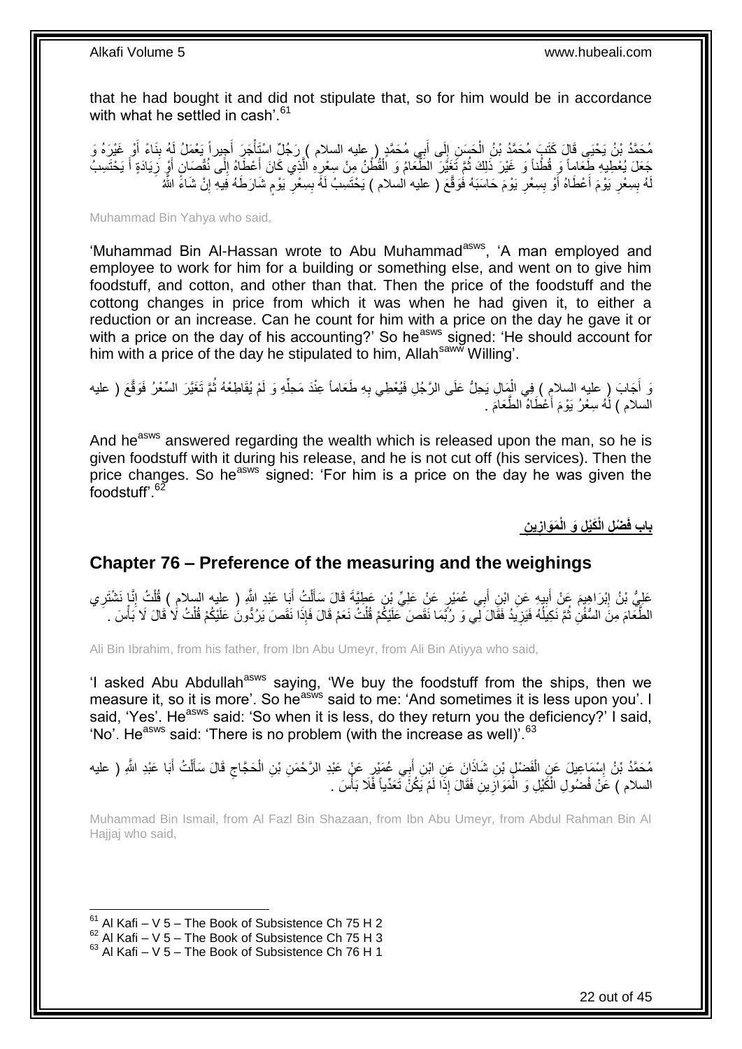that he had bought it and did not stipulate that, so for him would be in accordance with what he settled in cash'.[61]

مُحَمَّدُ بْنُ يَحْيَى قَالَ كَتَبَ مُحَمَّدُ بْنُ الْحَسَنِ إِلَى أَبِي مُحَمَّدٍ ( عليه السلام ) رَجُلٌ اسْتَأْجَرَ أَجِيراً يَعْمَلُ لَهُ بِنَاءً أَوْ غَيْرَهُ وَ جَعَلَ يُعْطِيهِ طَعَاماً وَ قُطْناً وَ غَيْرَ ذَلِكَ ثُمَّ تَغَيَّرَ الطَّعَامُ وَ الْقُطْنُ مِنْ سِعْرِهِ الَّذِي كَانَ أَعْطَاهُ إِلَى نُقْصَانٍ أَوْ زِيَادَةٍ أَ يَحْتَسِبُ لَهُ بِسِعْرِ يَوْمَ أَعْطَاهُ أَوْ بِسِعْرِ يَوْمَ حَاسَبَهُ فَوَقَّعَ ( عليه السلام ) يَحْتَسِبُ لَهُ بِسِعْرِ يَوْمِ شَارَطَهُ فِيهِ إِنْ شَاءَ اللَّهُ

Muhammad Bin Yahya who said,

'Muhammad Bin Al-Hassan wrote to Abu Muhammad[asws], 'A man employed and employee to work for him for a building or something else, and went on to give him foodstuff, and cotton, and other than that. Then the price of the foodstuff and the cottong changes in price from which it was when he had given it, to either a reduction or an increase. Can he count for him with a price on the day he gave it or with a price on the day of his accounting?' So he[asws] signed: 'He should account for him with a price of the day he stipulated to him, Allah[saww] Willing'.

وَ أَجَابَ ( عليه السلام ) فِي الْمَالِ يَحِلُّ عَلَى الرَّجُلِ فَيُعْطِي بِهِ طَعَاماً عِنْدَ مَحِلِّهِ وَ لَمْ يُقَاطِعْهُ ثُمَّ تَغَيَّرَ السِّعْرُ فَوَقَّعَ ( عليه السلام ) لَهُ سِعْرُ يَوْمَ أَعْطَاهُ الطَّعَامَ .

And he[asws] answered regarding the wealth which is released upon the man, so he is given foodstuff with it during his release, and he is not cut off (his services). Then the price changes. So he[asws] signed: 'For him is a price on the day he was given the foodstuff'.[62]

## باب فَضْلِ الْكَيْلِ وَ الْمَوَازِينِ

## Chapter 76 – Preference of the measuring and the weighings

عَلِيُّ بْنُ إِبْرَاهِيمَ عَنْ أَبِيهِ عَنِ ابْنِ أَبِي عُمَيْرٍ عَنْ عَلِيِّ بْنِ عَطِيَّةَ قَالَ سَأَلْتُ أَبَا عَبْدِ اللَّهِ ( عليه السلام ) قُلْتُ إِنَّا نَشْتَرِي الطَّعَامَ مِنَ السُّفُنِ ثُمَّ نَكِيلُهُ فَيَزِيدُ فَقَالَ لِي وَ رُبَّمَا نَقَصَ عَلَيْكُمْ قُلْتُ نَعَمْ قَالَ فَإِذَا نَقَصَ يَرُدُّونَ عَلَيْكُمْ قُلْتُ لَا قَالَ لَا بَأْسَ .

Ali Bin Ibrahim, from his father, from Ibn Abu Umeyr, from Ali Bin Atiyya who said,

'I asked Abu Abdullah[asws] saying, 'We buy the foodstuff from the ships, then we measure it, so it is more'. So he[asws] said to me: 'And sometimes it is less upon you'. I said, 'Yes'. He[asws] said: 'So when it is less, do they return you the deficiency?' I said, 'No'. He[asws] said: 'There is no problem (with the increase as well)'.[63]

مُحَمَّدُ بْنُ إِسْمَاعِيلَ عَنِ الْفَضْلِ بْنِ شَاذَانَ عَنِ ابْنِ أَبِي عُمَيْرٍ عَنْ عَبْدِ الرَّحْمَنِ بْنِ الْحَجَّاجِ قَالَ سَأَلْتُ أَبَا عَبْدِ اللَّهِ ( عليه السلام ) عَنْ فُضُولِ الْكَيْلِ وَ الْمَوَازِينِ فَقَالَ إِذَا لَمْ يَكُنْ تَعَدِّياً فَلَا بَأْسَ .

Muhammad Bin Ismail, from Al Fazl Bin Shazaan, from Ibn Abu Umeyr, from Abdul Rahman Bin Al Hajjaj who said,

[61] Al Kafi – V 5 – The Book of Subsistence Ch 75 H 2
[62] Al Kafi – V 5 – The Book of Subsistence Ch 75 H 3
[63] Al Kafi – V 5 – The Book of Subsistence Ch 76 H 1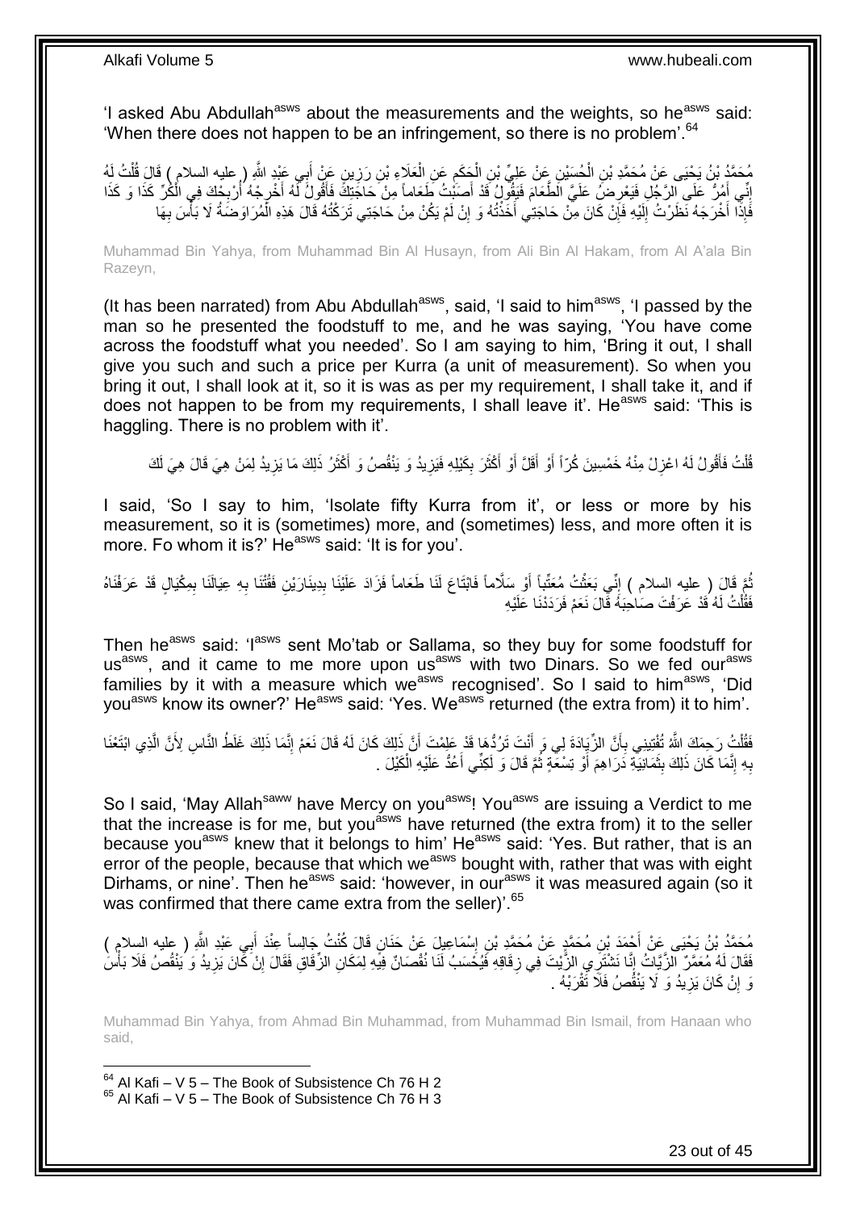'I asked Abu Abdullah[asws] about the measurements and the weights, so he[asws] said: 'When there does not happen to be an infringement, so there is no problem'.[64]

مُحَمَّدُ بْنُ يَحْيَى عَنْ مُحَمَّدِ بْنِ الْحُسَيْنِ عَنْ عَلِيِّ بْنِ الْحَكَمِ عَنِ الْعَلَاءِ بْنِ رَزِينٍ عَنْ أَبِي عَبْدِ اللَّهِ ( عليه السلام ) قَالَ قُلْتُ لَهُ إِنِّي أَمُرُّ عَلَى الرَّجُلِ فَيَعْرِضُ عَلَيَّ الطَّعَامَ فَيَقُولُ قَدْ أَصَبْتُ طَعَاماً مِنْ حَاجَتِكَ فَأَقُولُ لَهُ أَخْرِجْهُ أُرْبِحْكَ فِي الْكُرِّ كَذَا وَ كَذَا فَإِذَا أَخْرَجَهُ نَظَرْتُ إِلَيْهِ فَإِنْ كَانَ مِنْ حَاجَتِي أَخَذْتُهُ وَ إِنْ لَمْ يَكُنْ مِنْ حَاجَتِي تَرَكْتُهُ قَالَ هَذِهِ الْمُرَاوَضَةُ لَا بَأْسَ بِهَا

Muhammad Bin Yahya, from Muhammad Bin Al Husayn, from Ali Bin Al Hakam, from Al A'ala Bin Razeyn,

(It has been narrated) from Abu Abdullah[asws], said, 'I said to him[asws], 'I passed by the man so he presented the foodstuff to me, and he was saying, 'You have come across the foodstuff what you needed'. So I am saying to him, 'Bring it out, I shall give you such and such a price per Kurra (a unit of measurement). So when you bring it out, I shall look at it, so it is was as per my requirement, I shall take it, and if does not happen to be from my requirements, I shall leave it'. He[asws] said: 'This is haggling. There is no problem with it'.

قُلْتُ فَأَقُولُ لَهُ اعْزِلْ مِنْهُ خَمْسِينَ كُرّاً أَوْ أَقَلَّ أَوْ أَكْثَرَ بِكَيْلِهِ فَيَزِيدُ وَ يَنْقُصُ وَ أَكْثَرُ ذَلِكَ مَا يَزِيدُ لِمَنْ هِيَ قَالَ هِيَ لَكَ

I said, 'So I say to him, 'Isolate fifty Kurra from it', or less or more by his measurement, so it is (sometimes) more, and (sometimes) less, and more often it is more. Fo whom it is?' He[asws] said: 'It is for you'.

ثُمَّ قَالَ ( عليه السلام ) إِنِّي بَعَثْتُ مُعَتِّباً أَوْ سَلَّاماً فَابْتَاعَ لَنَا طَعَاماً فَزَادَ عَلَيْنَا بِدِينَارَيْنِ فَقُتْنَا بِهِ عِيَالَنَا بِمِكْيَالٍ قَدْ عَرَفْنَاهُ فَقُلْتُ لَهُ قَدْ عَرَفْتَ صَاحِبَهُ قَالَ نَعَمْ فَرَدَدْنَا عَلَيْهِ

Then he[asws] said: 'I[asws] sent Mo'tab or Sallama, so they buy for some foodstuff for us[asws], and it came to me more upon us[asws] with two Dinars. So we fed our[asws] families by it with a measure which we[asws] recognised'. So I said to him[asws], 'Did you[asws] know its owner?' He[asws] said: 'Yes. We[asws] returned (the extra from) it to him'.

فَقُلْتُ رَحِمَكَ اللَّهُ تُفْتِينِي بِأَنَّ الزِّيَادَةَ لِي وَ أَنْتَ تَرُدُّهَا قَدْ عَلِمْتَ أَنَّ ذَلِكَ كَانَ لَهُ قَالَ نَعَمْ إِنَّمَا ذَلِكَ غَلَطُ النَّاسِ لِأَنَّ الَّذِي ابْتَعْنَا بِهِ إِنَّمَا كَانَ ذَلِكَ بِثَمَانِيَةِ دَرَاهِمَ أَوْ تِسْعَةٍ ثُمَّ قَالَ وَ لَكِنِّي أَعُدُّ عَلَيْهِ الْكَيْلَ .

So I said, 'May Allah[saww] have Mercy on you[asws]! You[asws] are issuing a Verdict to me that the increase is for me, but you[asws] have returned (the extra from) it to the seller because you[asws] knew that it belongs to him' He[asws] said: 'Yes. But rather, that is an error of the people, because that which we[asws] bought with, rather that was with eight Dirhams, or nine'. Then he[asws] said: 'however, in our[asws] it was measured again (so it was confirmed that there came extra from the seller)'.[65]

مُحَمَّدُ بْنُ يَحْيَى عَنْ أَحْمَدَ بْنِ مُحَمَّدٍ عَنْ مُحَمَّدِ بْنِ إِسْمَاعِيلَ عَنْ حَنَانٍ قَالَ كُنْتُ جَالِساً عِنْدَ أَبِي عَبْدِ اللَّهِ ( عليه السلام ) فَقَالَ لَهُ مُعَمَّرٌ الزَّيَّاتُ إِنَّا نَشْتَرِي الزَّيْتَ فِي زِقَاقِهِ فَيُحْسَبُ لَنَا نُقْصَانٌ فِيهِ لِمَكَانِ الزِّقَاقِ فَقَالَ إِنْ كَانَ يَزِيدُ وَ يَنْقُصُ فَلَا بَأْسَ وَ إِنْ كَانَ يَزِيدُ وَ لَا يَنْقُصُ فَلَا تَقْرَبْهُ .

Muhammad Bin Yahya, from Ahmad Bin Muhammad, from Muhammad Bin Ismail, from Hanaan who said,

[64] Al Kafi – V 5 – The Book of Subsistence Ch 76 H 2
[65] Al Kafi – V 5 – The Book of Subsistence Ch 76 H 3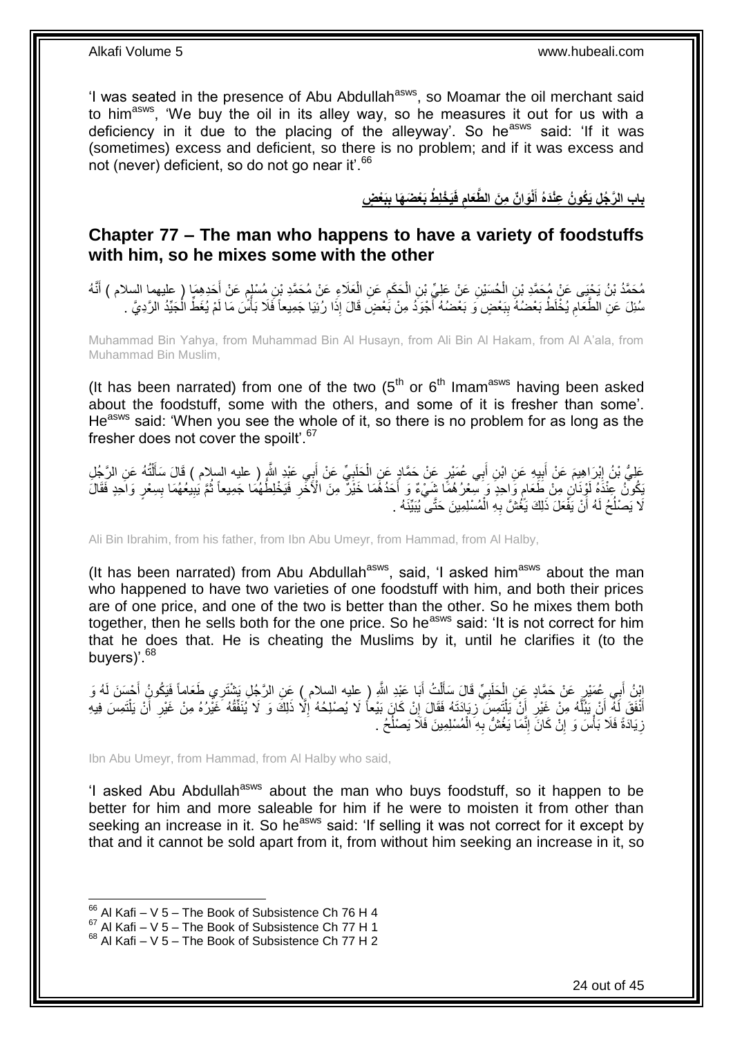'I was seated in the presence of Abu Abdullah[asws], so Moamar the oil merchant said to him[asws], 'We buy the oil in its alley way, so he measures it out for us with a deficiency in it due to the placing of the alleyway'. So he[asws] said: 'If it was (sometimes) excess and deficient, so there is no problem; and if it was excess and not (never) deficient, so do not go near it'.[66]

## باب الرَّجُلِ يَكُونُ عِنْدَهُ أَلْوَانٌ مِنَ الطَّعَامِ فَيَخْلِطُ بَعْضَهَا بِبَعْضٍ

## Chapter 77 – The man who happens to have a variety of foodstuffs with him, so he mixes some with the other

مُحَمَّدُ بْنُ يَحْيَى عَنْ مُحَمَّدِ بْنِ الْحُسَيْنِ عَنْ عَلِيِّ بْنِ الْحَكَمِ عَنِ الْعَلَاءِ عَنْ مُحَمَّدِ بْنِ مُسْلِمٍ عَنْ أَحَدِهِمَا ( عليهما السلام ) أَنَّهُ سُئِلَ عَنِ الطَّعَامِ يُخْلَطُ بَعْضُهُ بِبَعْضٍ وَ بَعْضُهُ أَجْوَدُ مِنْ بَعْضٍ قَالَ إِذَا رُئِيَا جَمِيعاً فَلَا بَأْسَ مَا لَمْ يُغَطِّ الْجَيِّدُ الرَّدِيَّ .

Muhammad Bin Yahya, from Muhammad Bin Al Husayn, from Ali Bin Al Hakam, from Al A'ala, from Muhammad Bin Muslim,

(It has been narrated) from one of the two ($5^{th}$ or $6^{th}$ Imam[asws] having been asked about the foodstuff, some with the others, and some of it is fresher than some'. He[asws] said: 'When you see the whole of it, so there is no problem for as long as the fresher does not cover the spoilt'.[67]

عَلِيُّ بْنُ إِبْرَاهِيمَ عَنْ أَبِيهِ عَنِ ابْنِ أَبِي عُمَيْرٍ عَنْ حَمَّادٍ عَنِ الْحَلَبِيِّ عَنْ أَبِي عَبْدِ اللَّهِ ( عليه السلام ) قَالَ سَأَلْتُهُ عَنِ الرَّجُلِ يَكُونُ عِنْدَهُ لَوْنَانِ مِنْ طَعَامٍ وَاحِدٍ وَ سِعْرُهُمَا شَيْءٌ وَ أَحَدُهُمَا خَيْرٌ مِنَ الْآخَرِ فَيَخْلِطُهُمَا جَمِيعاً ثُمَّ يَبِيعُهُمَا بِسِعْرٍ وَاحِدٍ فَقَالَ لَا يَصْلُحُ لَهُ أَنْ يَفْعَلَ ذَلِكَ يَغُشُّ بِهِ الْمُسْلِمِينَ حَتَّى يُبَيِّنَهُ .

Ali Bin Ibrahim, from his father, from Ibn Abu Umeyr, from Hammad, from Al Halby,

(It has been narrated) from Abu Abdullah[asws], said, 'I asked him[asws] about the man who happened to have two varieties of one foodstuff with him, and both their prices are of one price, and one of the two is better than the other. So he mixes them both together, then he sells both for the one price. So he[asws] said: 'It is not correct for him that he does that. He is cheating the Muslims by it, until he clarifies it (to the buyers)'.[68]

ابْنُ أَبِي عُمَيْرٍ عَنْ حَمَّادٍ عَنِ الْحَلَبِيِّ قَالَ سَأَلْتُ أَبَا عَبْدِ اللَّهِ ( عليه السلام ) عَنِ الرَّجُلِ يَشْتَرِي طَعَاماً فَيَكُونُ أَحْسَنَ لَهُ وَ أَنْفَقَ لَهُ أَنْ يَبُلَّهُ مِنْ غَيْرِ أَنْ يَلْتَمِسَ زِيَادَتَهُ فَقَالَ إِنْ كَانَ بَيْعاً لَا يُصْلِحُهُ إِلَّا ذَلِكَ وَ لَا يُنَفِّقُهُ غَيْرُهُ مِنْ غَيْرِ أَنْ يَلْتَمِسَ فِيهِ زِيَادَةً فَلَا بَأْسَ وَ إِنْ كَانَ إِنَّمَا يَغُشُّ بِهِ الْمُسْلِمِينَ فَلَا يَصْلُحُ .

Ibn Abu Umeyr, from Hammad, from Al Halby who said,

'I asked Abu Abdullah[asws] about the man who buys foodstuff, so it happen to be better for him and more saleable for him if he were to moisten it from other than seeking an increase in it. So he[asws] said: 'If selling it was not correct for it except by that and it cannot be sold apart from it, from without him seeking an increase in it, so

[66] Al Kafi – V 5 – The Book of Subsistence Ch 76 H 4
[67] Al Kafi – V 5 – The Book of Subsistence Ch 77 H 1
[68] Al Kafi – V 5 – The Book of Subsistence Ch 77 H 2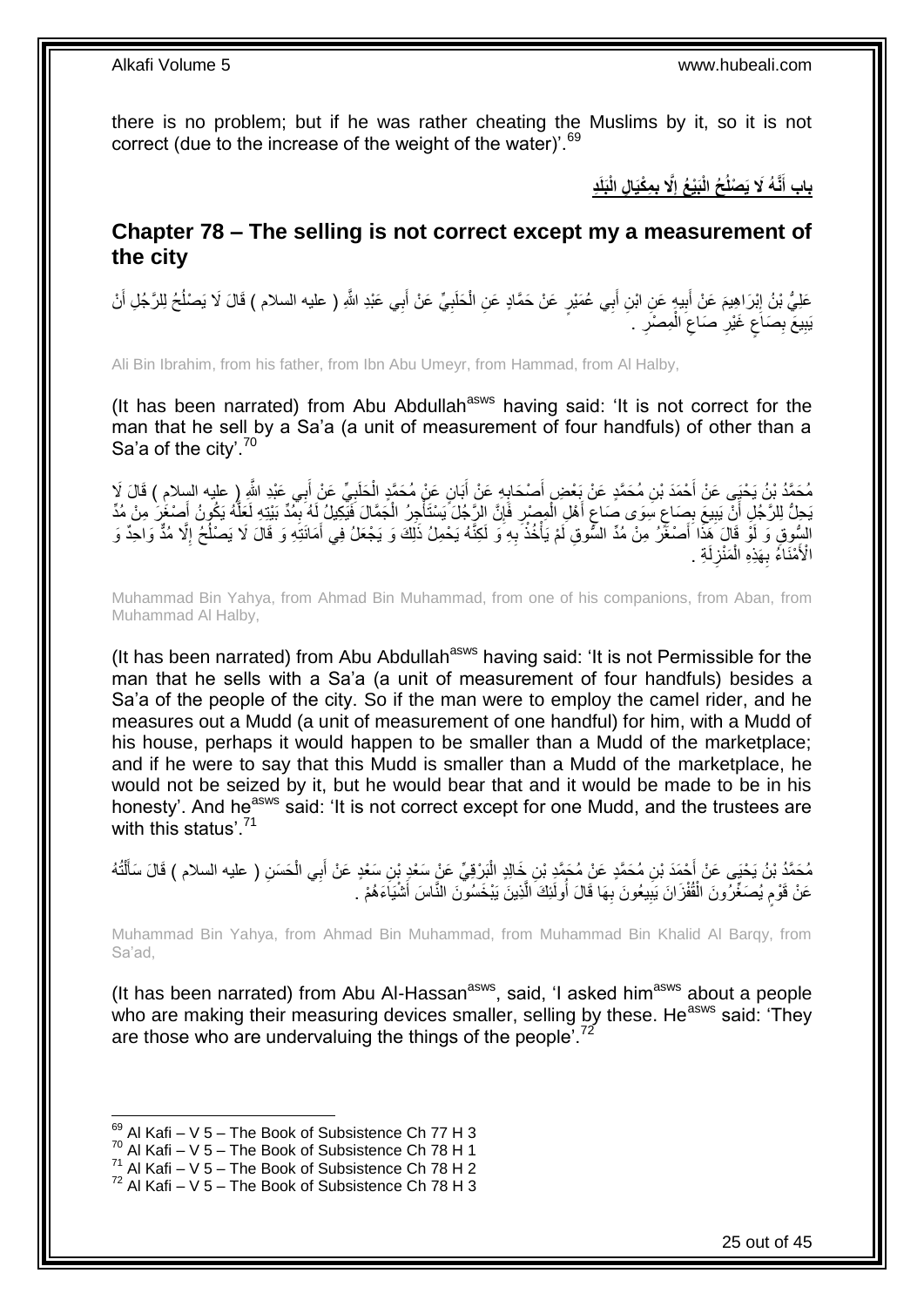there is no problem; but if he was rather cheating the Muslims by it, so it is not correct (due to the increase of the weight of the water)'.[69]

## باب أَنَّهُ لَا يَصْلُحُ الْبَيْعُ إِلَّا بِمِكْيَالِ الْبَلَدِ

## Chapter 78 – The selling is not correct except my a measurement of the city

عَلِيُّ بْنُ إِبْرَاهِيمَ عَنْ أَبِيهِ عَنِ ابْنِ أَبِي عُمَيْرٍ عَنْ حَمَّادٍ عَنِ الْحَلَبِيِّ عَنْ أَبِي عَبْدِ اللَّهِ ( عليه السلام ) قَالَ لَا يَصْلُحُ لِلرَّجُلِ أَنْ يَبِيعَ بِصَاعٍ غَيْرِ صَاعِ الْمِصْرِ .

Ali Bin Ibrahim, from his father, from Ibn Abu Umeyr, from Hammad, from Al Halby,

(It has been narrated) from Abu Abdullah[asws] having said: 'It is not correct for the man that he sell by a Sa'a (a unit of measurement of four handfuls) of other than a Sa'a of the city'.[70]

مُحَمَّدُ بْنُ يَحْيَى عَنْ أَحْمَدَ بْنِ مُحَمَّدٍ عَنْ بَعْضِ أَصْحَابِهِ عَنْ أَبَانٍ عَنْ مُحَمَّدٍ الْحَلَبِيِّ عَنْ أَبِي عَبْدِ اللَّهِ ( عليه السلام ) قَالَ لَا يَحِلُّ لِلرَّجُلِ أَنْ يَبِيعَ بِصَاعٍ سِوَى صَاعِ أَهْلِ الْمِصْرِ فَإِنَّ الرَّجُلَ يَسْتَأْجِرُ الْجَمَّالَ فَيَكِيلُ لَهُ بِمُدِّ بَيْتِهِ لَعَلَّهُ يَكُونُ أَصْغَرَ مِنْ مُدِّ السُّوقِ وَ لَوْ قَالَ هَذَا أَصْغَرُ مِنْ مُدِّ السُّوقِ لَمْ يَأْخُذْ بِهِ وَ لَكِنَّهُ يَحْمِلُ ذَلِكَ وَ يَجْعَلُ فِي أَمَانَتِهِ وَ قَالَ لَا يَصْلُحُ إِلَّا مُدٌّ وَاحِدٌ وَ الْأُمَنَاءُ بِهَذِهِ الْمَنْزِلَةِ .

Muhammad Bin Yahya, from Ahmad Bin Muhammad, from one of his companions, from Aban, from Muhammad Al Halby,

(It has been narrated) from Abu Abdullah[asws] having said: 'It is not Permissible for the man that he sells with a Sa'a (a unit of measurement of four handfuls) besides a Sa'a of the people of the city. So if the man were to employ the camel rider, and he measures out a Mudd (a unit of measurement of one handful) for him, with a Mudd of his house, perhaps it would happen to be smaller than a Mudd of the marketplace; and if he were to say that this Mudd is smaller than a Mudd of the marketplace, he would not be seized by it, but he would bear that and it would be made to be in his honesty'. And he[asws] said: 'It is not correct except for one Mudd, and the trustees are with this status'.[71]

مُحَمَّدُ بْنُ يَحْيَى عَنْ أَحْمَدَ بْنِ مُحَمَّدٍ عَنْ مُحَمَّدِ بْنِ خَالِدٍ الْبَرْقِيِّ عَنْ سَعْدِ بْنِ سَعْدٍ عَنْ أَبِي الْحَسَنِ ( عليه السلام ) قَالَ سَأَلْتُهُ عَنْ قَوْمٍ يُصَغِّرُونَ الْقُفْزَانَ يَبِيعُونَ بِهَا قَالَ أُولَئِكَ الَّذِينَ يَبْخَسُونَ النَّاسَ أَشْيَاءَهُمْ .

Muhammad Bin Yahya, from Ahmad Bin Muhammad, from Muhammad Bin Khalid Al Barqy, from Sa'ad,

(It has been narrated) from Abu Al-Hassan[asws], said, 'I asked him[asws] about a people who are making their measuring devices smaller, selling by these. He[asws] said: 'They are those who are undervaluing the things of the people'.[72]

---

[69] Al Kafi – V 5 – The Book of Subsistence Ch 77 H 3
[70] Al Kafi – V 5 – The Book of Subsistence Ch 78 H 1
[71] Al Kafi – V 5 – The Book of Subsistence Ch 78 H 2
[72] Al Kafi – V 5 – The Book of Subsistence Ch 78 H 3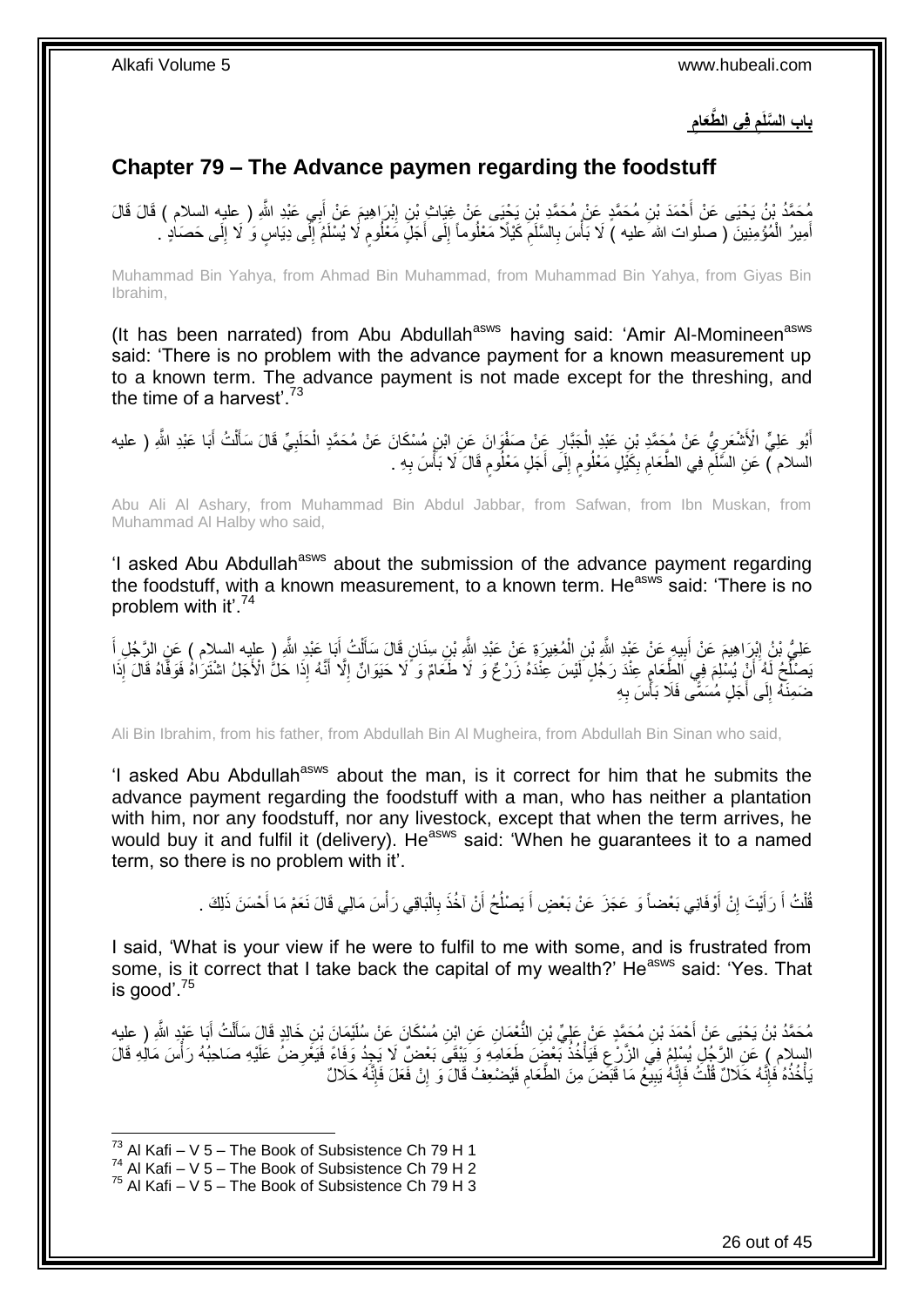## بابِ السَّلَمِ فِي الطَّعَامِ

## Chapter 79 – The Advance paymen regarding the foodstuff

مُحَمَّدُ بْنُ يَحْيَى عَنْ أَحْمَدَ بْنِ مُحَمَّدٍ عَنْ مُحَمَّدِ بْنِ يَحْيَى عَنْ غِيَاثِ بْنِ إِبْرَاهِيمَ عَنْ أَبِي عَبْدِ اللَّهِ ( عليه السلام ) قَالَ قَالَ أَمِيرُ الْمُؤْمِنِينَ ( صلوات الله عليه ) لَا بَأْسَ بِالسَّلَمِ كَيْلًا مَعْلُوماً إِلَى أَجَلٍ مَعْلُومٍ لَا يُسْلَمُ إِلَى دِيَاسٍ وَ لَا إِلَى حَصَادٍ .

Muhammad Bin Yahya, from Ahmad Bin Muhammad, from Muhammad Bin Yahya, from Giyas Bin Ibrahim,

(It has been narrated) from Abu Abdullah[asws] having said: 'Amir Al-Momineen[asws] said: 'There is no problem with the advance payment for a known measurement up to a known term. The advance payment is not made except for the threshing, and the time of a harvest'.[73]

أَبُو عَلِيٍّ الْأَشْعَرِيُّ عَنْ مُحَمَّدِ بْنِ عَبْدِ الْجَبَّارِ عَنْ صَفْوَانَ عَنِ ابْنِ مُسْكَانَ عَنْ مُحَمَّدٍ الْحَلَبِيِّ قَالَ سَأَلْتُ أَبَا عَبْدِ اللَّهِ ( عليه السلام ) عَنِ السَّلَمِ فِي الطَّعَامِ بِكَيْلٍ مَعْلُومٍ إِلَى أَجَلٍ مَعْلُومٍ قَالَ لَا بَأْسَ بِهِ .

Abu Ali Al Ashary, from Muhammad Bin Abdul Jabbar, from Safwan, from Ibn Muskan, from Muhammad Al Halby who said,

'I asked Abu Abdullah[asws] about the submission of the advance payment regarding the foodstuff, with a known measurement, to a known term. He[asws] said: 'There is no problem with it'.[74]

عَلِيُّ بْنُ إِبْرَاهِيمَ عَنْ أَبِيهِ عَنْ عَبْدِ اللَّهِ بْنِ الْمُغِيرَةِ عَنْ عَبْدِ اللَّهِ بْنِ سِنَانٍ قَالَ سَأَلْتُ أَبَا عَبْدِ اللَّهِ ( عليه السلام ) عَنِ الرَّجُلِ أَ يَصْلُحُ لَهُ أَنْ يُسْلِمَ فِي الطَّعَامِ عِنْدَ رَجُلٍ لَيْسَ عِنْدَهُ زَرْعٌ وَ لَا طَعَامٌ وَ لَا حَيَوَانٌ إِلَّا أَنَّهُ إِذَا حَلَّ الْأَجَلُ اشْتَرَاهُ فَوَفَّاهُ قَالَ إِذَا ضَمِنَهُ إِلَى أَجَلٍ مُسَمًّى فَلَا بَأْسَ بِهِ

Ali Bin Ibrahim, from his father, from Abdullah Bin Al Mugheira, from Abdullah Bin Sinan who said,

'I asked Abu Abdullah[asws] about the man, is it correct for him that he submits the advance payment regarding the foodstuff with a man, who has neither a plantation with him, nor any foodstuff, nor any livestock, except that when the term arrives, he would buy it and fulfil it (delivery). He[asws] said: 'When he guarantees it to a named term, so there is no problem with it'.

قُلْتُ أَ رَأَيْتَ إِنْ أَوْفَانِي بَعْضاً وَ عَجَزَ عَنْ بَعْضٍ أَ يَصْلُحُ أَنْ آخُذَ بِالْبَاقِي رَأْسَ مَالِي قَالَ نَعَمْ مَا أَحْسَنَ ذَلِكَ .

I said, 'What is your view if he were to fulfil to me with some, and is frustrated from some, is it correct that I take back the capital of my wealth?' He[asws] said: 'Yes. That is good'.[75]

مُحَمَّدُ بْنُ يَحْيَى عَنْ أَحْمَدَ بْنِ مُحَمَّدٍ عَنْ عَلِيِّ بْنِ النُّعْمَانِ عَنِ ابْنِ مُسْكَانَ عَنْ سُلَيْمَانَ بْنِ خَالِدٍ قَالَ سَأَلْتُ أَبَا عَبْدِ اللَّهِ ( عليه السلام ) عَنِ الرَّجُلِ يُسْلِمُ فِي الزَّرْعِ فَيَأْخُذُ بَعْضَ طَعَامِهِ وَ يَبْقَى بَعْضٌ لَا يَجِدُ وَفَاءً فَيَعْرِضُ عَلَيْهِ صَاحِبُهُ رَأْسَ مَالِهِ قَالَ يَأْخُذُهُ فَإِنَّهُ حَلَالٌ قُلْتُ فَإِنَّهُ يَبِيعُ مَا قَبَضَ مِنَ الطَّعَامِ فَيُضْعِفُ قَالَ وَ إِنْ فَعَلَ فَإِنَّهُ حَلَالٌ

---

[73] Al Kafi – V 5 – The Book of Subsistence Ch 79 H 1
[74] Al Kafi – V 5 – The Book of Subsistence Ch 79 H 2
[75] Al Kafi – V 5 – The Book of Subsistence Ch 79 H 3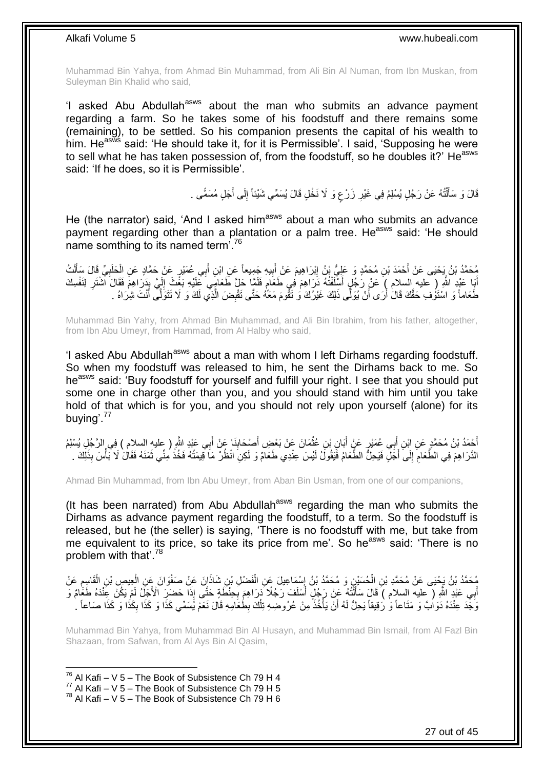Muhammad Bin Yahya, from Ahmad Bin Muhammad, from Ali Bin Al Numan, from Ibn Muskan, from Suleyman Bin Khalid who said,

'I asked Abu Abdullah[asws] about the man who submits an advance payment regarding a farm. So he takes some of his foodstuff and there remains some (remaining), to be settled. So his companion presents the capital of his wealth to him. He[asws] said: 'He should take it, for it is Permissible'. I said, 'Supposing he were to sell what he has taken possession of, from the foodstuff, so he doubles it?' He[asws] said: 'If he does, so it is Permissible'.

قَالَ وَ سَأَلْتُهُ عَنْ رَجُلٍ يُسْلِمُ فِي غَيْرِ زَرْعٍ وَ لَا نَخْلٍ قَالَ يُسَمِّي شَيْئاً إِلَى أَجَلٍ مُسَمًّى .

He (the narrator) said, 'And I asked him[asws] about a man who submits an advance payment regarding other than a plantation or a palm tree. He[asws] said: 'He should name somthing to its named term'.[76]

مُحَمَّدُ بْنُ يَحْيَى عَنْ أَحْمَدَ بْنِ مُحَمَّدٍ وَ عَلِيُّ بْنُ إِبْرَاهِيمَ عَنْ أَبِيهِ جَمِيعاً عَنِ ابْنِ أَبِي عُمَيْرٍ عَنْ حَمَّادٍ عَنِ الْحَلَبِيِّ قَالَ سَأَلْتُ أَبَا عَبْدِ اللَّهِ ( عليه السلام ) عَنْ رَجُلٍ أَسْلَفْتُهُ دَرَاهِمَ فِي طَعَامٍ فَلَمَّا حَلَّ طَعَامِي عَلَيْهِ بَعَثَ إِلَيَّ بِدَرَاهِمَ فَقَالَ اشْتَرِ لِنَفْسِكَ طَعَاماً وَ اسْتَوْفِ حَقَّكَ قَالَ أَرَى أَنْ يُوَلِّيَ ذَلِكَ غَيْرُكَ وَ تَقُومَ مَعَهُ حَتَّى تَقْبِضَ الَّذِي لَكَ وَ لَا تَتَوَلَّى أَنْتَ شِرَاهُ .

Muhammad Bin Yahy, from Ahmad Bin Muhammad, and Ali Bin Ibrahim, from his father, altogether, from Ibn Abu Umeyr, from Hammad, from Al Halby who said,

'I asked Abu Abdullah[asws] about a man with whom I left Dirhams regarding foodstuff. So when my foodstuff was released to him, he sent the Dirhams back to me. So he[asws] said: 'Buy foodstuff for yourself and fulfill your right. I see that you should put some one in charge other than you, and you should stand with him until you take hold of that which is for you, and you should not rely upon yourself (alone) for its buying'.[77]

أَحْمَدُ بْنُ مُحَمَّدٍ عَنِ ابْنِ أَبِي عُمَيْرٍ عَنْ أَبَانِ بْنِ عُثْمَانَ عَنْ بَعْضِ أَصْحَابِنَا عَنْ أَبِي عَبْدِ اللَّهِ ( عليه السلام ) فِي الرَّجُلِ يُسْلِمُ الدَّرَاهِمَ فِي الطَّعَامِ إِلَى أَجَلٍ فَيَحِلُّ الطَّعَامُ فَيَقُولُ لَيْسَ عِنْدِي طَعَامٌ وَ لَكِنِ انْظُرْ مَا قِيمَتُهُ فَخُذْ مِنِّي ثَمَنَهُ فَقَالَ لَا بَأْسَ بِذَلِكَ .

Ahmad Bin Muhammad, from Ibn Abu Umeyr, from Aban Bin Usman, from one of our companions,

(It has been narrated) from Abu Abdullah[asws] regarding the man who submits the Dirhams as advance payment regarding the foodstuff, to a term. So the foodstuff is released, but he (the seller) is saying, 'There is no foodstuff with me, but take from me equivalent to its price, so take its price from me'. So he[asws] said: 'There is no problem with that'.[78]

مُحَمَّدُ بْنُ يَحْيَى عَنْ مُحَمَّدِ بْنِ الْحُسَيْنِ وَ مُحَمَّدُ بْنُ إِسْمَاعِيلَ عَنِ الْفَضْلِ بْنِ شَاذَانَ عَنْ صَفْوَانَ عَنِ الْعِيصِ بْنِ الْقَاسِمِ عَنْ أَبِي عَبْدِ اللَّهِ ( عليه السلام ) قَالَ سَأَلْتُهُ عَنْ رَجُلٍ أَسْلَفَ رَجُلًا دَرَاهِمَ بِحِنْطَةٍ حَتَّى إِذَا حَضَرَ الْأَجَلُ لَمْ يَكُنْ عِنْدَهُ طَعَامٌ وَ وَجَدَ عِنْدَهُ دَوَابَّ وَ مَتَاعاً وَ رَقِيقاً يَحِلُّ لَهُ أَنْ يَأْخُذَ مِنْ عُرُوضِهِ تِلْكَ بِطَعَامِهِ قَالَ نَعَمْ يُسَمِّي كَذَا وَ كَذَا بِكَذَا وَ كَذَا صَاعاً .

Muhammad Bin Yahya, from Muhammad Bin Al Husayn, and Muhammad Bin Ismail, from Al Fazl Bin Shazaan, from Safwan, from Al Ays Bin Al Qasim,

[76] Al Kafi – V 5 – The Book of Subsistence Ch 79 H 4
[77] Al Kafi – V 5 – The Book of Subsistence Ch 79 H 5
[78] Al Kafi – V 5 – The Book of Subsistence Ch 79 H 6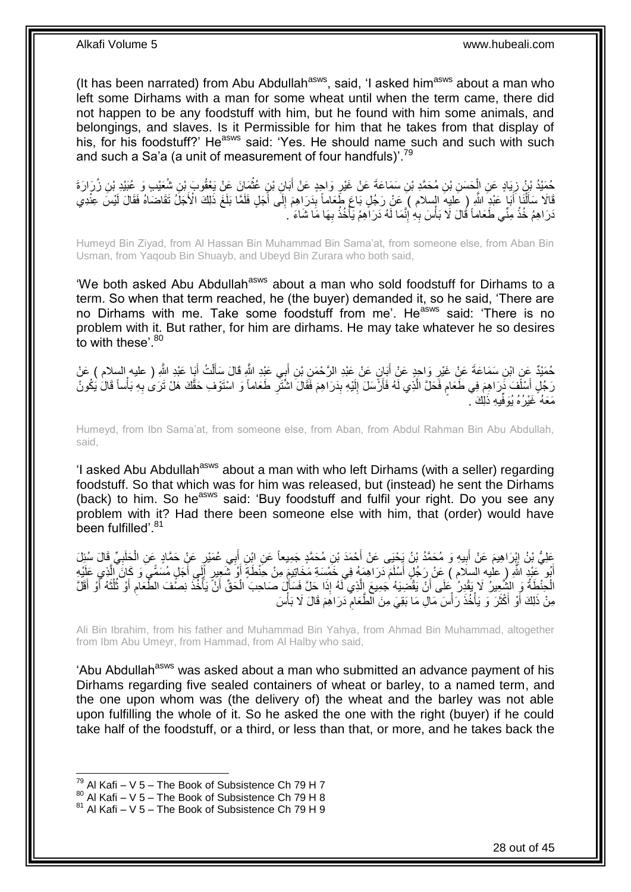(It has been narrated) from Abu Abdullah[asws], said, 'I asked him[asws] about a man who left some Dirhams with a man for some wheat until when the term came, there did not happen to be any foodstuff with him, but he found with him some animals, and belongings, and slaves. Is it Permissible for him that he takes from that display of his, for his foodstuff?' He[asws] said: 'Yes. He should name such and such with such and such a Sa'a (a unit of measurement of four handfuls)'.[79]

حُمَيْدُ بْنُ زِيَادٍ عَنِ الْحَسَنِ بْنِ مُحَمَّدِ بْنِ سَمَاعَةَ عَنْ غَيْرِ وَاحِدٍ عَنْ أَبَانِ بْنِ عُثْمَانَ عَنْ يَعْقُوبَ بْنِ شُعَيْبٍ وَ عُبَيْدِ بْنِ زُرَارَةَ قَالا سَأَلْنَا أَبَا عَبْدِ اللَّهِ ( عليه السلام ) عَنْ رَجُلٍ بَاعَ طَعَاماً بِدَرَاهِمَ إِلَى أَجَلٍ فَلَمَّا بَلَغَ ذَلِكَ الْأَجَلُ تَقَاضَاهُ فَقَالَ لَيْسَ عِنْدِي دَرَاهِمُ خُذْ مِنِّي طَعَاماً قَالَ لَا بَأْسَ بِهِ إِنَّمَا لَهُ دَرَاهِمُ يَأْخُذُ بِهَا مَا شَاءَ .

Humeyd Bin Ziyad, from Al Hassan Bin Muhammad Bin Sama'at, from someone else, from Aban Bin Usman, from Yaqoub Bin Shuayb, and Ubeyd Bin Zurara who both said,

'We both asked Abu Abdullah[asws] about a man who sold foodstuff for Dirhams to a term. So when that term reached, he (the buyer) demanded it, so he said, 'There are no Dirhams with me. Take some foodstuff from me'. He[asws] said: 'There is no problem with it. But rather, for him are dirhams. He may take whatever he so desires to with these'.[80]

حُمَيْدٌ عَنِ ابْنِ سَمَاعَةَ عَنْ غَيْرِ وَاحِدٍ عَنْ أَبَانٍ عَنْ عَبْدِ الرَّحْمَنِ بْنِ أَبِي عَبْدِ اللَّهِ قَالَ سَأَلْتُ أَبَا عَبْدِ اللَّهِ ( عليه السلام ) عَنْ رَجُلٍ أَسْلَفَ دَرَاهِمَ فِي طَعَامٍ فَحَلَّ الَّذِي لَهُ فَأَرْسَلَ إِلَيْهِ بِدَرَاهِمَ فَقَالَ اشْتَرِ طَعَاماً وَ اسْتَوْفِ حَقَّكَ هَلْ تَرَى بِهِ بَأْساً قَالَ يَكُونُ مَعَهُ غَيْرُهُ يُوَفِّيهِ ذَلِكَ .

Humeyd, from Ibn Sama'at, from someone else, from Aban, from Abdul Rahman Bin Abu Abdullah, said,

'I asked Abu Abdullah[asws] about a man with who left Dirhams (with a seller) regarding foodstuff. So that which was for him was released, but (instead) he sent the Dirhams (back) to him. So he[asws] said: 'Buy foodstuff and fulfil your right. Do you see any problem with it? Had there been someone else with him, that (order) would have been fulfilled'.[81]

عَلِيُّ بْنُ إِبْرَاهِيمَ عَنْ أَبِيهِ وَ مُحَمَّدُ بْنُ يَحْيَى عَنْ أَحْمَدَ بْنِ مُحَمَّدٍ جَمِيعاً عَنِ ابْنِ أَبِي عُمَيْرٍ عَنْ حَمَّادٍ عَنِ الْحَلَبِيِّ قَالَ سُئِلَ أَبُو عَبْدِ اللَّهِ ( عليه السلام ) عَنْ رَجُلٍ أَسْلَمَ دَرَاهِمَهُ فِي خَمْسَةِ مَخَاتِيمَ مِنْ حِنْطَةٍ أَوْ شَعِيرٍ إِلَى أَجَلٍ مُسَمًّى وَ كَانَ الَّذِي عَلَيْهِ الْحِنْطَةُ وَ الشَّعِيرُ لَا يَقْدِرُ عَلَى أَنْ يَقْضِيَهُ جَمِيعَ الَّذِي لَهُ إِذَا حَلَّ فَسَأَلَ صَاحِبَ الْحَقِّ أَنْ يَأْخُذَ نِصْفَ الطَّعَامِ أَوْ ثُلُثَهُ أَوْ أَقَلَّ مِنْ ذَلِكَ أَوْ أَكْثَرَ وَ يَأْخُذَ رَأْسَ مَالِ مَا بَقِيَ مِنَ الطَّعَامِ دَرَاهِمَ قَالَ لَا بَأْسَ

Ali Bin Ibrahim, from his father and Muhammad Bin Yahya, from Ahmad Bin Muhammad, altogether from Ibm Abu Umeyr, from Hammad, from Al Halby who said,

'Abu Abdullah[asws] was asked about a man who submitted an advance payment of his Dirhams regarding five sealed containers of wheat or barley, to a named term, and the one upon whom was (the delivery of) the wheat and the barley was not able upon fulfilling the whole of it. So he asked the one with the right (buyer) if he could take half of the foodstuff, or a third, or less than that, or more, and he takes back the

[79] Al Kafi – V 5 – The Book of Subsistence Ch 79 H 7
[80] Al Kafi – V 5 – The Book of Subsistence Ch 79 H 8
[81] Al Kafi – V 5 – The Book of Subsistence Ch 79 H 9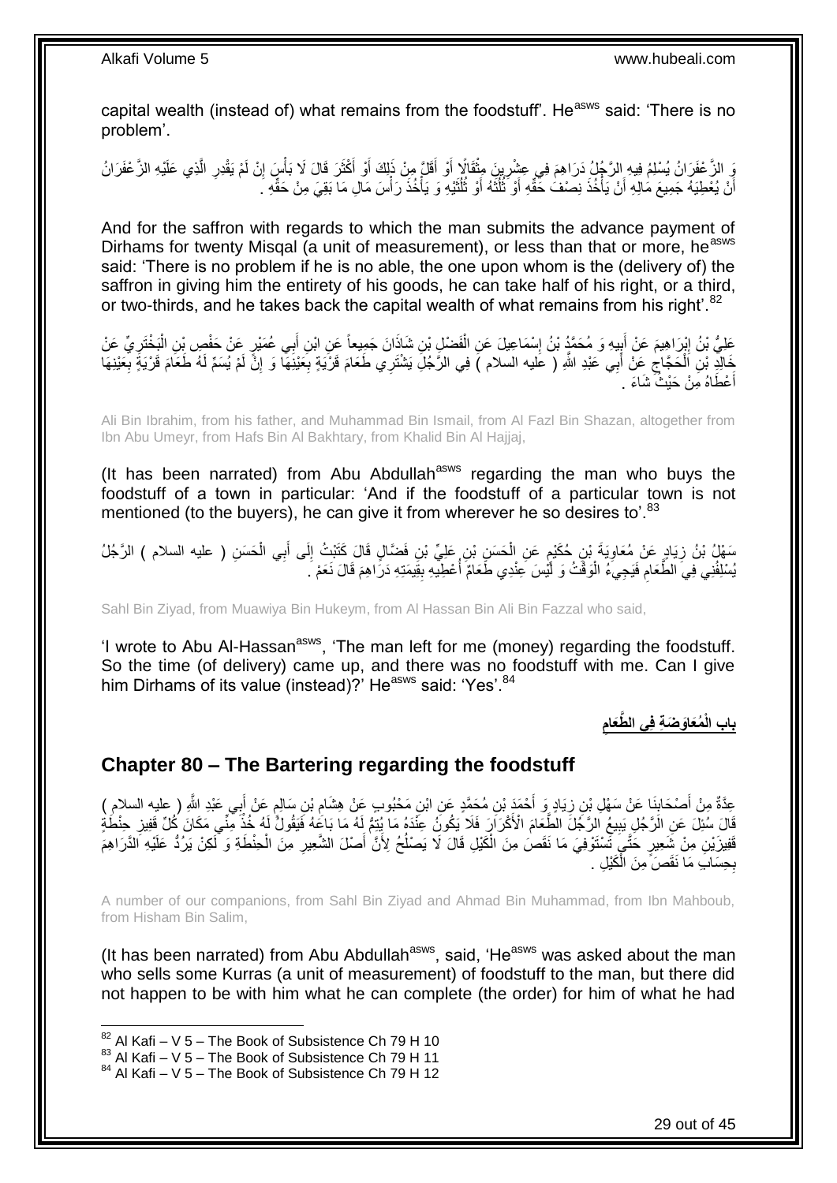capital wealth (instead of) what remains from the foodstuff'. He[asws] said: 'There is no problem'.

وَ الزَّعْفَرَانُ يُسْلِمُ فِيهِ الرَّجُلُ دَرَاهِمَ فِي عِشْرِينَ مِثْقَالًا أَوْ أَقَلَّ مِنْ ذَلِكَ أَوْ أَكْثَرَ قَالَ لَا بَأْسَ إِنْ لَمْ يَقْدِرِ الَّذِي عَلَيْهِ الزَّعْفَرَانُ أَنْ يُعْطِيَهُ جَمِيعَ مَالِهِ أَنْ يَأْخُذَ نِصْفَ حَقِّهِ أَوْ ثُلُثَهُ أَوْ ثُلُثَيْهِ وَ يَأْخُذَ رَأْسَ مَالِ مَا بَقِيَ مِنْ حَقِّهِ .

And for the saffron with regards to which the man submits the advance payment of Dirhams for twenty Misqal (a unit of measurement), or less than that or more, he[asws] said: 'There is no problem if he is no able, the one upon whom is the (delivery of) the saffron in giving him the entirety of his goods, he can take half of his right, or a third, or two-thirds, and he takes back the capital wealth of what remains from his right'.[82]

عَلِيُّ بْنُ إِبْرَاهِيمَ عَنْ أَبِيهِ وَ مُحَمَّدُ بْنُ إِسْمَاعِيلَ عَنِ الْفَضْلِ بْنِ شَاذَانَ جَمِيعاً عَنِ ابْنِ أَبِي عُمَيْرٍ عَنْ حَفْصِ بْنِ الْبَخْتَرِيِّ عَنْ خَالِدِ بْنِ الْحَجَّاجِ عَنْ أَبِي عَبْدِ اللَّهِ ( عليه السلام ) فِي الرَّجُلِ يَشْتَرِي طَعَامَ قَرْيَةٍ بِعَيْنِهَا وَ إِنْ لَمْ يُسَمِّ لَهُ طَعَامَ قَرْيَةٍ بِعَيْنِهَا أَعْطَاهُ مِنْ حَيْثُ شَاءَ .

Ali Bin Ibrahim, from his father, and Muhammad Bin Ismail, from Al Fazl Bin Shazan, altogether from Ibn Abu Umeyr, from Hafs Bin Al Bakhtary, from Khalid Bin Al Hajjaj,

(It has been narrated) from Abu Abdullah[asws] regarding the man who buys the foodstuff of a town in particular: 'And if the foodstuff of a particular town is not mentioned (to the buyers), he can give it from wherever he so desires to'.[83]

سَهْلُ بْنُ زِيَادٍ عَنْ مُعَاوِيَةَ بْنِ حُكَيْمٍ عَنِ الْحَسَنِ بْنِ عَلِيِّ بْنِ فَضَّالٍ قَالَ كَتَبْتُ إِلَى أَبِي الْحَسَنِ ( عليه السلام ) الرَّجُلُ يُسْلِفُنِي فِي الطَّعَامِ فَيَجِيءُ الْوَقْتُ وَ لَيْسَ عِنْدِي طَعَامٌ أُعْطِيهِ بِقِيمَتِهِ دَرَاهِمَ قَالَ نَعَمْ .

Sahl Bin Ziyad, from Muawiya Bin Hukeym, from Al Hassan Bin Ali Bin Fazzal who said,

'I wrote to Abu Al-Hassan[asws], 'The man left for me (money) regarding the foodstuff. So the time (of delivery) came up, and there was no foodstuff with me. Can I give him Dirhams of its value (instead)?' He[asws] said: 'Yes'.[84]

## بابِ الْمُعَاوَضَةِ فِي الطَّعَامِ

## Chapter 80 – The Bartering regarding the foodstuff

عِدَّةٌ مِنْ أَصْحَابِنَا عَنْ سَهْلِ بْنِ زِيَادٍ وَ أَحْمَدَ بْنِ مُحَمَّدٍ عَنِ ابْنِ مَحْبُوبٍ عَنْ هِشَامِ بْنِ سَالِمٍ عَنْ أَبِي عَبْدِ اللَّهِ ( عليه السلام ) قَالَ سُئِلَ عَنِ الرَّجُلِ يَبِيعُ الرَّجُلَ الطَّعَامَ الْأَكْرَارَ فَلَا يَكُونُ عِنْدَهُ مَا يُتِمُّ لَهُ مَا بَاعَهُ فَيَقُولُ لَهُ خُذْ مِنِّي مَكَانَ كُلِّ قَفِيزِ حِنْطَةٍ قَفِيزَيْنِ مِنْ شَعِيرٍ حَتَّى تَسْتَوْفِيَ مَا نَقَصَ مِنَ الْكَيْلِ قَالَ لَا يَصْلُحُ لِأَنَّ أَصْلَ الشَّعِيرِ مِنَ الْحِنْطَةِ وَ لَكِنْ يَرُدُّ عَلَيْهِ الدَّرَاهِمَ بِحِسَابِ مَا نَقَصَ مِنَ الْكَيْلِ .

A number of our companions, from Sahl Bin Ziyad and Ahmad Bin Muhammad, from Ibn Mahboub, from Hisham Bin Salim,

(It has been narrated) from Abu Abdullah[asws], said, 'He[asws] was asked about the man who sells some Kurras (a unit of measurement) of foodstuff to the man, but there did not happen to be with him what he can complete (the order) for him of what he had

[82] Al Kafi – V 5 – The Book of Subsistence Ch 79 H 10
[83] Al Kafi – V 5 – The Book of Subsistence Ch 79 H 11
[84] Al Kafi – V 5 – The Book of Subsistence Ch 79 H 12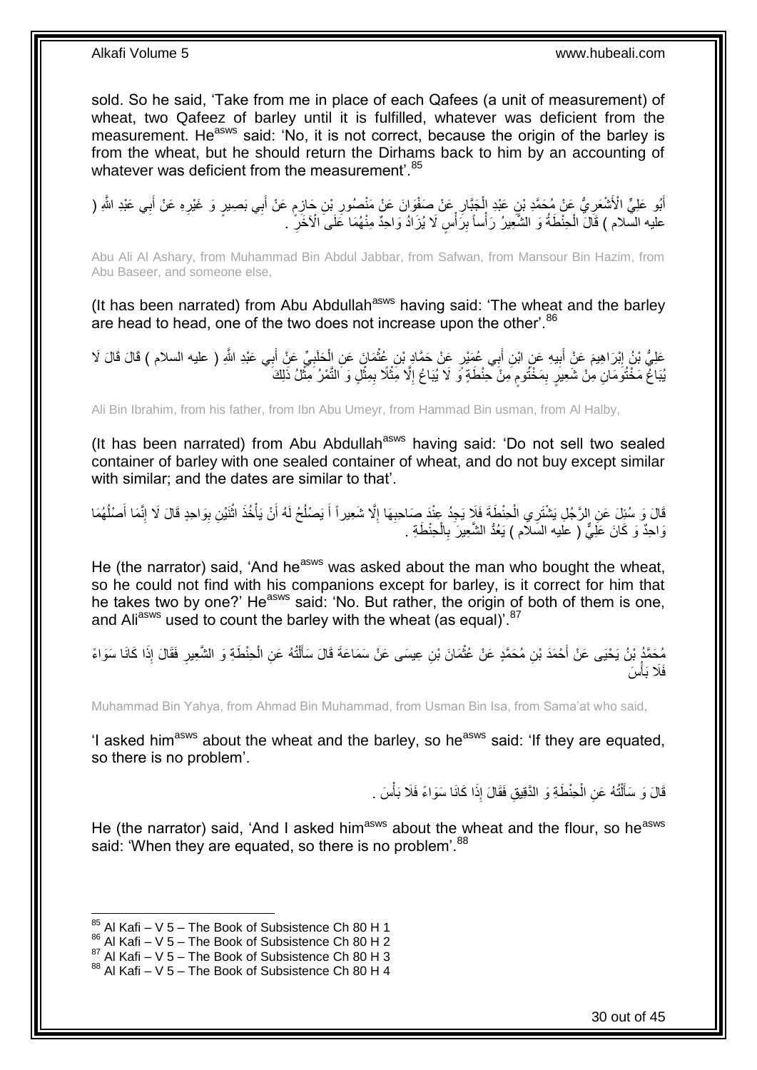sold. So he said, 'Take from me in place of each Qafees (a unit of measurement) of wheat, two Qafeez of barley until it is fulfilled, whatever was deficient from the measurement. He[asws] said: 'No, it is not correct, because the origin of the barley is from the wheat, but he should return the Dirhams back to him by an accounting of whatever was deficient from the measurement'.[85]

أَبُو عَلِيٍّ الْأَشْعَرِيُّ عَنْ مُحَمَّدِ بْنِ عَبْدِ الْجَبَّارِ عَنْ صَفْوَانَ عَنْ مَنْصُورِ بْنِ حَازِمٍ عَنْ أَبِي بَصِيرٍ وَ غَيْرِهِ عَنْ أَبِي عَبْدِ اللَّهِ ( عليه السلام ) قَالَ الْحِنْطَةُ وَ الشَّعِيرُ رَأْساً بِرَأْسٍ لَا يُزَادُ وَاحِدٌ مِنْهُمَا عَلَى الْآخَرِ .

Abu Ali Al Ashary, from Muhammad Bin Abdul Jabbar, from Safwan, from Mansour Bin Hazim, from Abu Baseer, and someone else,

(It has been narrated) from Abu Abdullah[asws] having said: 'The wheat and the barley are head to head, one of the two does not increase upon the other'.[86]

عَلِيُّ بْنُ إِبْرَاهِيمَ عَنْ أَبِيهِ عَنِ ابْنِ أَبِي عُمَيْرٍ عَنْ حَمَّادِ بْنِ عُثْمَانَ عَنِ الْحَلَبِيِّ عَنْ أَبِي عَبْدِ اللَّهِ ( عليه السلام ) قَالَ لَا يُبَاعُ مَخْتُومَانِ مِنْ شَعِيرٍ بِمَخْتُومٍ مِنْ حِنْطَةٍ وَ لَا يُبَاعُ إِلَّا مِثْلًا بِمِثْلٍ وَ التَّمْرُ مِثْلُ ذَلِكَ

Ali Bin Ibrahim, from his father, from Ibn Abu Umeyr, from Hammad Bin usman, from Al Halby,

(It has been narrated) from Abu Abdullah[asws] having said: 'Do not sell two sealed container of barley with one sealed container of wheat, and do not buy except similar with similar; and the dates are similar to that'.

قَالَ وَ سُئِلَ عَنِ الرَّجُلِ يَشْتَرِي الْحِنْطَةَ فَلَا يَجِدُ عِنْدَ صَاحِبِهَا إِلَّا شَعِيراً أَ يَصْلُحُ لَهُ أَنْ يَأْخُذَ اثْنَيْنِ بِوَاحِدٍ قَالَ لَا إِنَّمَا أَصْلُهُمَا وَاحِدٌ وَ كَانَ عَلِيٌّ ( عليه السلام ) يَعُدُّ الشَّعِيرَ بِالْحِنْطَةِ .

He (the narrator) said, 'And he[asws] was asked about the man who bought the wheat, so he could not find with his companions except for barley, is it correct for him that he takes two by one?' He[asws] said: 'No. But rather, the origin of both of them is one, and Ali[asws] used to count the barley with the wheat (as equal)'.[87]

مُحَمَّدُ بْنُ يَحْيَى عَنْ أَحْمَدَ بْنِ مُحَمَّدٍ عَنْ عُثْمَانَ بْنِ عِيسَى عَنْ سَمَاعَةَ قَالَ سَأَلْتُهُ عَنِ الْحِنْطَةِ وَ الشَّعِيرِ فَقَالَ إِذَا كَانَا سَوَاءً فَلَا بَأْسَ

Muhammad Bin Yahya, from Ahmad Bin Muhammad, from Usman Bin Isa, from Sama'at who said,

'I asked him[asws] about the wheat and the barley, so he[asws] said: 'If they are equated, so there is no problem'.

قَالَ وَ سَأَلْتُهُ عَنِ الْحِنْطَةِ وَ الدَّقِيقِ فَقَالَ إِذَا كَانَا سَوَاءً فَلَا بَأْسَ .

He (the narrator) said, 'And I asked him[asws] about the wheat and the flour, so he[asws] said: 'When they are equated, so there is no problem'.[88]

[85] Al Kafi – V 5 – The Book of Subsistence Ch 80 H 1
[86] Al Kafi – V 5 – The Book of Subsistence Ch 80 H 2
[87] Al Kafi – V 5 – The Book of Subsistence Ch 80 H 3
[88] Al Kafi – V 5 – The Book of Subsistence Ch 80 H 4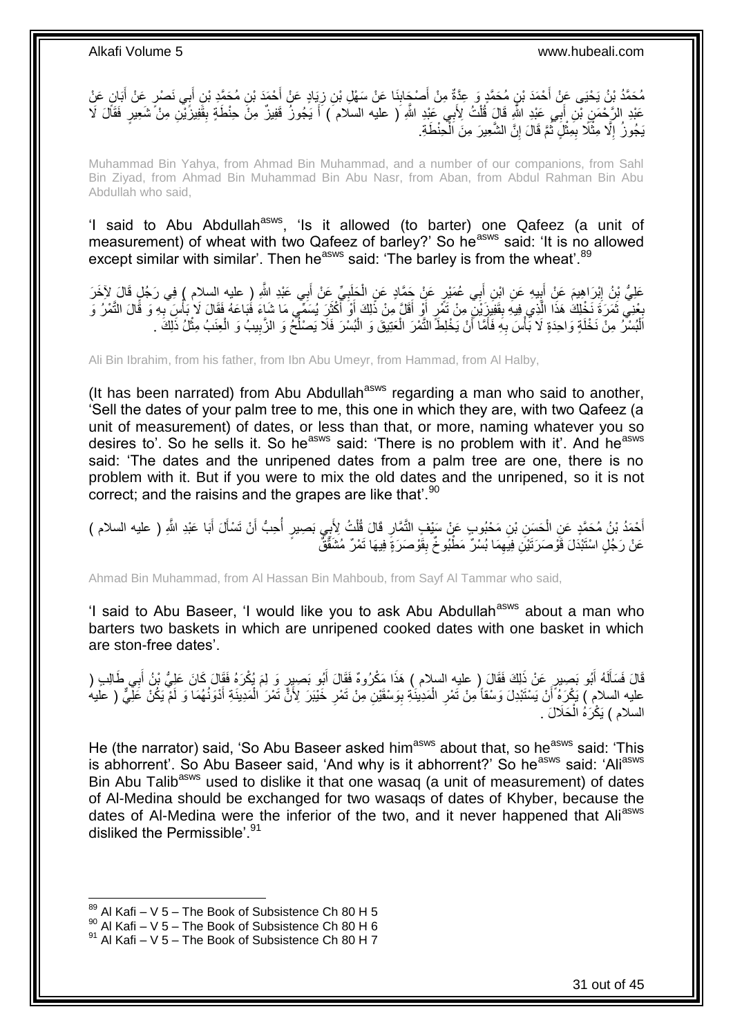مُحَمَّدُ بْنُ يَحْيَى عَنْ أَحْمَدَ بْنِ مُحَمَّدٍ وَ عِدَّةٌ مِنْ أَصْحَابِنَا عَنْ سَهْلِ بْنِ زِيَادٍ عَنْ أَحْمَدَ بْنِ مُحَمَّدِ بْنِ أَبِي نَصْرٍ عَنْ أَبَانٍ عَنْ عَبْدِ الرَّحْمَنِ بْنِ أَبِي عَبْدِ اللَّهِ قَالَ قُلْتُ لِأَبِي عَبْدِ اللَّهِ ( عليه السلام ) أَ يَجُوزُ قَفِيزٌ مِنْ حِنْطَةٍ بِقَفِيزَيْنِ مِنْ شَعِيرٍ فَقَالَ لَا يَجُوزُ إِلَّا مِثْلًا بِمِثْلٍ ثُمَّ قَالَ إِنَّ الشَّعِيرَ مِنَ الْحِنْطَةِ.

Muhammad Bin Yahya, from Ahmad Bin Muhammad, and a number of our companions, from Sahl Bin Ziyad, from Ahmad Bin Muhammad Bin Abu Nasr, from Aban, from Abdul Rahman Bin Abu Abdullah who said,

'I said to Abu Abdullah[asws], 'Is it allowed (to barter) one Qafeez (a unit of measurement) of wheat with two Qafeez of barley?' So he[asws] said: 'It is no allowed except similar with similar'. Then he[asws] said: 'The barley is from the wheat'.[89]

عَلِيُّ بْنُ إِبْرَاهِيمَ عَنْ أَبِيهِ عَنِ ابْنِ أَبِي عُمَيْرٍ عَنْ حَمَّادٍ عَنِ الْحَلَبِيِّ عَنْ أَبِي عَبْدِ اللَّهِ ( عليه السلام ) فِي رَجُلٍ قَالَ لِآخَرَ بِعْنِي ثَمَرَةَ نَخْلِكَ هَذَا الَّذِي فِيهِ بِقَفِيزَيْنِ مِنْ تَمْرٍ أَوْ أَقَلَّ مِنْ ذَلِكَ أَوْ أَكْثَرَ يُسَمِّي مَا شَاءَ فَبَاعَهُ فَقَالَ لَا بَأْسَ بِهِ وَ قَالَ التَّمْرُ وَ الْبُسْرُ مِنْ نَخْلَةٍ وَاحِدَةٍ لَا بَأْسَ بِهِ فَأَمَّا أَنْ يَخْلِطَ التَّمْرَ الْعَتِيقَ وَ الْبُسْرَ فَلَا يَصْلُحُ وَ الزَّبِيبُ وَ الْعِنَبُ مِثْلُ ذَلِكَ .

Ali Bin Ibrahim, from his father, from Ibn Abu Umeyr, from Hammad, from Al Halby,

(It has been narrated) from Abu Abdullah[asws] regarding a man who said to another, 'Sell the dates of your palm tree to me, this one in which they are, with two Qafeez (a unit of measurement) of dates, or less than that, or more, naming whatever you so desires to'. So he sells it. So he[asws] said: 'There is no problem with it'. And he[asws] said: 'The dates and the unripened dates from a palm tree are one, there is no problem with it. But if you were to mix the old dates and the unripened, so it is not correct; and the raisins and the grapes are like that'.[90]

أَحْمَدُ بْنُ مُحَمَّدٍ عَنِ الْحَسَنِ بْنِ مَحْبُوبٍ عَنْ سَيْفٍ التَّمَّارِ قَالَ قُلْتُ لِأَبِي بَصِيرٍ أُحِبُّ أَنْ تَسْأَلَ أَبَا عَبْدِ اللَّهِ ( عليه السلام ) عَنْ رَجُلٍ اسْتَبْدَلَ قَوْصَرَتَيْنِ فِيهِمَا بُسْرٌ مَطْبُوخٌ بِقَوْصَرَةٍ فِيهَا تَمْرٌ مُشَقَّقٌ

Ahmad Bin Muhammad, from Al Hassan Bin Mahboub, from Sayf Al Tammar who said,

'I said to Abu Baseer, 'I would like you to ask Abu Abdullah[asws] about a man who barters two baskets in which are unripened cooked dates with one basket in which are ston-free dates'.

قَالَ فَسَأَلَهُ أَبُو بَصِيرٍ عَنْ ذَلِكَ فَقَالَ ( عليه السلام ) هَذَا مَكْرُوهٌ فَقَالَ أَبُو بَصِيرٍ وَ لِمَ يُكْرَهُ فَقَالَ كَانَ عَلِيُّ بْنُ أَبِي طَالِبٍ ( عليه السلام ) يَكْرَهُ أَنْ يَسْتَبْدِلَ وَسْقاً مِنْ تَمْرِ الْمَدِينَةِ بِوَسْقَيْنِ مِنْ تَمْرِ خَيْبَرَ لِأَنَّ تَمْرَ الْمَدِينَةِ أَدْوَنُهُمَا وَ لَمْ يَكُنْ عَلِيٌّ ( عليه السلام ) يَكْرَهُ الْحَلَالَ .

He (the narrator) said, 'So Abu Baseer asked him[asws] about that, so he[asws] said: 'This is abhorrent'. So Abu Baseer said, 'And why is it abhorrent?' So he[asws] said: 'Ali[asws] Bin Abu Talib[asws] used to dislike it that one wasaq (a unit of measurement) of dates of Al-Medina should be exchanged for two wasaqs of dates of Khyber, because the dates of Al-Medina were the inferior of the two, and it never happened that Ali[asws] disliked the Permissible'.[91]

---

[89] Al Kafi – V 5 – The Book of Subsistence Ch 80 H 5
[90] Al Kafi – V 5 – The Book of Subsistence Ch 80 H 6
[91] Al Kafi – V 5 – The Book of Subsistence Ch 80 H 7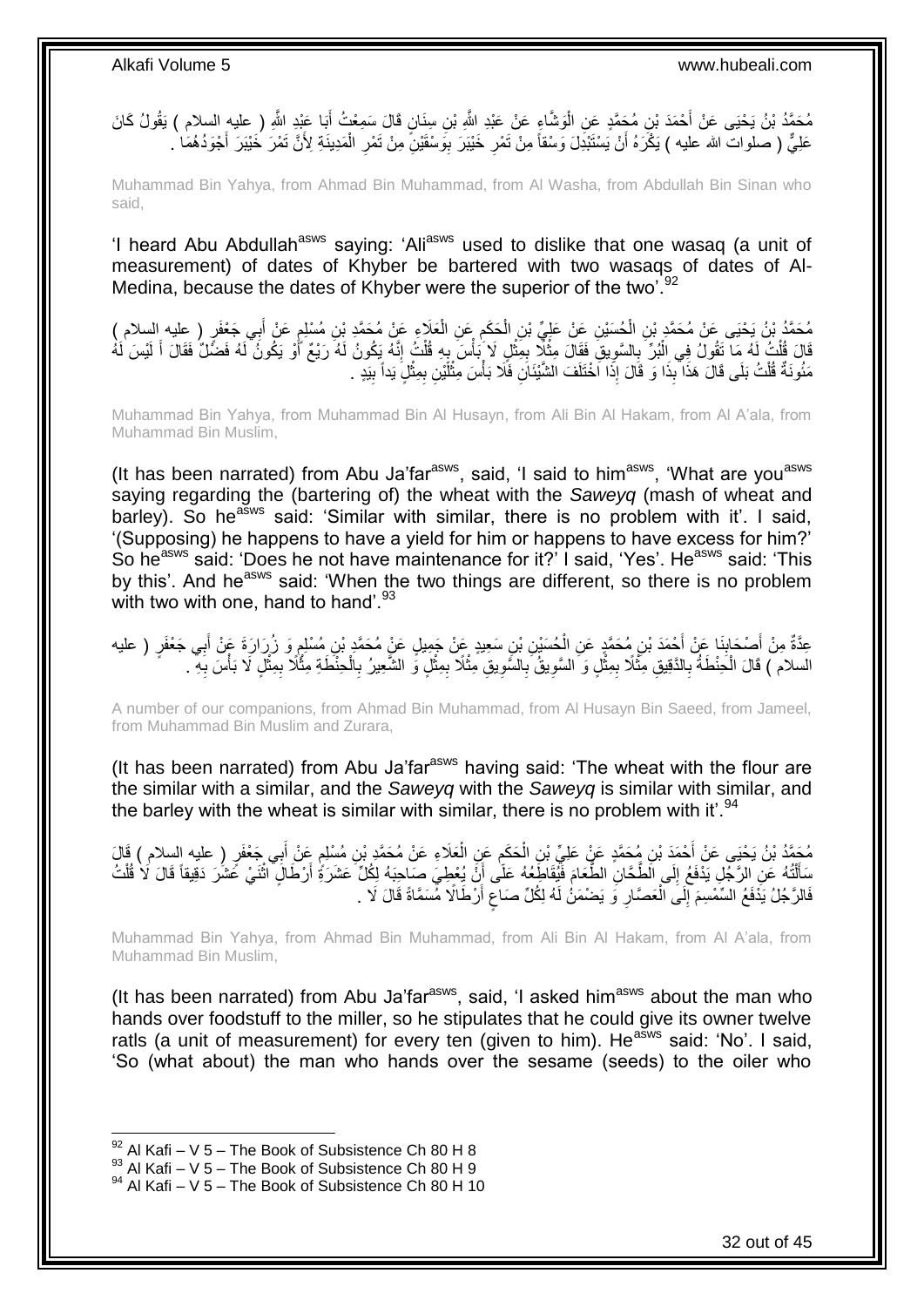مُحَمَّدُ بْنُ يَحْيَى عَنْ أَحْمَدَ بْنِ مُحَمَّدٍ عَنِ الْوَشَّاءِ عَنْ عَبْدِ اللَّهِ بْنِ سِنَانٍ قَالَ سَمِعْتُ أَبَا عَبْدِ اللَّهِ ( عليه السلام ) يَقُولُ كَانَ عَلِيٌّ ( صلوات الله عليه ) يَكْرَهُ أَنْ يَسْتَبْدِلَ وَسْقاً مِنْ تَمْرِ خَيْبَرَ بِوَسْقَيْنِ مِنْ تَمْرِ الْمَدِينَةِ لِأَنَّ تَمْرَ خَيْبَرَ أَجْوَدُهُمَا .

Muhammad Bin Yahya, from Ahmad Bin Muhammad, from Al Washa, from Abdullah Bin Sinan who said,

'I heard Abu Abdullah[asws] saying: 'Ali[asws] used to dislike that one wasaq (a unit of measurement) of dates of Khyber be bartered with two wasaqs of dates of Al-Medina, because the dates of Khyber were the superior of the two'.[92]

مُحَمَّدُ بْنُ يَحْيَى عَنْ مُحَمَّدِ بْنِ الْحُسَيْنِ عَنْ عَلِيِّ بْنِ الْحَكَمِ عَنِ الْعَلَاءِ عَنْ مُحَمَّدِ بْنِ مُسْلِمٍ عَنْ أَبِي جَعْفَرٍ ( عليه السلام ) قَالَ قُلْتُ لَهُ مَا تَقُولُ فِي الْبُرِّ بِالسَّوِيقِ فَقَالَ مِثْلًا بِمِثْلٍ لَا بَأْسَ بِهِ قُلْتُ إِنَّهُ يَكُونُ لَهُ رَيْعٌ أَوْ يَكُونُ لَهُ فَضْلٌ فَقَالَ أَ لَيْسَ لَهُ مَئُونَةٌ قُلْتُ بَلَى قَالَ هَذَا بِذَا وَ قَالَ إِذَا اخْتَلَفَ الشَّيْئَانِ فَلَا بَأْسَ مِثْلَيْنِ بِمِثْلٍ يَداً بِيَدٍ .

Muhammad Bin Yahya, from Muhammad Bin Al Husayn, from Ali Bin Al Hakam, from Al A'ala, from Muhammad Bin Muslim,

(It has been narrated) from Abu Ja'far[asws], said, 'I said to him[asws], 'What are you[asws] saying regarding the (bartering of) the wheat with the *Saweyq* (mash of wheat and barley). So he[asws] said: 'Similar with similar, there is no problem with it'. I said, '(Supposing) he happens to have a yield for him or happens to have excess for him?' So he[asws] said: 'Does he not have maintenance for it?' I said, 'Yes'. He[asws] said: 'This by this'. And he[asws] said: 'When the two things are different, so there is no problem with two with one, hand to hand'.[93]

عِدَّةٌ مِنْ أَصْحَابِنَا عَنْ أَحْمَدَ بْنِ مُحَمَّدٍ عَنِ الْحُسَيْنِ بْنِ سَعِيدٍ عَنْ جَمِيلٍ عَنْ مُحَمَّدِ بْنِ مُسْلِمٍ وَ زُرَارَةَ عَنْ أَبِي جَعْفَرٍ ( عليه السلام ) قَالَ الْحِنْطَةُ بِالدَّقِيقِ مِثْلًا بِمِثْلٍ وَ السَّوِيقُ بِالسَّوِيقِ مِثْلًا بِمِثْلٍ وَ الشَّعِيرُ بِالْحِنْطَةِ مِثْلًا بِمِثْلٍ لَا بَأْسَ بِهِ .

A number of our companions, from Ahmad Bin Muhammad, from Al Husayn Bin Saeed, from Jameel, from Muhammad Bin Muslim and Zurara,

(It has been narrated) from Abu Ja'far[asws] having said: 'The wheat with the flour are the similar with a similar, and the *Saweyq* with the *Saweyq* is similar with similar, and the barley with the wheat is similar with similar, there is no problem with it'.[94]

مُحَمَّدُ بْنُ يَحْيَى عَنْ أَحْمَدَ بْنِ مُحَمَّدٍ عَنْ عَلِيِّ بْنِ الْحَكَمِ عَنِ الْعَلَاءِ عَنْ مُحَمَّدِ بْنِ مُسْلِمٍ عَنْ أَبِي جَعْفَرٍ ( عليه السلام ) قَالَ سَأَلْتُهُ عَنِ الرَّجُلِ يَدْفَعُ إِلَى الطَّحَّانِ الطَّعَامَ فَيُقَاطِعُهُ عَلَى أَنْ يُعْطِيَ صَاحِبَهُ لِكُلِّ عَشَرَةِ أَرْطَالٍ اثْنَيْ عَشَرَ دَقِيقاً قَالَ لَا قُلْتُ فَالرَّجُلُ يَدْفَعُ السِّمْسِمَ إِلَى الْعَصَّارِ وَ يَضْمَنُ لَهُ لِكُلِّ صَاعٍ أَرْطَالًا مُسَمَّاةً قَالَ لَا .

Muhammad Bin Yahya, from Ahmad Bin Muhammad, from Ali Bin Al Hakam, from Al A'ala, from Muhammad Bin Muslim,

(It has been narrated) from Abu Ja'far[asws], said, 'I asked him[asws] about the man who hands over foodstuff to the miller, so he stipulates that he could give its owner twelve ratls (a unit of measurement) for every ten (given to him). He[asws] said: 'No'. I said, 'So (what about) the man who hands over the sesame (seeds) to the oiler who

[92] Al Kafi – V 5 – The Book of Subsistence Ch 80 H 8
[93] Al Kafi – V 5 – The Book of Subsistence Ch 80 H 9
[94] Al Kafi – V 5 – The Book of Subsistence Ch 80 H 10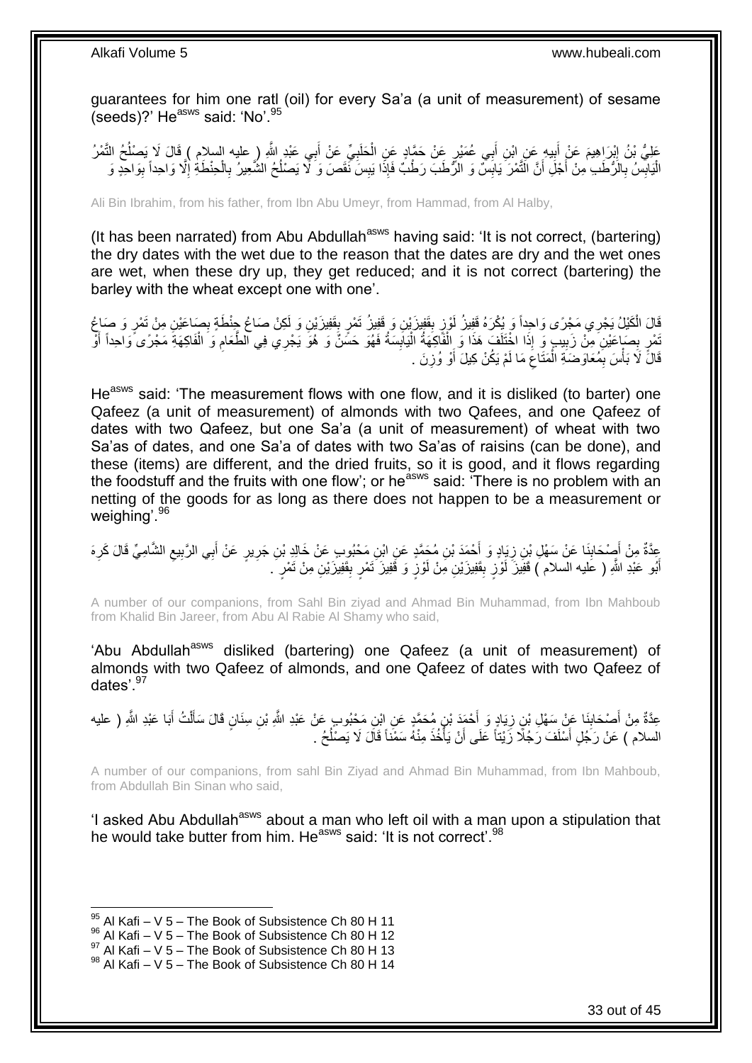guarantees for him one ratl (oil) for every Sa'a (a unit of measurement) of sesame (seeds)?' He[asws] said: 'No'.[95]

عَلِيُّ بْنُ إِبْرَاهِيمَ عَنْ أَبِيهِ عَنِ ابْنِ أَبِي عُمَيْرٍ عَنْ حَمَّادٍ عَنِ الْحَلَبِيِّ عَنْ أَبِي عَبْدِ اللَّهِ ( عليه السلام ) قَالَ لَا يَصْلُحُ التَّمْرُ الْيَابِسُ بِالرُّطَبِ مِنْ أَجْلِ أَنَّ التَّمْرَ يَابِسٌ وَ الرُّطَبَ رَطْبٌ فَإِذَا يَبِسَ نَقَصَ وَ لَا يَصْلُحُ الشَّعِيرُ بِالْحِنْطَةِ إِلَّا وَاحِداً بِوَاحِدٍ وَ

Ali Bin Ibrahim, from his father, from Ibn Abu Umeyr, from Hammad, from Al Halby,

(It has been narrated) from Abu Abdullah[asws] having said: 'It is not correct, (bartering) the dry dates with the wet due to the reason that the dates are dry and the wet ones are wet, when these dry up, they get reduced; and it is not correct (bartering) the barley with the wheat except one with one'.

قَالَ الْكَيْلُ يَجْرِي مَجْرًى وَاحِداً وَ يُكْرَهُ قَفِيزُ لَوْزٍ بِقَفِيزَيْنِ وَ قَفِيزُ تَمْرٍ بِقَفِيزَيْنِ وَ لَكِنْ صَاعُ حِنْطَةٍ بِصَاعَيْنِ مِنْ تَمْرٍ وَ صَاعُ تَمْرٍ بِصَاعَيْنِ مِنْ زَبِيبٍ وَ إِذَا اخْتَلَفَ هَذَا وَ الْفَاكِهَةُ الْيَابِسَةُ فَهُوَ حَسَنٌ وَ هُوَ يَجْرِي فِي الطَّعَامِ وَ الْفَاكِهَةِ مَجْرًى وَاحِداً أَوْ قَالَ لَا بَأْسَ بِمُعَاوَضَةِ الْمَتَاعِ مَا لَمْ يَكُنْ كِيلَ أَوْ وُزِنَ .

He[asws] said: 'The measurement flows with one flow, and it is disliked (to barter) one Qafeez (a unit of measurement) of almonds with two Qafees, and one Qafeez of dates with two Qafeez, but one Sa'a (a unit of measurement) of wheat with two Sa'as of dates, and one Sa'a of dates with two Sa'as of raisins (can be done), and these (items) are different, and the dried fruits, so it is good, and it flows regarding the foodstuff and the fruits with one flow'; or he[asws] said: 'There is no problem with an netting of the goods for as long as there does not happen to be a measurement or weighing'.[96]

عِدَّةٌ مِنْ أَصْحَابِنَا عَنْ سَهْلِ بْنِ زِيَادٍ وَ أَحْمَدَ بْنِ مُحَمَّدٍ عَنِ ابْنِ مَحْبُوبٍ عَنْ خَالِدِ بْنِ جَرِيرٍ عَنْ أَبِي الرَّبِيعِ الشَّامِيِّ قَالَ كَرِهَ أَبُو عَبْدِ اللَّهِ ( عليه السلام ) قَفِيزَ لَوْزٍ بِقَفِيزَيْنِ مِنْ لَوْزٍ وَ قَفِيزَ تَمْرٍ بِقَفِيزَيْنِ مِنْ تَمْرٍ .

A number of our companions, from Sahl Bin ziyad and Ahmad Bin Muhammad, from Ibn Mahboub from Khalid Bin Jareer, from Abu Al Rabie Al Shamy who said,

'Abu Abdullah[asws] disliked (bartering) one Qafeez (a unit of measurement) of almonds with two Qafeez of almonds, and one Qafeez of dates with two Qafeez of dates'.[97]

عِدَّةٌ مِنْ أَصْحَابِنَا عَنْ سَهْلِ بْنِ زِيَادٍ وَ أَحْمَدَ بْنِ مُحَمَّدٍ عَنِ ابْنِ مَحْبُوبٍ عَنْ عَبْدِ اللَّهِ بْنِ سِنَانٍ قَالَ سَأَلْتُ أَبَا عَبْدِ اللَّهِ ( عليه السلام ) عَنْ رَجُلٍ أَسْلَفَ رَجُلًا زَيْتاً عَلَى أَنْ يَأْخُذَ مِنْهُ سَمْناً قَالَ لَا يَصْلُحُ .

A number of our companions, from sahl Bin Ziyad and Ahmad Bin Muhammad, from Ibn Mahboub, from Abdullah Bin Sinan who said,

'I asked Abu Abdullah[asws] about a man who left oil with a man upon a stipulation that he would take butter from him. He[asws] said: 'It is not correct'.[98]

---

[95] Al Kafi – V 5 – The Book of Subsistence Ch 80 H 11
[96] Al Kafi – V 5 – The Book of Subsistence Ch 80 H 12
[97] Al Kafi – V 5 – The Book of Subsistence Ch 80 H 13
[98] Al Kafi – V 5 – The Book of Subsistence Ch 80 H 14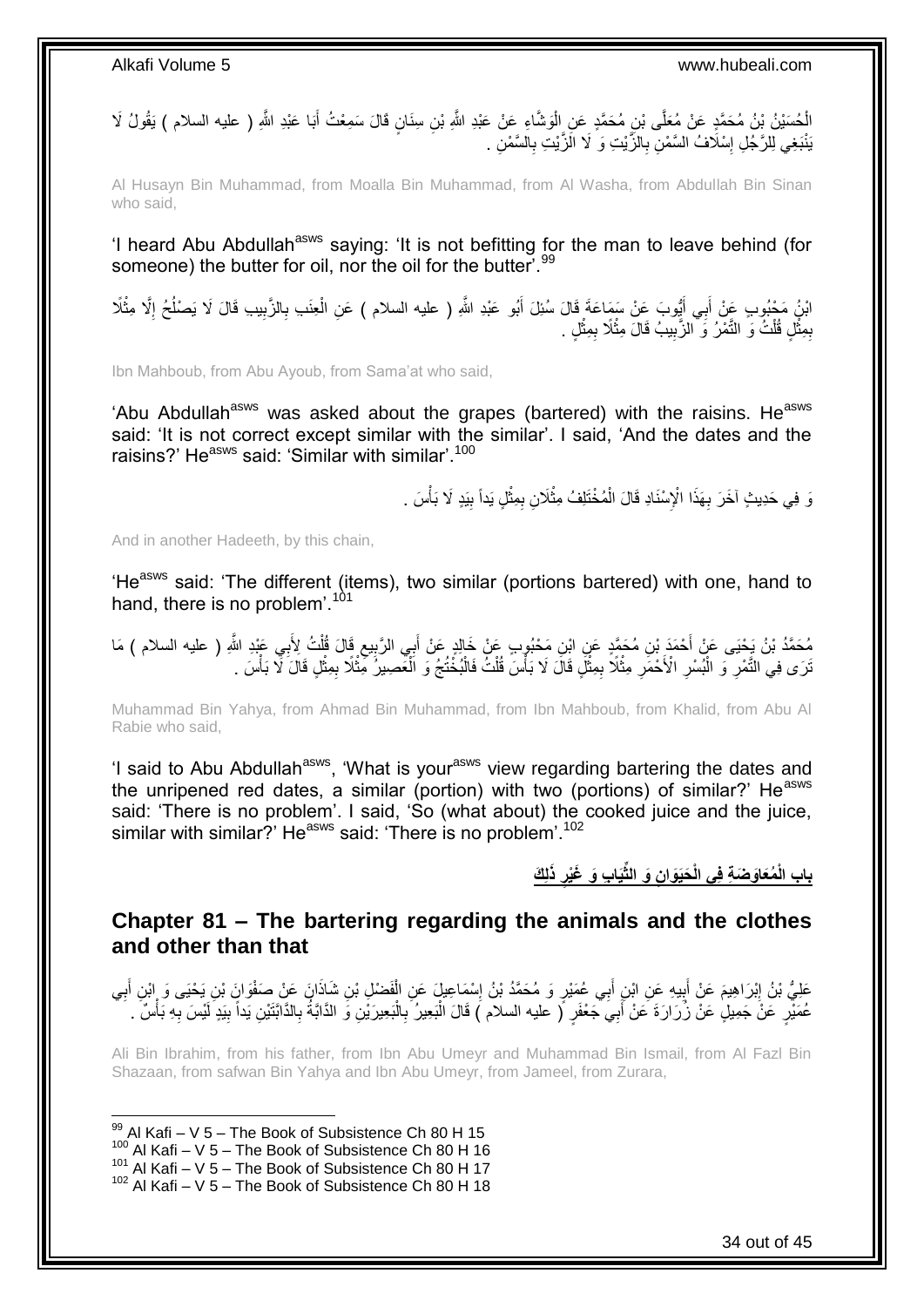الْحُسَيْنُ بْنُ مُحَمَّدٍ عَنْ مُعَلَّى بْنِ مُحَمَّدٍ عَنِ الْوَشَّاءِ عَنْ عَبْدِ اللَّهِ بْنِ سِنَانٍ قَالَ سَمِعْتُ أَبَا عَبْدِ اللَّهِ ( عليه السلام ) يَقُولُ لَا يَنْبَغِي لِلرَّجُلِ إِسْلَافُ السَّمْنِ بِالزَّيْتِ وَ لَا الزَّيْتِ بِالسَّمْنِ .

Al Husayn Bin Muhammad, from Moalla Bin Muhammad, from Al Washa, from Abdullah Bin Sinan who said,

'I heard Abu Abdullah[asws] saying: 'It is not befitting for the man to leave behind (for someone) the butter for oil, nor the oil for the butter'.[99]

ابْنُ مَحْبُوبٍ عَنْ أَبِي أَيُّوبَ عَنْ سَمَاعَةَ قَالَ سُئِلَ أَبُو عَبْدِ اللَّهِ ( عليه السلام ) عَنِ الْعِنَبِ بِالزَّبِيبِ قَالَ لَا يَصْلُحُ إِلَّا مِثْلًا بِمِثْلٍ قُلْتُ وَ التَّمْرُ وَ الزَّبِيبُ قَالَ مِثْلًا بِمِثْلٍ .

Ibn Mahboub, from Abu Ayoub, from Sama'at who said,

'Abu Abdullah[asws] was asked about the grapes (bartered) with the raisins. He[asws] said: 'It is not correct except similar with the similar'. I said, 'And the dates and the raisins?' He[asws] said: 'Similar with similar'.[100]

وَ فِي حَدِيثٍ آخَرَ بِهَذَا الْإِسْنَادِ قَالَ الْمُخْتَلِفُ مِثْلَانِ بِمِثْلٍ يَداً بِيَدٍ لَا بَأْسَ .

And in another Hadeeth, by this chain,

'He[asws] said: 'The different (items), two similar (portions bartered) with one, hand to hand, there is no problem'.[101]

مُحَمَّدُ بْنُ يَحْيَى عَنْ أَحْمَدَ بْنِ مُحَمَّدٍ عَنِ ابْنِ مَحْبُوبٍ عَنْ خَالِدٍ عَنْ أَبِي الرَّبِيعِ قَالَ قُلْتُ لِأَبِي عَبْدِ اللَّهِ ( عليه السلام ) مَا تَرَى فِي التَّمْرِ وَ الْبُسْرِ الْأَحْمَرِ مِثْلًا بِمِثْلٍ قَالَ لَا بَأْسَ قُلْتُ فَالْبُخْتُجُ وَ الْعَصِيرُ مِثْلًا بِمِثْلٍ قَالَ لَا بَأْسَ .

Muhammad Bin Yahya, from Ahmad Bin Muhammad, from Ibn Mahboub, from Khalid, from Abu Al Rabie who said,

'I said to Abu Abdullah[asws], 'What is your[asws] view regarding bartering the dates and the unripened red dates, a similar (portion) with two (portions) of similar?' He[asws] said: 'There is no problem'. I said, 'So (what about) the cooked juice and the juice, similar with similar?' He[asws] said: 'There is no problem'.[102]

## بابِ الْمُعَاوَضَةِ فِي الْحَيَوَانِ وَ الثِّيَابِ وَ غَيْرِ ذَلِكَ

## Chapter 81 – The bartering regarding the animals and the clothes and other than that

عَلِيُّ بْنُ إِبْرَاهِيمَ عَنْ أَبِيهِ عَنِ ابْنِ أَبِي عُمَيْرٍ وَ مُحَمَّدُ بْنُ إِسْمَاعِيلَ عَنِ الْفَضْلِ بْنِ شَاذَانَ عَنْ صَفْوَانَ بْنِ يَحْيَى وَ ابْنِ أَبِي عُمَيْرٍ عَنْ جَمِيلٍ عَنْ زُرَارَةَ عَنْ أَبِي جَعْفَرٍ ( عليه السلام ) قَالَ الْبَعِيرُ بِالْبَعِيرَيْنِ وَ الدَّابَّةُ بِالدَّابَّتَيْنِ يَداً بِيَدٍ لَيْسَ بِهِ بَأْسٌ .

Ali Bin Ibrahim, from his father, from Ibn Abu Umeyr and Muhammad Bin Ismail, from Al Fazl Bin Shazaan, from safwan Bin Yahya and Ibn Abu Umeyr, from Jameel, from Zurara,

[99] Al Kafi – V 5 – The Book of Subsistence Ch 80 H 15
[100] Al Kafi – V 5 – The Book of Subsistence Ch 80 H 16
[101] Al Kafi – V 5 – The Book of Subsistence Ch 80 H 17
[102] Al Kafi – V 5 – The Book of Subsistence Ch 80 H 18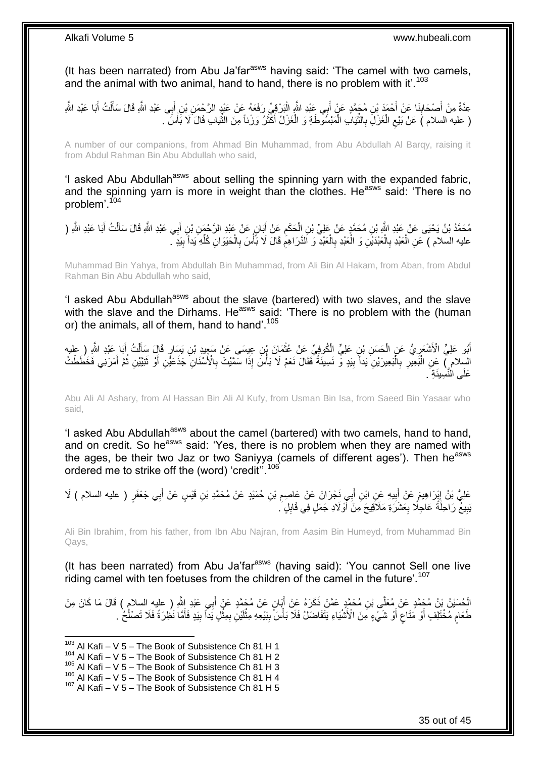(It has been narrated) from Abu Ja'far[asws] having said: 'The camel with two camels, and the animal with two animal, hand to hand, there is no problem with it'.[103]

عِدَّةٌ مِنْ أَصْحَابِنَا عَنْ أَحْمَدَ بْنِ مُحَمَّدٍ عَنْ أَبِي عَبْدِ اللَّهِ الْبَرْقِيِّ رَفَعَهُ عَنْ عَبْدِ الرَّحْمَنِ بْنِ أَبِي عَبْدِ اللَّهِ قَالَ سَأَلْتُ أَبَا عَبْدِ اللَّهِ ( عليه السلام ) عَنْ بَيْعِ الْغَزْلِ بِالثِّيَابِ الْمَبْسُوطَةِ وَ الْغَزْلُ أَكْثَرُ وَزْناً مِنَ الثِّيَابِ قَالَ لَا بَأْسَ .

A number of our companions, from Ahmad Bin Muhammad, from Abu Abdullah Al Barqy, raising it from Abdul Rahman Bin Abu Abdullah who said,

'I asked Abu Abdullah[asws] about selling the spinning yarn with the expanded fabric, and the spinning yarn is more in weight than the clothes. He[asws] said: 'There is no problem'.[104]

مُحَمَّدُ بْنُ يَحْيَى عَنْ عَبْدِ اللَّهِ بْنِ مُحَمَّدٍ عَنْ عَلِيِّ بْنِ الْحَكَمِ عَنْ أَبَانٍ عَنْ عَبْدِ الرَّحْمَنِ بْنِ أَبِي عَبْدِ اللَّهِ قَالَ سَأَلْتُ أَبَا عَبْدِ اللَّهِ ( عليه السلام ) عَنِ الْعَبْدِ بِالْعَبْدَيْنِ وَ الْعَبْدِ بِالْعَبْدِ وَ الدَّرَاهِمِ قَالَ لَا بَأْسَ بِالْحَيَوَانِ كُلِّهِ يَداً بِيَدٍ .

Muhammad Bin Yahya, from Abdullah Bin Muhammad, from Ali Bin Al Hakam, from Aban, from Abdul Rahman Bin Abu Abdullah who said,

'I asked Abu Abdullah[asws] about the slave (bartered) with two slaves, and the slave with the slave and the Dirhams. He[asws] said: 'There is no problem with the (human or) the animals, all of them, hand to hand'.[105]

أَبُو عَلِيٍّ الْأَشْعَرِيُّ عَنِ الْحَسَنِ بْنِ عَلِيٍّ الْكُوفِيِّ عَنْ عُثْمَانَ بْنِ عِيسَى عَنْ سَعِيدِ بْنِ يَسَارٍ قَالَ سَأَلْتُ أَبَا عَبْدِ اللَّهِ ( عليه السلام ) عَنِ الْبَعِيرِ بِالْبَعِيرَيْنِ يَداً بِيَدٍ وَ نَسِيئَةً فَقَالَ نَعَمْ لَا بَأْسَ إِذَا سَمَّيْتَ بِالْأَسْنَانِ جَذَعَيْنِ أَوْ ثَنِيَّيْنِ ثُمَّ أَمَرَنِي فَخَطَطْتُ عَلَى النَّسِيئَةِ .

Abu Ali Al Ashary, from Al Hassan Bin Ali Al Kufy, from Usman Bin Isa, from Saeed Bin Yasaar who said,

'I asked Abu Abdullah[asws] about the camel (bartered) with two camels, hand to hand, and on credit. So he[asws] said: 'Yes, there is no problem when they are named with the ages, be their two Jaz or two Saniyya (camels of different ages'). Then he[asws] ordered me to strike off the (word) 'credit''.[106]

عَلِيُّ بْنُ إِبْرَاهِيمَ عَنْ أَبِيهِ عَنِ ابْنِ أَبِي نَجْرَانَ عَنْ عَاصِمِ بْنِ حُمَيْدٍ عَنْ مُحَمَّدِ بْنِ قَيْسٍ عَنْ أَبِي جَعْفَرٍ ( عليه السلام ) لَا يَبِيعُ رَاحِلَةً عَاجِلًا بِعَشَرَةِ مَلَاقِيحَ مِنْ أَوْلَادِ جَمَلٍ فِي قَابِلٍ .

Ali Bin Ibrahim, from his father, from Ibn Abu Najran, from Aasim Bin Humeyd, from Muhammad Bin Qays,

(It has been narrated) from Abu Ja'far[asws] (having said): 'You cannot Sell one live riding camel with ten foetuses from the children of the camel in the future'.[107]

الْحُسَيْنُ بْنُ مُحَمَّدٍ عَنْ مُعَلَّى بْنِ مُحَمَّدٍ عَمَّنْ ذَكَرَهُ عَنْ أَبَانٍ عَنْ مُحَمَّدٍ عَنْ أَبِي عَبْدِ اللَّهِ ( عليه السلام ) قَالَ مَا كَانَ مِنْ طَعَامٍ مُخْتَلِفٍ أَوْ مَتَاعٍ أَوْ شَيْءٍ مِنَ الْأَشْيَاءِ يَتَفَاضَلُ فَلَا بَأْسَ بِبَيْعِهِ مِثْلَيْنِ بِمِثْلٍ يَداً بِيَدٍ فَأَمَّا نَظِرَةً فَلَا تَصْلُحُ .

[103] Al Kafi – V 5 – The Book of Subsistence Ch 81 H 1
[104] Al Kafi – V 5 – The Book of Subsistence Ch 81 H 2
[105] Al Kafi – V 5 – The Book of Subsistence Ch 81 H 3
[106] Al Kafi – V 5 – The Book of Subsistence Ch 81 H 4
[107] Al Kafi – V 5 – The Book of Subsistence Ch 81 H 5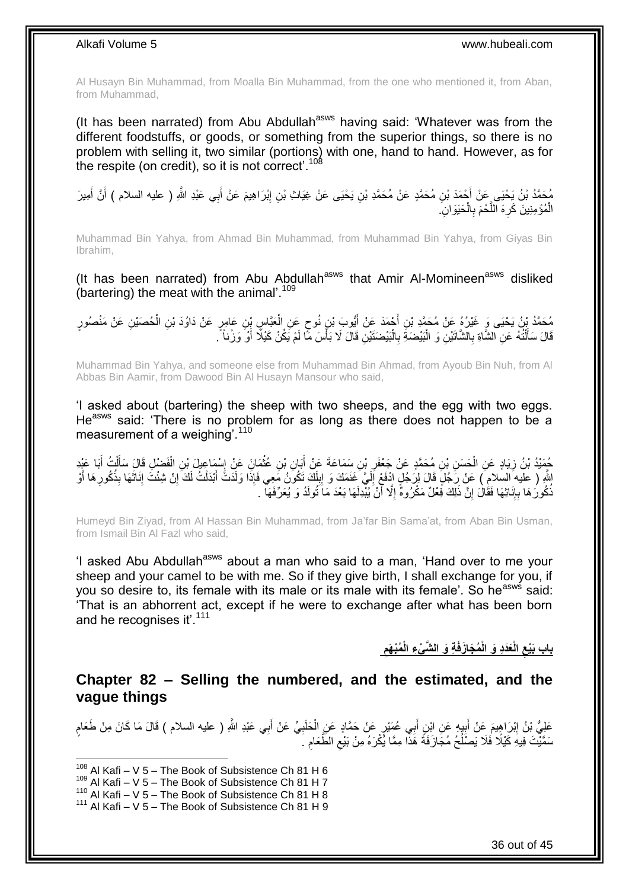Al Husayn Bin Muhammad, from Moalla Bin Muhammad, from the one who mentioned it, from Aban, from Muhammad,

(It has been narrated) from Abu Abdullah[asws] having said: 'Whatever was from the different foodstuffs, or goods, or something from the superior things, so there is no problem with selling it, two similar (portions) with one, hand to hand. However, as for the respite (on credit), so it is not correct'.[108]

مُحَمَّدُ بْنُ يَحْيَى عَنْ أَحْمَدَ بْنِ مُحَمَّدٍ عَنْ مُحَمَّدِ بْنِ يَحْيَى عَنْ غِيَاثِ بْنِ إِبْرَاهِيمَ عَنْ أَبِي عَبْدِ اللَّهِ ( عليه السلام ) أَنَّ أَمِيرَ الْمُؤْمِنِينَ كَرِهَ اللَّحْمَ بِالْحَيَوَانِ.

Muhammad Bin Yahya, from Ahmad Bin Muhammad, from Muhammad Bin Yahya, from Giyas Bin Ibrahim,

(It has been narrated) from Abu Abdullah[asws] that Amir Al-Momineen[asws] disliked (bartering) the meat with the animal'.[109]

مُحَمَّدُ بْنُ يَحْيَى وَ غَيْرُهُ عَنْ مُحَمَّدِ بْنِ أَحْمَدَ عَنْ أَيُّوبَ بْنِ نُوحٍ عَنِ الْعَبَّاسِ بْنِ عَامِرٍ عَنْ دَاوُدَ بْنِ الْحُصَيْنِ عَنْ مَنْصُورٍ قَالَ سَأَلْتُهُ عَنِ الشَّاةِ بِالشَّاتَيْنِ وَ الْبَيْضَةِ بِالْبَيْضَتَيْنِ قَالَ لَا بَأْسَ مَا لَمْ يَكُنْ كَيْلًا أَوْ وَزْناً .

Muhammad Bin Yahya, and someone else from Muhammad Bin Ahmad, from Ayoub Bin Nuh, from Al Abbas Bin Aamir, from Dawood Bin Al Husayn Mansour who said,

'I asked about (bartering) the sheep with two sheeps, and the egg with two eggs. He[asws] said: 'There is no problem for as long as there does not happen to be a measurement of a weighing'.[110]

حُمَيْدُ بْنُ زِيَادٍ عَنِ الْحَسَنِ بْنِ مُحَمَّدٍ عَنْ جَعْفَرِ بْنِ سَمَاعَةَ عَنْ أَبَانِ بْنِ عُثْمَانَ عَنْ إِسْمَاعِيلَ بْنِ الْفَضْلِ قَالَ سَأَلْتُ أَبَا عَبْدِ اللَّهِ ( عليه السلام ) عَنْ رَجُلٍ قَالَ لِرَجُلٍ ادْفَعْ إِلَيَّ غَنَمَكَ وَ إِبِلَكَ تَكُونُ مَعِي فَإِذَا وَلَدَتْ أَبْدَلْتُ لَكَ إِنْ شِئْتَ إِنَاثَهَا بِذُكُورِهَا أَوْ ذُكُورَهَا بِإِنَاثِهَا فَقَالَ إِنَّ ذَلِكَ فِعْلٌ مَكْرُوهٌ إِلَّا أَنْ يُبْدِلَهَا بَعْدَ مَا تُولَدُ وَ يُعَرِّفَهَا .

Humeyd Bin Ziyad, from Al Hassan Bin Muhammad, from Ja'far Bin Sama'at, from Aban Bin Usman, from Ismail Bin Al Fazl who said,

'I asked Abu Abdullah[asws] about a man who said to a man, 'Hand over to me your sheep and your camel to be with me. So if they give birth, I shall exchange for you, if you so desire to, its female with its male or its male with its female'. So he[asws] said: 'That is an abhorrent act, except if he were to exchange after what has been born and he recognises it'.[111]

## باب بَيْعِ الْعَدَدِ وَ الْمُجَازَفَةِ وَ الشَّيْءِ الْمُبْهَمِ

## Chapter 82 – Selling the numbered, and the estimated, and the vague things

عَلِيُّ بْنُ إِبْرَاهِيمَ عَنْ أَبِيهِ عَنِ ابْنِ أَبِي عُمَيْرٍ عَنْ حَمَّادٍ عَنِ الْحَلَبِيِّ عَنْ أَبِي عَبْدِ اللَّهِ ( عليه السلام ) قَالَ مَا كَانَ مِنْ طَعَامٍ سَمَّيْتَ فِيهِ كَيْلًا فَلَا يَصْلُحُ مُجَازَفَةً هَذَا مِمَّا يُكْرَهُ مِنْ بَيْعِ الطَّعَامِ .

[108] Al Kafi – V 5 – The Book of Subsistence Ch 81 H 6
[109] Al Kafi – V 5 – The Book of Subsistence Ch 81 H 7
[110] Al Kafi – V 5 – The Book of Subsistence Ch 81 H 8
[111] Al Kafi – V 5 – The Book of Subsistence Ch 81 H 9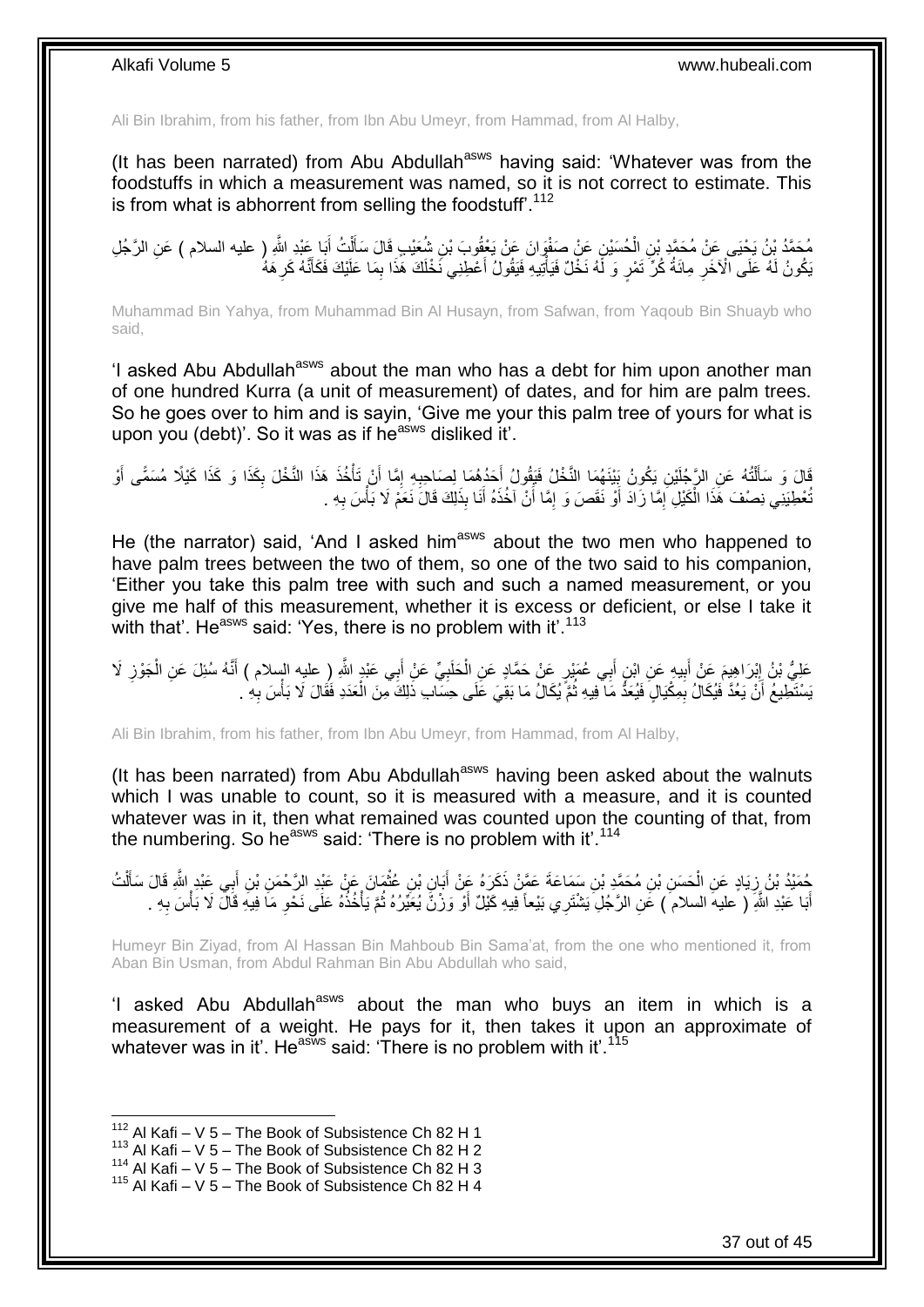Ali Bin Ibrahim, from his father, from Ibn Abu Umeyr, from Hammad, from Al Halby,

(It has been narrated) from Abu Abdullah[asws] having said: 'Whatever was from the foodstuffs in which a measurement was named, so it is not correct to estimate. This is from what is abhorrent from selling the foodstuff'.[112]

مُحَمَّدُ بْنُ يَحْيَى عَنْ مُحَمَّدِ بْنِ الْحُسَيْنِ عَنْ صَفْوَانَ عَنْ يَعْقُوبَ بْنِ شُعَيْبٍ قَالَ سَأَلْتُ أَبَا عَبْدِ اللَّهِ ( عليه السلام ) عَنِ الرَّجُلِ يَكُونُ لَهُ عَلَى الْآخَرِ مِائَةُ كُرِّ تَمْرٍ وَ لَهُ نَخْلٌ فَيَأْتِيهِ فَيَقُولُ أَعْطِنِي نَخْلَكَ هَذَا بِمَا عَلَيْكَ فَكَأَنَّهُ كَرِهَهُ

Muhammad Bin Yahya, from Muhammad Bin Al Husayn, from Safwan, from Yaqoub Bin Shuayb who said,

'I asked Abu Abdullah[asws] about the man who has a debt for him upon another man of one hundred Kurra (a unit of measurement) of dates, and for him are palm trees. So he goes over to him and is sayin, 'Give me your this palm tree of yours for what is upon you (debt)'. So it was as if he[asws] disliked it'.

قَالَ وَ سَأَلْتُهُ عَنِ الرَّجُلَيْنِ يَكُونُ بَيْنَهُمَا النَّخْلُ فَيَقُولُ أَحَدُهُمَا لِصَاحِبِهِ إِمَّا أَنْ تَأْخُذَ هَذَا النَّخْلَ بِكَذَا وَ كَذَا كَيْلًا مُسَمًّى أَوْ تُعْطِيَنِي نِصْفَ هَذَا الْكَيْلِ إِمَّا زَادَ أَوْ نَقَصَ وَ إِمَّا أَنْ آخُذَهُ أَنَا بِذَلِكَ قَالَ نَعَمْ لَا بَأْسَ بِهِ .

He (the narrator) said, 'And I asked him[asws] about the two men who happened to have palm trees between the two of them, so one of the two said to his companion, 'Either you take this palm tree with such and such a named measurement, or you give me half of this measurement, whether it is excess or deficient, or else I take it with that'. He[asws] said: 'Yes, there is no problem with it'.[113]

عَلِيُّ بْنُ إِبْرَاهِيمَ عَنْ أَبِيهِ عَنِ ابْنِ أَبِي عُمَيْرٍ عَنْ حَمَّادٍ عَنِ الْحَلَبِيِّ عَنْ أَبِي عَبْدِ اللَّهِ ( عليه السلام ) أَنَّهُ سُئِلَ عَنِ الْجَوْزِ لَا يَسْتَطِيعُ أَنْ يَعُدَّ فَيُكَالُ بِمِكْيَالٍ فَيُعَدُّ مَا فِيهِ ثُمَّ يُكَالُ مَا بَقِيَ عَلَى حِسَابِ ذَلِكَ مِنَ الْعَدَدِ فَقَالَ لَا بَأْسَ بِهِ .

Ali Bin Ibrahim, from his father, from Ibn Abu Umeyr, from Hammad, from Al Halby,

(It has been narrated) from Abu Abdullah[asws] having been asked about the walnuts which I was unable to count, so it is measured with a measure, and it is counted whatever was in it, then what remained was counted upon the counting of that, from the numbering. So he[asws] said: 'There is no problem with it'.[114]

حُمَيْدُ بْنُ زِيَادٍ عَنِ الْحَسَنِ بْنِ مُحَمَّدِ بْنِ سَمَاعَةَ عَمَّنْ ذَكَرَهُ عَنْ أَبَانِ بْنِ عُثْمَانَ عَنْ عَبْدِ الرَّحْمَنِ بْنِ أَبِي عَبْدِ اللَّهِ قَالَ سَأَلْتُ أَبَا عَبْدِ اللَّهِ ( عليه السلام ) عَنِ الرَّجُلِ يَشْتَرِي بَيْعاً فِيهِ كَيْلٌ أَوْ وَزْنٌ يُعَيِّرُهُ ثُمَّ يَأْخُذُهُ عَلَى نَحْوِ مَا فِيهِ قَالَ لَا بَأْسَ بِهِ .

Humeyr Bin Ziyad, from Al Hassan Bin Mahboub Bin Sama'at, from the one who mentioned it, from Aban Bin Usman, from Abdul Rahman Bin Abu Abdullah who said,

'I asked Abu Abdullah[asws] about the man who buys an item in which is a measurement of a weight. He pays for it, then takes it upon an approximate of whatever was in it'. He[asws] said: 'There is no problem with it'.[115]

---

[112] Al Kafi – V 5 – The Book of Subsistence Ch 82 H 1
[113] Al Kafi – V 5 – The Book of Subsistence Ch 82 H 2
[114] Al Kafi – V 5 – The Book of Subsistence Ch 82 H 3
[115] Al Kafi – V 5 – The Book of Subsistence Ch 82 H 4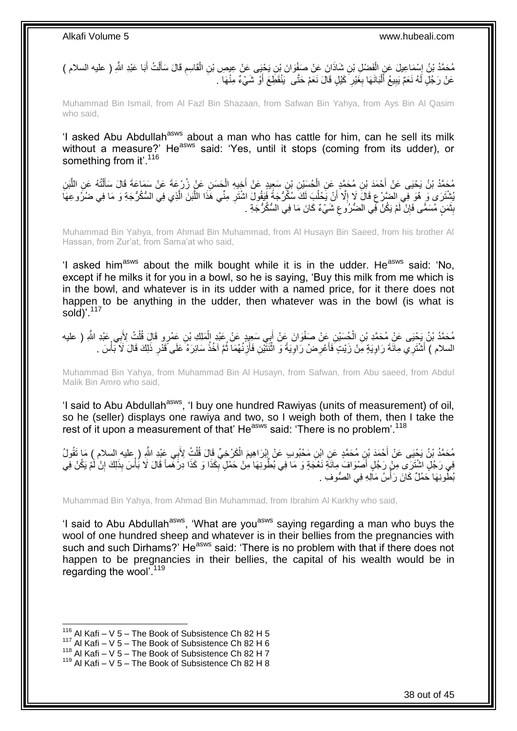مُحَمَّدُ بْنُ إِسْمَاعِيلَ عَنِ الْفَضْلِ بْنِ شَاذَانَ عَنْ صَفْوَانَ بْنِ يَحْيَى عَنْ عِيصِ بْنِ الْقَاسِمِ قَالَ سَأَلْتُ أَبَا عَبْدِ اللَّهِ ( عليه السلام ) عَنْ رَجُلٍ لَهُ نَعَمٌ يَبِيعُ أَلْبَانَهَا بِغَيْرِ كَيْلٍ قَالَ نَعَمْ حَتَّى يَنْقَطِعَ أَوْ شَيْءٌ مِنْهَا .

Muhammad Bin Ismail, from Al Fazl Bin Shazaan, from Safwan Bin Yahya, from Ays Bin Al Qasim who said,

'I asked Abu Abdullah[asws] about a man who has cattle for him, can he sell its milk without a measure?' He[asws] said: 'Yes, until it stops (coming from its udder), or something from it'.[116]

مُحَمَّدُ بْنُ يَحْيَى عَنْ أَحْمَدَ بْنِ مُحَمَّدٍ عَنِ الْحُسَيْنِ بْنِ سَعِيدٍ عَنْ أَخِيهِ الْحَسَنِ عَنْ زُرْعَةَ عَنْ سَمَاعَةَ قَالَ سَأَلْتُهُ عَنِ اللَّبَنِ يُشْتَرَى وَ هُوَ فِي الضَّرْعِ قَالَ لَا إِلَّا أَنْ يَحْلُبَ لَكَ سُكُرُّجَةً فَيَقُولَ اشْتَرِ مِنِّي هَذَا اللَّبَنَ الَّذِي فِي السُّكُرُّجَةِ وَ مَا فِي ضُرُوعِهَا بِثَمَنٍ مُسَمًّى فَإِنْ لَمْ يَكُنْ فِي الضُّرُوعِ شَيْءٌ كَانَ مَا فِي السُّكُرُّجَةِ .

Muhammad Bin Yahya, from Ahmad Bin Muhammad, from Al Husayn Bin Saeed, from his brother Al Hassan, from Zur'at, from Sama'at who said,

'I asked him[asws] about the milk bought while it is in the udder. He[asws] said: 'No, except if he milks it for you in a bowl, so he is saying, 'Buy this milk from me which is in the bowl, and whatever is in its udder with a named price, for it there does not happen to be anything in the udder, then whatever was in the bowl (is what is sold)'.[117]

مُحَمَّدُ بْنُ يَحْيَى عَنْ مُحَمَّدِ بْنِ الْحُسَيْنِ عَنْ صَفْوَانَ عَنْ أَبِي سَعِيدٍ عَنْ عَبْدِ الْمَلِكِ بْنِ عَمْرٍو قَالَ قُلْتُ لِأَبِي عَبْدِ اللَّهِ ( عليه السلام ) أَشْتَرِي مِائَةَ رَاوِيَةٍ مِنْ زَيْتٍ فَأَعْرِضُ رَاوِيَةً وَ اثْنَتَيْنِ فَأَزِنُهُمَا ثُمَّ آخُذُ سَائِرَهُ عَلَى قَدْرِ ذَلِكَ قَالَ لَا بَأْسَ .

Muhammad Bin Yahya, from Muhammad Bin Al Husayn, from Safwan, from Abu saeed, from Abdul Malik Bin Amro who said,

'I said to Abu Abdullah[asws], 'I buy one hundred Rawiyas (units of measurement) of oil, so he (seller) displays one rawiya and two, so I weigh both of them, then I take the rest of it upon a measurement of that' He[asws] said: 'There is no problem'.[118]

مُحَمَّدُ بْنُ يَحْيَى عَنْ أَحْمَدَ بْنِ مُحَمَّدٍ عَنِ ابْنِ مَحْبُوبٍ عَنْ إِبْرَاهِيمَ الْكَرْخِيِّ قَالَ قُلْتُ لِأَبِي عَبْدِ اللَّهِ ( عليه السلام ) مَا تَقُولُ فِي رَجُلٍ اشْتَرَى مِنْ رَجُلٍ أَصْوَافَ مِائَةِ نَعْجَةٍ وَ مَا فِي بُطُونِهَا مِنْ حَمْلٍ بِكَذَا وَ كَذَا دِرْهَماً قَالَ لَا بَأْسَ بِذَلِكَ إِنْ لَمْ يَكُنْ فِي بُطُونِهَا حَمْلٌ كَانَ رَأْسُ مَالِهِ فِي الصُّوفِ .

Muhammad Bin Yahya, from Ahmad Bin Muhammad, from Ibrahim Al Karkhy who said,

'I said to Abu Abdullah[asws], 'What are you[asws] saying regarding a man who buys the wool of one hundred sheep and whatever is in their bellies from the pregnancies with such and such Dirhams?' He[asws] said: 'There is no problem with that if there does not happen to be pregnancies in their bellies, the capital of his wealth would be in regarding the wool'.[119]

---

[116] Al Kafi – V 5 – The Book of Subsistence Ch 82 H 5
[117] Al Kafi – V 5 – The Book of Subsistence Ch 82 H 6
[118] Al Kafi – V 5 – The Book of Subsistence Ch 82 H 7
[119] Al Kafi – V 5 – The Book of Subsistence Ch 82 H 8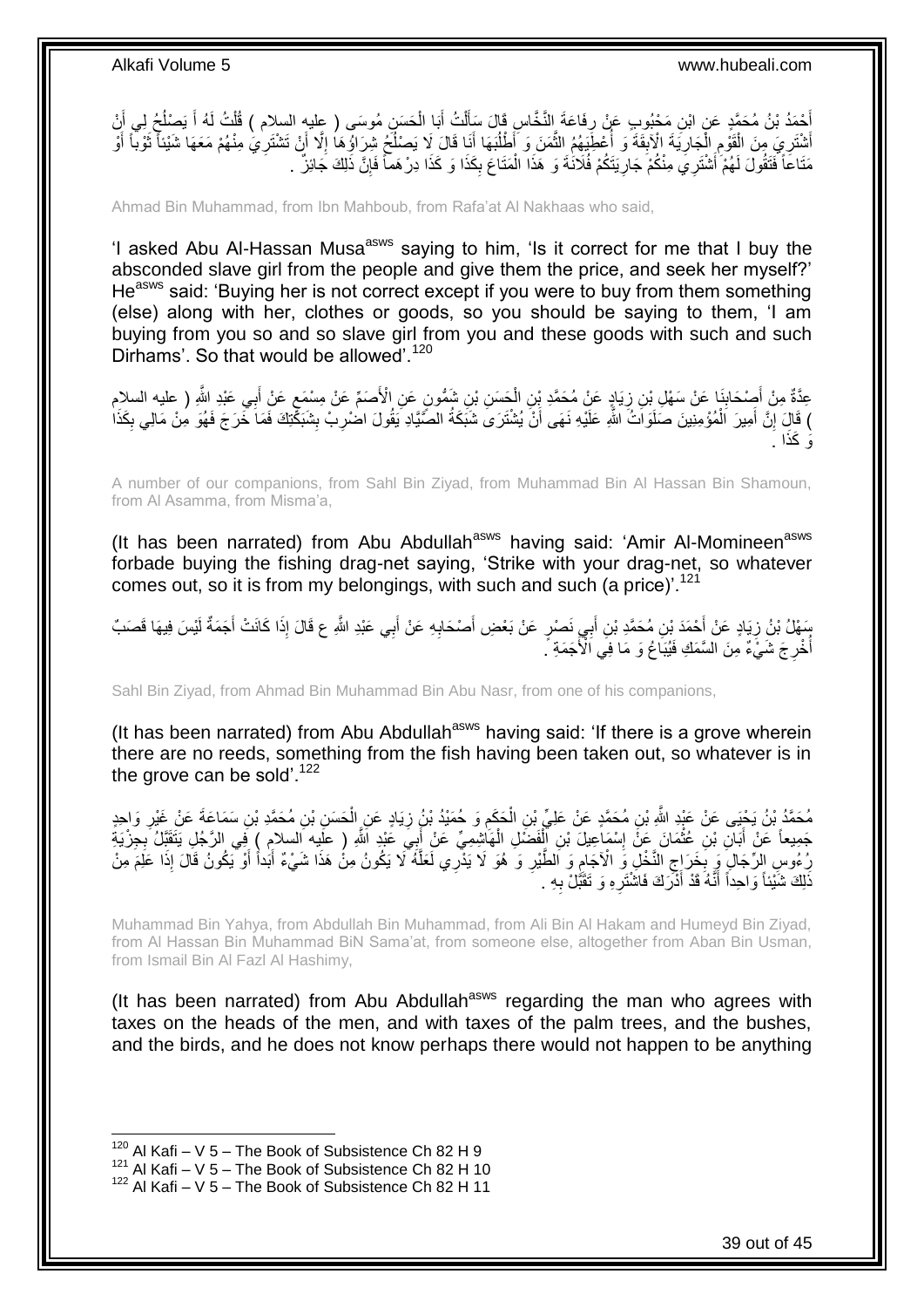أَحْمَدُ بْنُ مُحَمَّدٍ عَنِ ابْنِ مَحْبُوبٍ عَنْ رِفَاعَةَ النَّخَّاسِ قَالَ سَأَلْتُ أَبَا الْحَسَنِ مُوسَى ( عليه السلام ) قُلْتُ لَهُ أَ يَصْلُحُ لِي أَنْ أَشْتَرِيَ مِنَ الْقَوْمِ الْجَارِيَةَ الْآبِقَةَ وَ أُعْطِيَهُمُ الثَّمَنَ وَ أَطْلُبَهَا أَنَا قَالَ لَا يَصْلُحُ شِرَاؤُهَا إِلَّا أَنْ تَشْتَرِيَ مِنْهُمْ مَعَهَا شَيْئاً ثَوْباً أَوْ مَتَاعاً فَتَقُولَ لَهُمْ أَشْتَرِي مِنْكُمْ جَارِيَتَكُمْ فُلَانَةَ وَ هَذَا الْمَتَاعَ بِكَذَا وَ كَذَا دِرْهَماً فَإِنَّ ذَلِكَ جَائِزٌ .

Ahmad Bin Muhammad, from Ibn Mahboub, from Rafa'at Al Nakhaas who said,

'I asked Abu Al-Hassan Musa[asws] saying to him, 'Is it correct for me that I buy the absconded slave girl from the people and give them the price, and seek her myself?' He[asws] said: 'Buying her is not correct except if you were to buy from them something (else) along with her, clothes or goods, so you should be saying to them, 'I am buying from you so and so slave girl from you and these goods with such and such Dirhams'. So that would be allowed'.[120]

عِدَّةٌ مِنْ أَصْحَابِنَا عَنْ سَهْلِ بْنِ زِيَادٍ عَنْ مُحَمَّدِ بْنِ الْحَسَنِ بْنِ شَمُّونٍ عَنِ الْأَصَمِّ عَنْ مِسْمَعٍ عَنْ أَبِي عَبْدِ اللَّهِ ( عليه السلام ) قَالَ إِنَّ أَمِيرَ الْمُؤْمِنِينَ صَلَوَاتُ اللَّهِ عَلَيْهِ نَهَى أَنْ يُشْتَرَى شَبَكَةُ الصَّيَّادِ يَقُولَ اضْرِبْ بِشَبَكَتِكَ فَمَا خَرَجَ فَهُوَ مِنْ مَالِي بِكَذَا وَ كَذَا .

A number of our companions, from Sahl Bin Ziyad, from Muhammad Bin Al Hassan Bin Shamoun, from Al Asamma, from Misma'a,

(It has been narrated) from Abu Abdullah[asws] having said: 'Amir Al-Momineen[asws] forbade buying the fishing drag-net saying, 'Strike with your drag-net, so whatever comes out, so it is from my belongings, with such and such (a price)'.[121]

سَهْلُ بْنُ زِيَادٍ عَنْ أَحْمَدَ بْنِ مُحَمَّدِ بْنِ أَبِي نَصْرٍ عَنْ بَعْضِ أَصْحَابِهِ عَنْ أَبِي عَبْدِ اللَّهِ ع قَالَ إِذَا كَانَتْ أَجَمَةٌ لَيْسَ فِيهَا قَصَبٌ أُخْرِجَ شَيْءٌ مِنَ السَّمَكِ فَيُبَاعُ وَ مَا فِي الْأَجَمَةِ .

Sahl Bin Ziyad, from Ahmad Bin Muhammad Bin Abu Nasr, from one of his companions,

(It has been narrated) from Abu Abdullah[asws] having said: 'If there is a grove wherein there are no reeds, something from the fish having been taken out, so whatever is in the grove can be sold'.[122]

مُحَمَّدُ بْنُ يَحْيَى عَنْ عَبْدِ اللَّهِ بْنِ مُحَمَّدٍ عَنْ عَلِيِّ بْنِ الْحَكَمِ وَ حُمَيْدُ بْنُ زِيَادٍ عَنِ الْحَسَنِ بْنِ مُحَمَّدِ بْنِ سَمَاعَةَ عَنْ غَيْرِ وَاحِدٍ جَمِيعاً عَنْ أَبَانِ بْنِ عُثْمَانَ عَنْ إِسْمَاعِيلَ بْنِ الْفَضْلِ الْهَاشِمِيِّ عَنْ أَبِي عَبْدِ اللَّهِ ( عليه السلام ) فِي الرَّجُلِ يَتَقَبَّلُ بِجِزْيَةِ رُءُوسِ الرِّجَالِ وَ بِخَرَاجِ النَّخْلِ وَ الْآجَامِ وَ الطَّيْرِ وَ هُوَ لَا يَدْرِي لَعَلَّهُ لَا يَكُونُ مِنْ هَذَا شَيْءٌ أَبَداً أَوْ يَكُونُ قَالَ إِذَا عَلِمَ مِنْ ذَلِكَ شَيْئاً وَاحِداً أَنَّهُ قَدْ أَدْرَكَ فَاشْتَرِهِ وَ تَقَبَّلْ بِهِ .

Muhammad Bin Yahya, from Abdullah Bin Muhammad, from Ali Bin Al Hakam and Humeyd Bin Ziyad, from Al Hassan Bin Muhammad BiN Sama'at, from someone else, altogether from Aban Bin Usman, from Ismail Bin Al Fazl Al Hashimy,

(It has been narrated) from Abu Abdullah[asws] regarding the man who agrees with taxes on the heads of the men, and with taxes of the palm trees, and the bushes, and the birds, and he does not know perhaps there would not happen to be anything

[120] Al Kafi – V 5 – The Book of Subsistence Ch 82 H 9
[121] Al Kafi – V 5 – The Book of Subsistence Ch 82 H 10
[122] Al Kafi – V 5 – The Book of Subsistence Ch 82 H 11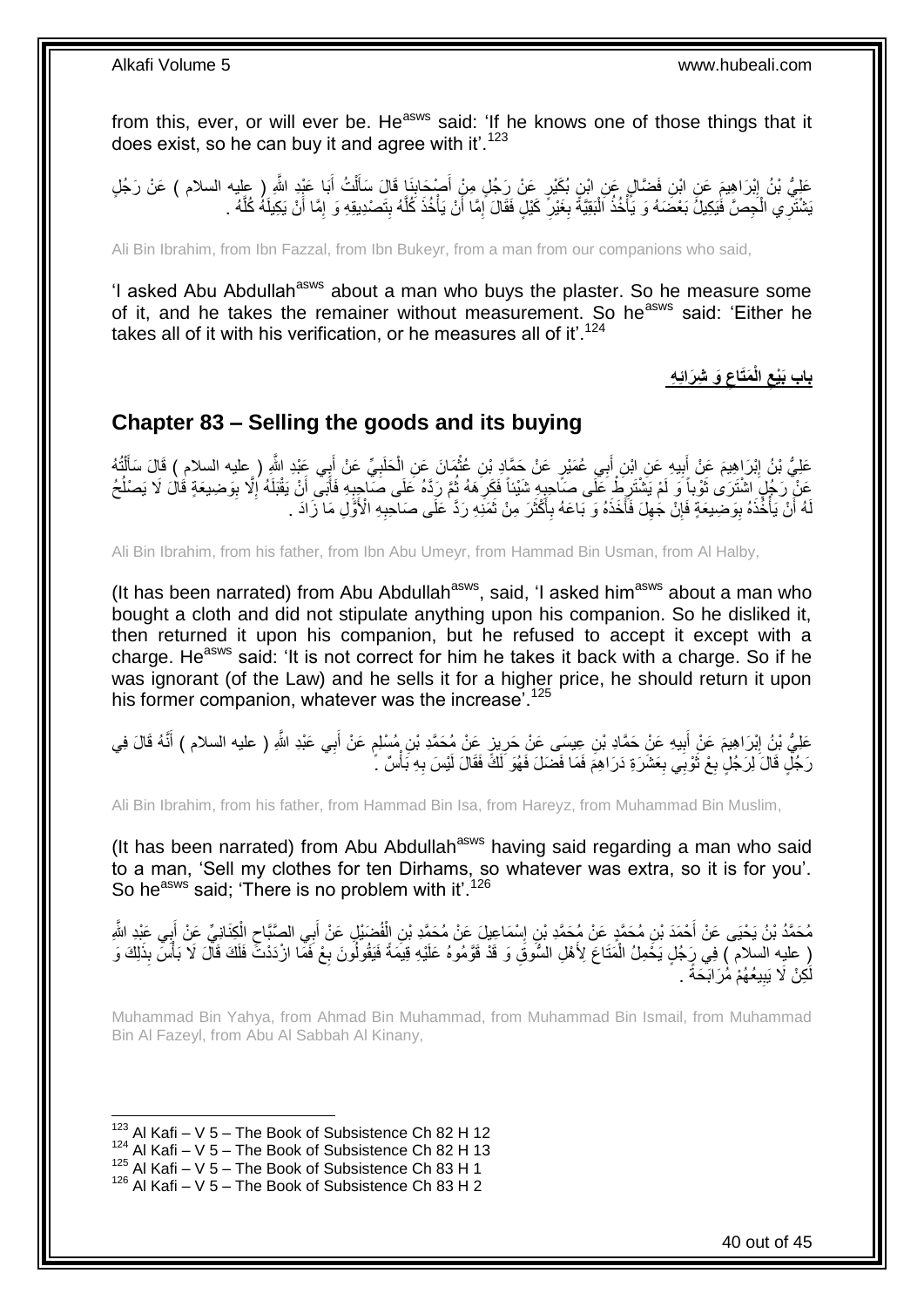from this, ever, or will ever be. He[asws] said: 'If he knows one of those things that it does exist, so he can buy it and agree with it'.[123]

عَلِيُّ بْنُ إِبْرَاهِيمَ عَنِ ابْنِ فَضَّالٍ عَنِ ابْنِ بُكَيْرٍ عَنْ رَجُلٍ مِنْ أَصْحَابِنَا قَالَ سَأَلْتُ أَبَا عَبْدِ اللَّهِ ( عليه السلام ) عَنْ رَجُلٍ يَشْتَرِي الْجِصَّ فَيَكِيلُ بَعْضَهُ وَ يَأْخُذُ الْبَقِيَّةَ بِغَيْرِ كَيْلٍ فَقَالَ إِمَّا أَنْ يَأْخُذَ كُلَّهُ بِتَصْدِيقِهِ وَ إِمَّا أَنْ يَكِيلَهُ كُلَّهُ .

Ali Bin Ibrahim, from Ibn Fazzal, from Ibn Bukeyr, from a man from our companions who said,

'I asked Abu Abdullah[asws] about a man who buys the plaster. So he measure some of it, and he takes the remainer without measurement. So he[asws] said: 'Either he takes all of it with his verification, or he measures all of it'.[124]

## باب بَيْعِ الْمَتَاعِ وَ شِرَائِهِ

## Chapter 83 – Selling the goods and its buying

عَلِيُّ بْنُ إِبْرَاهِيمَ عَنْ أَبِيهِ عَنِ ابْنِ أَبِي عُمَيْرٍ عَنْ حَمَّادِ بْنِ عُثْمَانَ عَنِ الْحَلَبِيِّ عَنْ أَبِي عَبْدِ اللَّهِ ( عليه السلام ) قَالَ سَأَلْتُهُ عَنْ رَجُلٍ اشْتَرَى ثَوْباً وَ لَمْ يَشْتَرِطْ عَلَى صَاحِبِهِ شَيْئاً فَكَرِهَهُ ثُمَّ رَدَّهُ عَلَى صَاحِبِهِ فَأَبَى أَنْ يَقْبَلَهُ إِلَّا بِوَضِيعَةٍ قَالَ لَا يَصْلُحُ لَهُ أَنْ يَأْخُذَهُ بِوَضِيعَةٍ فَإِنْ جَهِلَ فَأَخَذَهُ وَ بَاعَهُ بِأَكْثَرَ مِنْ ثَمَنِهِ رَدَّ عَلَى صَاحِبِهِ الْأَوَّلِ مَا زَادَ .

Ali Bin Ibrahim, from his father, from Ibn Abu Umeyr, from Hammad Bin Usman, from Al Halby,

(It has been narrated) from Abu Abdullah[asws], said, 'I asked him[asws] about a man who bought a cloth and did not stipulate anything upon his companion. So he disliked it, then returned it upon his companion, but he refused to accept it except with a charge. He[asws] said: 'It is not correct for him he takes it back with a charge. So if he was ignorant (of the Law) and he sells it for a higher price, he should return it upon his former companion, whatever was the increase'.[125]

عَلِيُّ بْنُ إِبْرَاهِيمَ عَنْ أَبِيهِ عَنْ حَمَّادِ بْنِ عِيسَى عَنْ حَرِيزٍ عَنْ مُحَمَّدِ بْنِ مُسْلِمٍ عَنْ أَبِي عَبْدِ اللَّهِ ( عليه السلام ) أَنَّهُ قَالَ فِي رَجُلٍ قَالَ لِرَجُلٍ بِعْ ثَوْبِي بِعَشَرَةِ دَرَاهِمَ فَمَا فَضَلَ فَهُوَ لَكَ فَقَالَ لَيْسَ بِهِ بَأْسٌ .

Ali Bin Ibrahim, from his father, from Hammad Bin Isa, from Hareyz, from Muhammad Bin Muslim,

(It has been narrated) from Abu Abdullah[asws] having said regarding a man who said to a man, 'Sell my clothes for ten Dirhams, so whatever was extra, so it is for you'. So he[asws] said; 'There is no problem with it'.[126]

مُحَمَّدُ بْنُ يَحْيَى عَنْ أَحْمَدَ بْنِ مُحَمَّدٍ عَنْ مُحَمَّدِ بْنِ إِسْمَاعِيلَ عَنْ مُحَمَّدِ بْنِ الْفُضَيْلِ عَنْ أَبِي الصَّبَّاحِ الْكِنَانِيِّ عَنْ أَبِي عَبْدِ اللَّهِ ( عليه السلام ) فِي رَجُلٍ يَحْمِلُ الْمَتَاعَ لِأَهْلِ السُّوقِ وَ قَدْ قَوَّمُوهُ عَلَيْهِ قِيمَةً فَيَقُولُونَ بِعْ فَمَا ازْدَدْتَ فَلَكَ قَالَ لَا بَأْسَ بِذَلِكَ وَ لَكِنْ لَا يَبِيعُهُمْ مُرَابَحَةً .

Muhammad Bin Yahya, from Ahmad Bin Muhammad, from Muhammad Bin Ismail, from Muhammad Bin Al Fazeyl, from Abu Al Sabbah Al Kinany,

[123] Al Kafi – V 5 – The Book of Subsistence Ch 82 H 12
[124] Al Kafi – V 5 – The Book of Subsistence Ch 82 H 13
[125] Al Kafi – V 5 – The Book of Subsistence Ch 83 H 1
[126] Al Kafi – V 5 – The Book of Subsistence Ch 83 H 2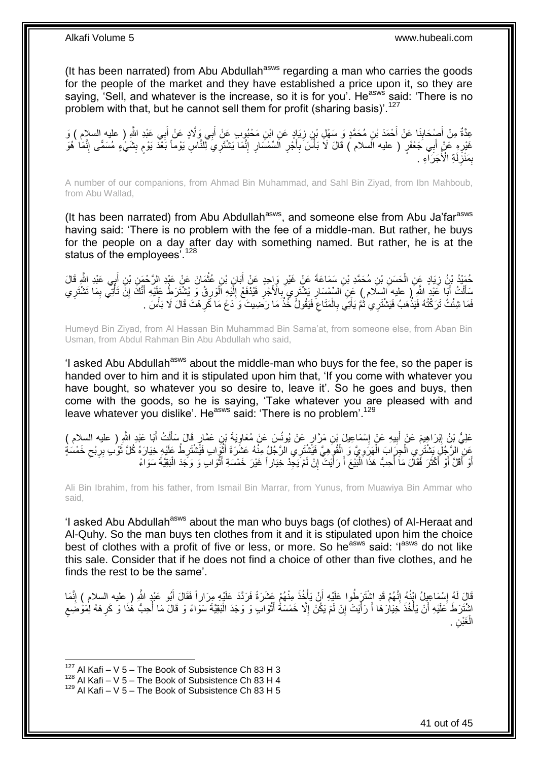(It has been narrated) from Abu Abdullah[asws] regarding a man who carries the goods for the people of the market and they have established a price upon it, so they are saying, 'Sell, and whatever is the increase, so it is for you'. He[asws] said: 'There is no problem with that, but he cannot sell them for profit (sharing basis)'.[127]

عِدَّةٌ مِنْ أَصْحَابِنَا عَنْ أَحْمَدَ بْنِ مُحَمَّدٍ وَ سَهْلِ بْنِ زِيَادٍ عَنِ ابْنِ مَحْبُوبٍ عَنْ أَبِي وَلَّادٍ عَنْ أَبِي عَبْدِ اللَّهِ ( عليه السلام ) وَ غَيْرِهِ عَنْ أَبِي جَعْفَرٍ ( عليه السلام ) قَالَ لَا بَأْسَ بِأَجْرِ السِّمْسَارِ إِنَّمَا يَشْتَرِي لِلنَّاسِ يَوْماً بَعْدَ يَوْمٍ بِشَيْءٍ مُسَمًّى إِنَّمَا هُوَ بِمَنْزِلَةِ الْأُجَرَاءِ .

A number of our companions, from Ahmad Bin Muhammad, and Sahl Bin Ziyad, from Ibn Mahboub, from Abu Wallad,

(It has been narrated) from Abu Abdullah[asws], and someone else from Abu Ja'far[asws] having said: 'There is no problem with the fee of a middle-man. But rather, he buys for the people on a day after day with something named. But rather, he is at the status of the employees'.[128]

حُمَيْدُ بْنُ زِيَادٍ عَنِ الْحَسَنِ بْنِ مُحَمَّدِ بْنِ سَمَاعَةَ عَنْ غَيْرِ وَاحِدٍ عَنْ أَبَانِ بْنِ عُثْمَانَ عَنْ عَبْدِ الرَّحْمَنِ بْنِ أَبِي عَبْدِ اللَّهِ قَالَ سَأَلْتُ أَبَا عَبْدِ اللَّهِ ( عليه السلام ) عَنِ السِّمْسَارِ يَشْتَرِي بِالْأَجْرِ فَيُدْفَعُ إِلَيْهِ الْوَرِقُ وَ يُشْتَرَطُ عَلَيْهِ أَنَّكَ إِنْ تَأْتِي بِمَا تَشْتَرِي فَمَا شِئْتُ تَرَكْتُهُ فَيَذْهَبُ فَيَشْتَرِي ثُمَّ يَأْتِي بِالْمَتَاعِ فَيَقُولُ خُذْ مَا رَضِيتَ وَ دَعْ مَا كَرِهْتَ قَالَ لَا بَأْسَ .

Humeyd Bin Ziyad, from Al Hassan Bin Muhammad Bin Sama'at, from someone else, from Aban Bin Usman, from Abdul Rahman Bin Abu Abdullah who said,

'I asked Abu Abdullah[asws] about the middle-man who buys for the fee, so the paper is handed over to him and it is stipulated upon him that, 'If you come with whatever you have bought, so whatever you so desire to, leave it'. So he goes and buys, then come with the goods, so he is saying, 'Take whatever you are pleased with and leave whatever you dislike'. He[asws] said: 'There is no problem'.[129]

عَلِيُّ بْنُ إِبْرَاهِيمَ عَنْ أَبِيهِ عَنْ إِسْمَاعِيلَ بْنِ مَرَّارٍ عَنْ يُونُسَ عَنْ مُعَاوِيَةَ بْنِ عَمَّارٍ قَالَ سَأَلْتُ أَبَا عَبْدِ اللَّهِ ( عليه السلام ) عَنِ الرَّجُلِ يَشْتَرِي الْجِرَابَ الْهَرَوِيَّ وَ الْقُوهِيَّ فَيَشْتَرِي الرَّجُلُ مِنْهُ عَشَرَةَ أَثْوَابٍ فَيَشْتَرِطُ عَلَيْهِ خِيَارَهُ كُلَّ ثَوْبٍ بِرِبْحِ خَمْسَةٍ أَوْ أَقَلَّ أَوْ أَكْثَرَ فَقَالَ مَا أُحِبُّ هَذَا الْبَيْعَ أَ رَأَيْتَ إِنْ لَمْ يَجِدْ خِيَاراً غَيْرَ خَمْسَةِ أَثْوَابٍ وَ وَجَدَ الْبَقِيَّةَ سَوَاءً

Ali Bin Ibrahim, from his father, from Ismail Bin Marrar, from Yunus, from Muawiya Bin Ammar who said,

'I asked Abu Abdullah[asws] about the man who buys bags (of clothes) of Al-Heraat and Al-Quhy. So the man buys ten clothes from it and it is stipulated upon him the choice best of clothes with a profit of five or less, or more. So he[asws] said: 'I[asws] do not like this sale. Consider that if he does not find a choice of other than five clothes, and he finds the rest to be the same'.

قَالَ لَهُ إِسْمَاعِيلُ ابْنُهُ إِنَّهُمْ قَدِ اشْتَرَطُوا عَلَيْهِ أَنْ يَأْخُذَ مِنْهُمْ عَشَرَةً فَرَدَّدَ عَلَيْهِ مِرَاراً فَقَالَ أَبُو عَبْدِ اللَّهِ ( عليه السلام ) إِنَّمَا اشْتَرَطَ عَلَيْهِ أَنْ يَأْخُذَ خِيَارَهَا أَ رَأَيْتَ إِنْ لَمْ يَكُنْ إِلَّا خَمْسَةَ أَثْوَابٍ وَ وَجَدَ الْبَقِيَّةَ سَوَاءً وَ قَالَ مَا أُحِبُّ هَذَا وَ كَرِهَهُ لِمَوْضِعِ الْغَبْنِ .

[127] Al Kafi – V 5 – The Book of Subsistence Ch 83 H 3
[128] Al Kafi – V 5 – The Book of Subsistence Ch 83 H 4
[129] Al Kafi – V 5 – The Book of Subsistence Ch 83 H 5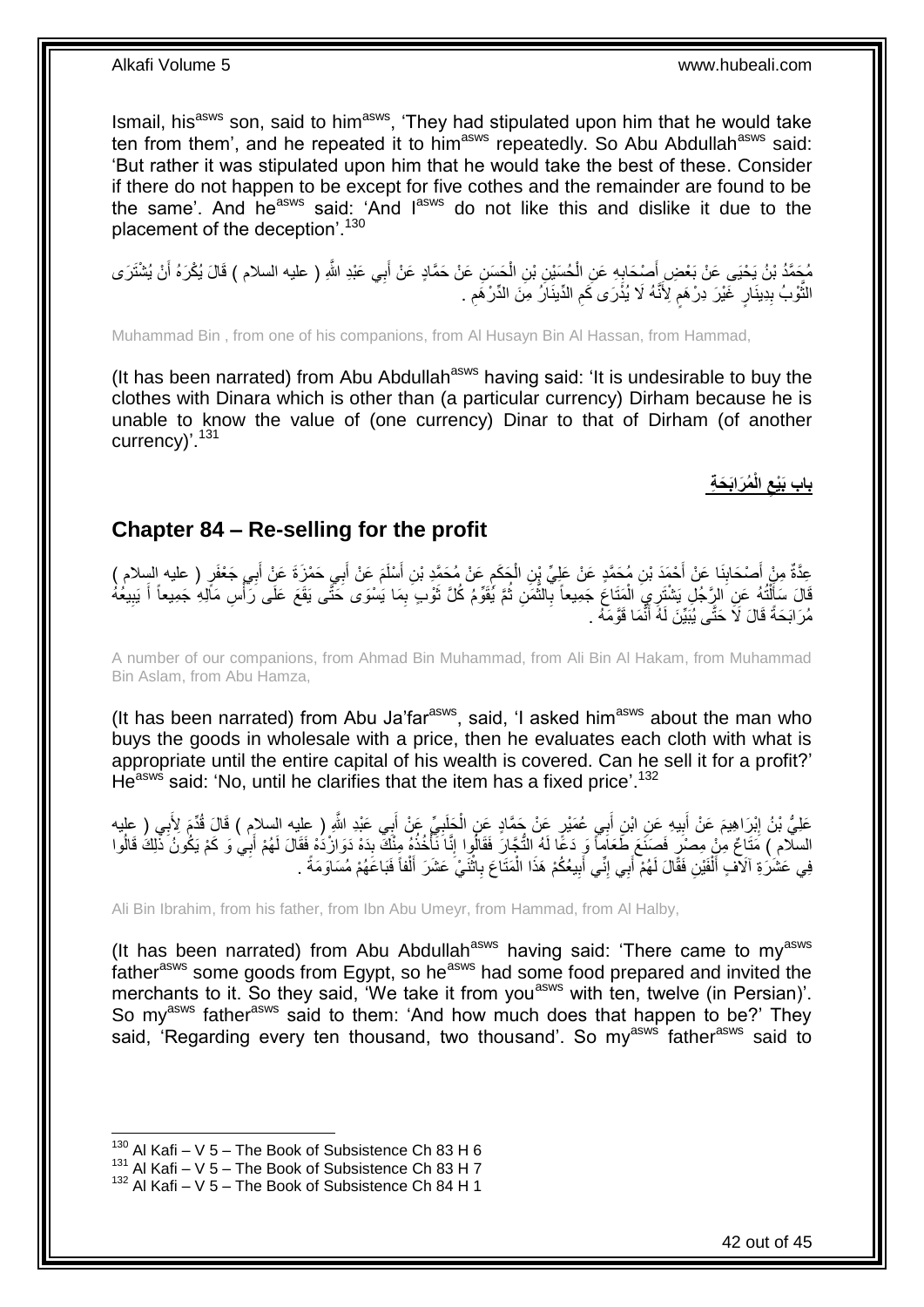Ismail, his[asws] son, said to him[asws], 'They had stipulated upon him that he would take ten from them', and he repeated it to him[asws] repeatedly. So Abu Abdullah[asws] said: 'But rather it was stipulated upon him that he would take the best of these. Consider if there do not happen to be except for five cothes and the remainder are found to be the same'. And he[asws] said: 'And I[asws] do not like this and dislike it due to the placement of the deception'.[130]

مُحَمَّدُ بْنُ يَحْيَى عَنْ بَعْضِ أَصْحَابِهِ عَنِ الْحُسَيْنِ بْنِ الْحَسَنِ عَنْ حَمَّادٍ عَنْ أَبِي عَبْدِ اللَّهِ ( عليه السلام ) قَالَ يُكْرَهُ أَنْ يُشْتَرَى الثَّوْبُ بِدِينَارٍ غَيْرَ دِرْهَمٍ لِأَنَّهُ لَا يُدْرَى كَمِ الدِّينَارُ مِنَ الدِّرْهَمِ .

Muhammad Bin , from one of his companions, from Al Husayn Bin Al Hassan, from Hammad,

(It has been narrated) from Abu Abdullah[asws] having said: 'It is undesirable to buy the clothes with Dinara which is other than (a particular currency) Dirham because he is unable to know the value of (one currency) Dinar to that of Dirham (of another currency)'.[131]

## باب بَيْعِ الْمُرَابَحَةِ

## Chapter 84 – Re-selling for the profit

عِدَّةٌ مِنْ أَصْحَابِنَا عَنْ أَحْمَدَ بْنِ مُحَمَّدٍ عَنْ عَلِيِّ بْنِ الْحَكَمِ عَنْ مُحَمَّدِ بْنِ أَسْلَمَ عَنْ أَبِي حَمْزَةَ عَنْ أَبِي جَعْفَرٍ ( عليه السلام ) قَالَ سَأَلْتُهُ عَنِ الرَّجُلِ يَشْتَرِي الْمَتَاعَ جَمِيعاً بِالثَّمَنِ ثُمَّ يُقَوِّمُ كُلَّ ثَوْبٍ بِمَا يَسْوَى حَتَّى يَقَعَ عَلَى رَأْسِ مَالِهِ جَمِيعاً أَ يَبِيعُهُ مُرَابَحَةً قَالَ لَا حَتَّى يُبَيِّنَ لَهُ أَنَّمَا قَوَّمَهُ .

A number of our companions, from Ahmad Bin Muhammad, from Ali Bin Al Hakam, from Muhammad Bin Aslam, from Abu Hamza,

(It has been narrated) from Abu Ja'far[asws], said, 'I asked him[asws] about the man who buys the goods in wholesale with a price, then he evaluates each cloth with what is appropriate until the entire capital of his wealth is covered. Can he sell it for a profit?' He[asws] said: 'No, until he clarifies that the item has a fixed price'.[132]

عَلِيُّ بْنُ إِبْرَاهِيمَ عَنْ أَبِيهِ عَنِ ابْنِ أَبِي عُمَيْرٍ عَنْ حَمَّادٍ عَنِ الْحَلَبِيِّ عَنْ أَبِي عَبْدِ اللَّهِ ( عليه السلام ) قَالَ قُدِّمَ لِأَبِي ( عليه السلام ) مَتَاعٌ مِنْ مِصْرَ فَصَنَعَ طَعَاماً وَ دَعَا لَهُ التُّجَّارَ فَقَالُوا إِنَّا نَأْخُذُهُ مِنْكَ بِدَهْ دَوَازْدَهْ فَقَالَ لَهُمْ أَبِي وَ كَمْ يَكُونُ ذَلِكَ قَالُوا فِي عَشَرَةِ آلَافٍ أَلْفَيْنِ فَقَالَ لَهُمْ أَبِي إِنِّي أَبِيعُكُمْ هَذَا الْمَتَاعَ بِاثْنَيْ عَشَرَ أَلْفاً فَبَاعَهُمْ مُسَاوَمَةً .

Ali Bin Ibrahim, from his father, from Ibn Abu Umeyr, from Hammad, from Al Halby,

(It has been narrated) from Abu Abdullah[asws] having said: 'There came to my[asws] father[asws] some goods from Egypt, so he[asws] had some food prepared and invited the merchants to it. So they said, 'We take it from you[asws] with ten, twelve (in Persian)'. So my[asws] father[asws] said to them: 'And how much does that happen to be?' They said, 'Regarding every ten thousand, two thousand'. So my[asws] father[asws] said to

[130] Al Kafi – V 5 – The Book of Subsistence Ch 83 H 6
[131] Al Kafi – V 5 – The Book of Subsistence Ch 83 H 7
[132] Al Kafi – V 5 – The Book of Subsistence Ch 84 H 1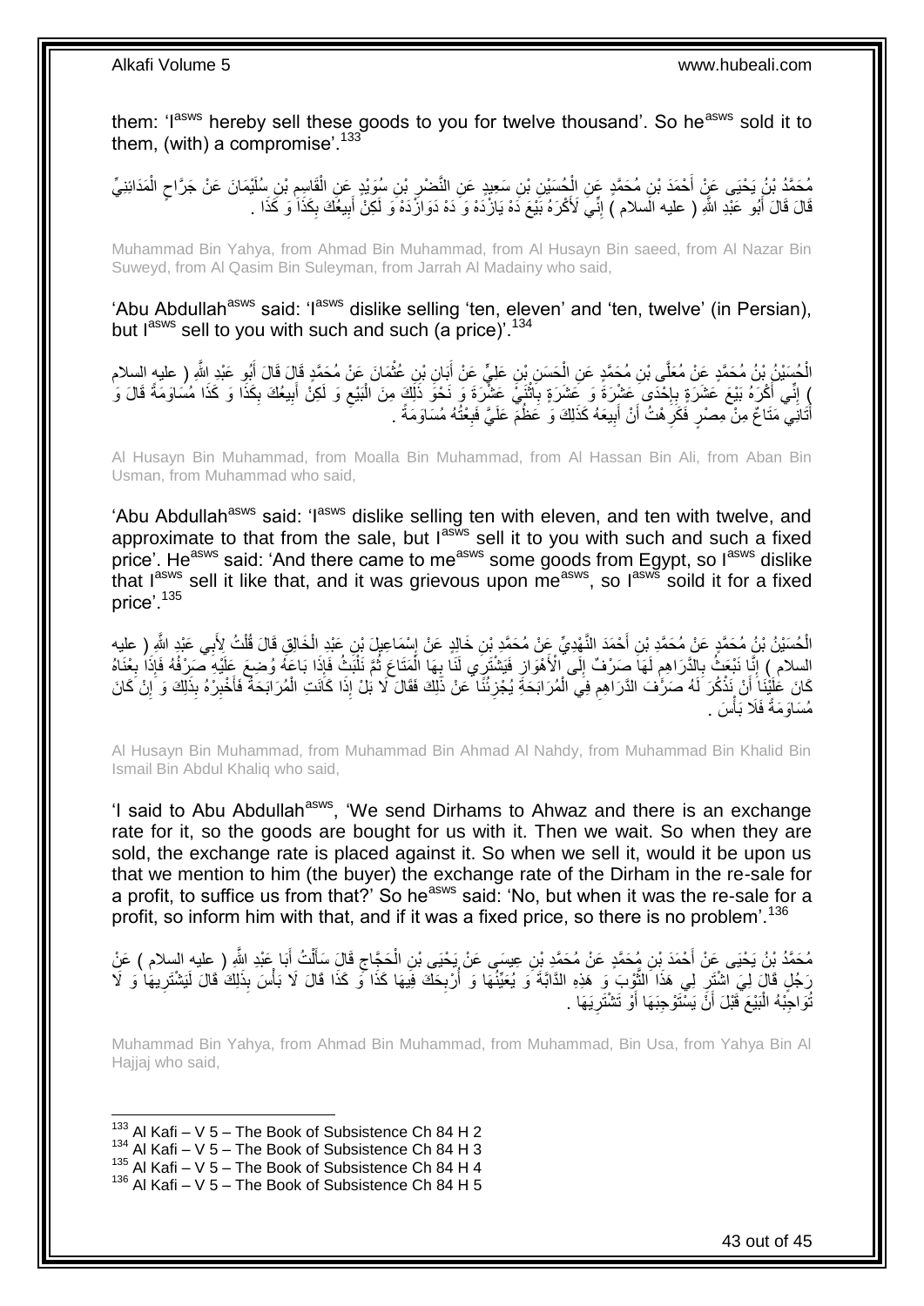them: 'I[asws] hereby sell these goods to you for twelve thousand'. So he[asws] sold it to them, (with) a compromise'.[133]

مُحَمَّدُ بْنُ يَحْيَى عَنْ أَحْمَدَ بْنِ مُحَمَّدٍ عَنِ الْحُسَيْنِ بْنِ سَعِيدٍ عَنِ النَّضْرِ بْنِ سُوَيْدٍ عَنِ الْقَاسِمِ بْنِ سُلَيْمَانَ عَنْ جَرَّاحٍ الْمَدَائِنِيِّ قَالَ قَالَ أَبُو عَبْدِ اللَّهِ ( عليه السلام ) إِنِّي لَأَكْرَهُ بَيْعَ دَهْ يَازْدَهْ وَ دَهْ دَوَازْدَهْ وَ لَكِنْ أَبِيعُكَ بِكَذَا وَ كَذَا .

Muhammad Bin Yahya, from Ahmad Bin Muhammad, from Al Husayn Bin saeed, from Al Nazar Bin Suweyd, from Al Qasim Bin Suleyman, from Jarrah Al Madainy who said,

'Abu Abdullah[asws] said: 'I[asws] dislike selling 'ten, eleven' and 'ten, twelve' (in Persian), but I[asws] sell to you with such and such (a price)'.[134]

الْحُسَيْنُ بْنُ مُحَمَّدٍ عَنْ مُعَلَّى بْنِ مُحَمَّدٍ عَنِ الْحَسَنِ بْنِ عَلِيٍّ عَنْ أَبَانِ بْنِ عُثْمَانَ عَنْ مُحَمَّدٍ قَالَ قَالَ أَبُو عَبْدِ اللَّهِ ( عليه السلام ) إِنِّي أَكْرَهُ بَيْعَ عَشَرَةٍ بِإِحْدَى عَشْرَةَ وَ عَشَرَةٍ بِاثْنَيْ عَشْرَةَ وَ نَحْوَ ذَلِكَ مِنَ الْبَيْعِ وَ لَكِنْ أَبِيعُكَ بِكَذَا وَ كَذَا مُسَاوَمَةً قَالَ وَ أَتَانِي مَتَاعٌ مِنْ مِصْرٍ فَكَرِهْتُ أَنْ أَبِيعَهُ كَذَلِكَ وَ عَظُمَ عَلَيَّ فَبِعْتُهُ مُسَاوَمَةً .

Al Husayn Bin Muhammad, from Moalla Bin Muhammad, from Al Hassan Bin Ali, from Aban Bin Usman, from Muhammad who said,

'Abu Abdullah[asws] said: 'I[asws] dislike selling ten with eleven, and ten with twelve, and approximate to that from the sale, but I[asws] sell it to you with such and such a fixed price'. He[asws] said: 'And there came to me[asws] some goods from Egypt, so I[asws] dislike that I[asws] sell it like that, and it was grievous upon me[asws], so I[asws] soild it for a fixed price'.[135]

الْحُسَيْنُ بْنُ مُحَمَّدٍ عَنْ مُحَمَّدِ بْنِ أَحْمَدَ النَّهْدِيِّ عَنْ مُحَمَّدِ بْنِ خَالِدٍ عَنْ إِسْمَاعِيلَ بْنِ عَبْدِ الْخَالِقِ قَالَ قُلْتُ لِأَبِي عَبْدِ اللَّهِ ( عليه السلام ) إِنَّا نَبْعَثُ بِالدَّرَاهِمِ لَهَا صَرْفٌ إِلَى الْأَهْوَازِ فَيَشْتَرِي لَنَا بِهَا الْمَتَاعَ ثُمَّ نَلْبَثُ فَإِذَا بَاعَهُ وُضِعَ عَلَيْهِ صَرْفُهُ فَإِذَا بِعْنَاهُ كَانَ عَلَيْنَا أَنْ نَذْكُرَ لَهُ صَرْفَ الدَّرَاهِمِ فِي الْمُرَابَحَةِ يُجْزِئُنَا عَنْ ذَلِكَ فَقَالَ لَا بَلْ إِذَا كَانَتِ الْمُرَابَحَةُ فَأَخْبِرْهُ بِذَلِكَ وَ إِنْ كَانَ مُسَاوَمَةً فَلَا بَأْسَ .

Al Husayn Bin Muhammad, from Muhammad Bin Ahmad Al Nahdy, from Muhammad Bin Khalid Bin Ismail Bin Abdul Khaliq who said,

'I said to Abu Abdullah[asws], 'We send Dirhams to Ahwaz and there is an exchange rate for it, so the goods are bought for us with it. Then we wait. So when they are sold, the exchange rate is placed against it. So when we sell it, would it be upon us that we mention to him (the buyer) the exchange rate of the Dirham in the re-sale for a profit, to suffice us from that?' So he[asws] said: 'No, but when it was the re-sale for a profit, so inform him with that, and if it was a fixed price, so there is no problem'.[136]

مُحَمَّدُ بْنُ يَحْيَى عَنْ أَحْمَدَ بْنِ مُحَمَّدٍ عَنْ مُحَمَّدِ بْنِ عِيسَى عَنْ يَحْيَى بْنِ الْحَجَّاجِ قَالَ سَأَلْتُ أَبَا عَبْدِ اللَّهِ ( عليه السلام ) عَنْ رَجُلٍ قَالَ لِيَ اشْتَرِ لِي هَذَا الثَّوْبَ وَ هَذِهِ الدَّابَّةَ وَ يُعَيِّنُهَا وَ أُرْبِحُكَ فِيهَا كَذَا وَ كَذَا قَالَ لَا بَأْسَ بِذَلِكَ قَالَ لَيَشْتَرِيهَا وَ لَا تُوَاجِبْهُ الْبَيْعَ قَبْلَ أَنْ يَسْتَوْجِبَهَا أَوْ تَشْتَرِيَهَا .

Muhammad Bin Yahya, from Ahmad Bin Muhammad, from Muhammad, Bin Usa, from Yahya Bin Al Hajjaj who said,

---

[133] Al Kafi – V 5 – The Book of Subsistence Ch 84 H 2
[134] Al Kafi – V 5 – The Book of Subsistence Ch 84 H 3
[135] Al Kafi – V 5 – The Book of Subsistence Ch 84 H 4
[136] Al Kafi – V 5 – The Book of Subsistence Ch 84 H 5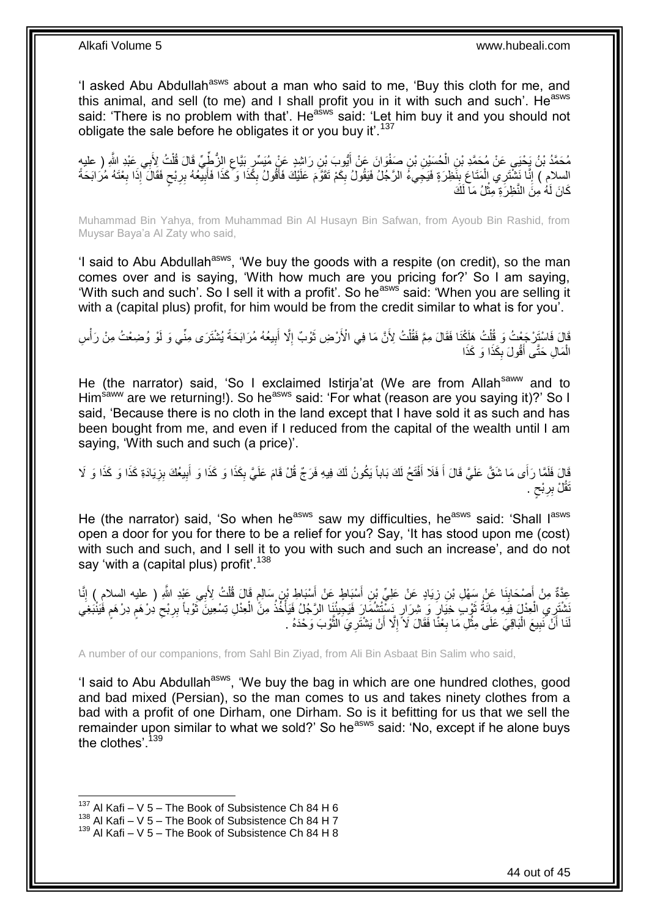'I asked Abu Abdullah[asws] about a man who said to me, 'Buy this cloth for me, and this animal, and sell (to me) and I shall profit you in it with such and such'. He[asws] said: 'There is no problem with that'. He[asws] said: 'Let him buy it and you should not obligate the sale before he obligates it or you buy it'.[137]

مُحَمَّدُ بْنُ يَحْيَى عَنْ مُحَمَّدِ بْنِ الْحُسَيْنِ بْنِ صَفْوَانَ عَنْ أَيُّوبَ بْنِ رَاشِدٍ عَنْ مُيَسِّرٍ بَيَّاعِ الزُّطِّيِّ قَالَ قُلْتُ لِأَبِي عَبْدِ اللَّهِ ( عليه السلام ) إِنَّا نَشْتَرِي الْمَتَاعَ بِنَظِرَةٍ فَيَجِيءُ الرَّجُلُ فَيَقُولُ بِكَمْ تَقَوَّمَ عَلَيْكَ فَأَقُولُ بِكَذَا وَ كَذَا فَأَبِيعُهُ بِرِبْحٍ فَقَالَ إِذَا بِعْتَهُ مُرَابَحَةً كَانَ لَهُ مِنَ النَّظِرَةِ مِثْلُ مَا لَكَ

Muhammad Bin Yahya, from Muhammad Bin Al Husayn Bin Safwan, from Ayoub Bin Rashid, from Muysar Baya'a Al Zaty who said,

'I said to Abu Abdullah[asws], 'We buy the goods with a respite (on credit), so the man comes over and is saying, 'With how much are you pricing for?' So I am saying, 'With such and such'. So I sell it with a profit'. So he[asws] said: 'When you are selling it with a (capital plus) profit, for him would be from the credit similar to what is for you'.

قَالَ فَاسْتَرْجَعْتُ وَ قُلْتُ هَلَكْنَا فَقَالَ مِمَّ فَقُلْتُ لِأَنَّ مَا فِي الْأَرْضِ ثَوْبٌ إِلَّا أَبِيعُهُ مُرَابَحَةً يُشْتَرَى مِنِّي وَ لَوْ وُضِعْتُ مِنْ رَأْسِ الْمَالِ حَتَّى أَقُولَ بِكَذَا وَ كَذَا

He (the narrator) said, 'So I exclaimed Istirja'at (We are from Allah[saww] and to Him[saww] are we returning!). So he[asws] said: 'For what (reason are you saying it)?' So I said, 'Because there is no cloth in the land except that I have sold it as such and has been bought from me, and even if I reduced from the capital of the wealth until I am saying, 'With such and such (a price)'.

قَالَ فَلَمَّا رَأَى مَا شَقَّ عَلَيَّ قَالَ أَ فَلَا أَفْتَحُ لَكَ بَاباً يَكُونُ لَكَ فِيهِ فَرَجٌ قُلْ قَامَ عَلَيَّ بِكَذَا وَ كَذَا وَ أَبِيعُكَ بِزِيَادَةِ كَذَا وَ كَذَا وَ لَا تَقُلْ بِرِبْحٍ .

He (the narrator) said, 'So when he[asws] saw my difficulties, he[asws] said: 'Shall I[asws] open a door for you for there to be a relief for you? Say, 'It has stood upon me (cost) with such and such, and I sell it to you with such and such an increase', and do not say 'with a (capital plus) profit'.[138]

عِدَّةٌ مِنْ أَصْحَابِنَا عَنْ سَهْلِ بْنِ زِيَادٍ عَنْ عَلِيِّ بْنِ أَسْبَاطٍ عَنْ أَسْبَاطِ بْنِ سَالِمٍ قَالَ قُلْتُ لِأَبِي عَبْدِ اللَّهِ ( عليه السلام ) إِنَّا نَشْتَرِي الْعِدْلَ فِيهِ مِائَةُ ثَوْبٍ خِيَارٍ وَ شِرَارٍ دَسْتْشُمَارٍ فَيَجِيئُنَا الرَّجُلُ فَيَأْخُذُ مِنَ الْعِدْلِ تِسْعِينَ ثَوْباً بِرِبْحِ دِرْهَمٍ دِرْهَمٍ فَيَنْبَغِي لَنَا أَنْ نَبِيعَ الْبَاقِيَ عَلَى مِثْلِ مَا بِعْنَا فَقَالَ لَا إِلَّا أَنْ يَشْتَرِيَ الثَّوْبَ وَحْدَهُ .

A number of our companions, from Sahl Bin Ziyad, from Ali Bin Asbaat Bin Salim who said,

'I said to Abu Abdullah[asws], 'We buy the bag in which are one hundred clothes, good and bad mixed (Persian), so the man comes to us and takes ninety clothes from a bad with a profit of one Dirham, one Dirham. So is it befitting for us that we sell the remainder upon similar to what we sold?' So he[asws] said: 'No, except if he alone buys the clothes'.[139]

[137] Al Kafi – V 5 – The Book of Subsistence Ch 84 H 6
[138] Al Kafi – V 5 – The Book of Subsistence Ch 84 H 7
[139] Al Kafi – V 5 – The Book of Subsistence Ch 84 H 8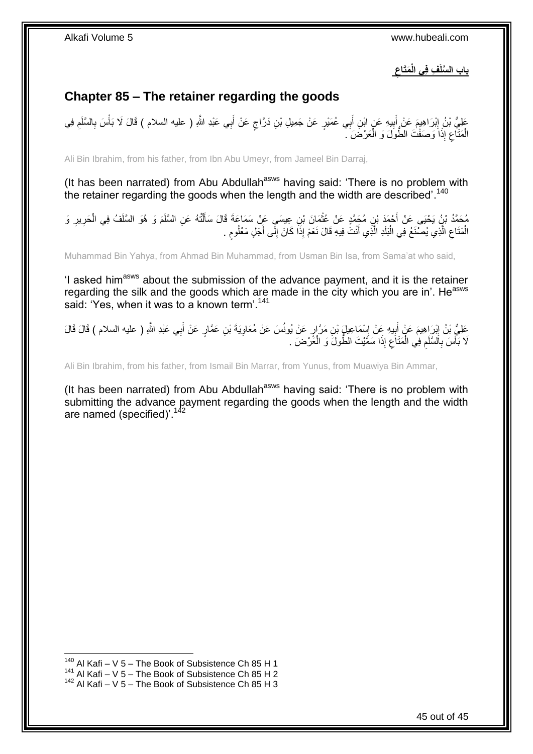## بَابِ السَّلَفِ فِي الْمَتَاعِ

## Chapter 85 – The retainer regarding the goods

عَلِيُّ بْنُ إِبْرَاهِيمَ عَنْ أَبِيهِ عَنِ ابْنِ أَبِي عُمَيْرٍ عَنْ جَمِيلِ بْنِ دَرَّاجٍ عَنْ أَبِي عَبْدِ اللَّهِ ( عليه السلام ) قَالَ لَا بَأْسَ بِالسَّلَمِ فِي الْمَتَاعِ إِذَا وَصَفْتَ الطُّولَ وَ الْعَرْضَ .

Ali Bin Ibrahim, from his father, from Ibn Abu Umeyr, from Jameel Bin Darraj,

(It has been narrated) from Abu Abdullah[asws] having said: 'There is no problem with the retainer regarding the goods when the length and the width are described'.[140]

مُحَمَّدُ بْنُ يَحْيَى عَنْ أَحْمَدَ بْنِ مُحَمَّدٍ عَنْ عُثْمَانَ بْنِ عِيسَى عَنْ سَمَاعَةَ قَالَ سَأَلْتُهُ عَنِ السَّلَمِ وَ هُوَ السَّلَفُ فِي الْحَرِيرِ وَ الْمَتَاعِ الَّذِي يُصْنَعُ فِي الْبَلَدِ الَّذِي أَنْتَ فِيهِ قَالَ نَعَمْ إِذَا كَانَ إِلَى أَجَلٍ مَعْلُومٍ .

Muhammad Bin Yahya, from Ahmad Bin Muhammad, from Usman Bin Isa, from Sama'at who said,

'I asked him[asws] about the submission of the advance payment, and it is the retainer regarding the silk and the goods which are made in the city which you are in'. He[asws] said: 'Yes, when it was to a known term'.[141]

عَلِيُّ بْنُ إِبْرَاهِيمَ عَنْ أَبِيهِ عَنْ إِسْمَاعِيلَ بْنِ مَرَّارٍ عَنْ يُونُسَ عَنْ مُعَاوِيَةَ بْنِ عَمَّارٍ عَنْ أَبِي عَبْدِ اللَّهِ ( عليه السلام ) قَالَ قَالَ لَا بَأْسَ بِالسَّلَمِ فِي الْمَتَاعِ إِذَا سَمَّيْتَ الطُّولَ وَ الْعَرْضَ .

Ali Bin Ibrahim, from his father, from Ismail Bin Marrar, from Yunus, from Muawiya Bin Ammar,

(It has been narrated) from Abu Abdullah[asws] having said: 'There is no problem with submitting the advance payment regarding the goods when the length and the width are named (specified)'.[142]

[140] Al Kafi – V 5 – The Book of Subsistence Ch 85 H 1
[141] Al Kafi – V 5 – The Book of Subsistence Ch 85 H 2
[142] Al Kafi – V 5 – The Book of Subsistence Ch 85 H 3